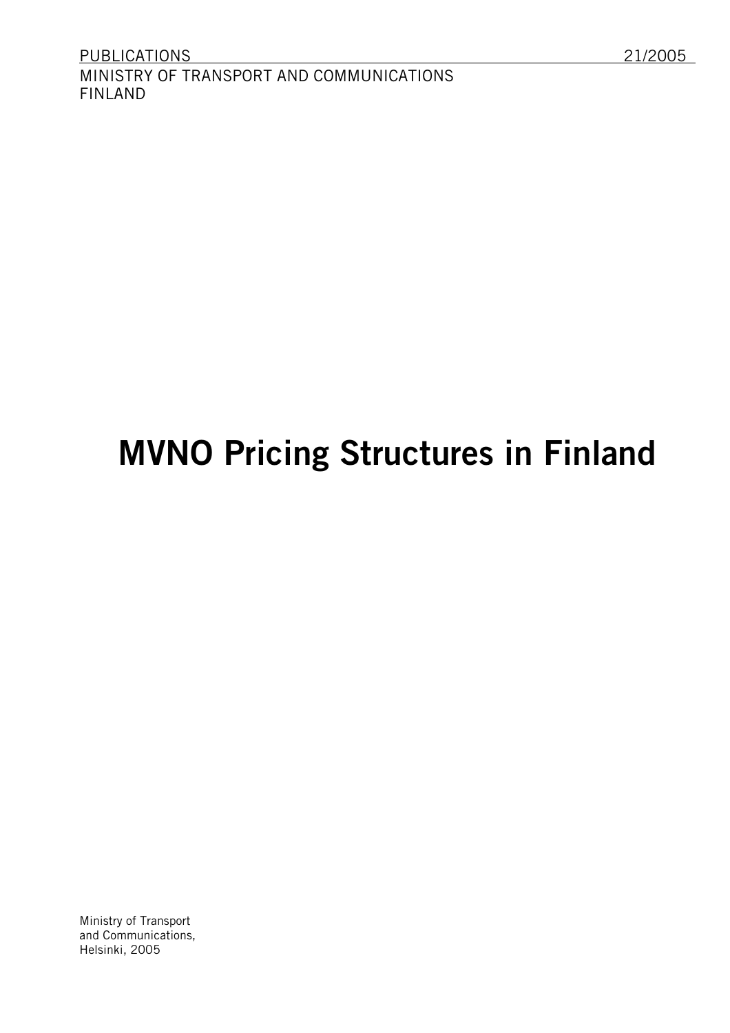PUBLICATIONS 21/2005
MINISTRY OF TRANSPORT AND COMMUNICATIONS
FINLAND

# MVNO Pricing Structures in Finland

Ministry of Transport
and Communications,
Helsinki, 2005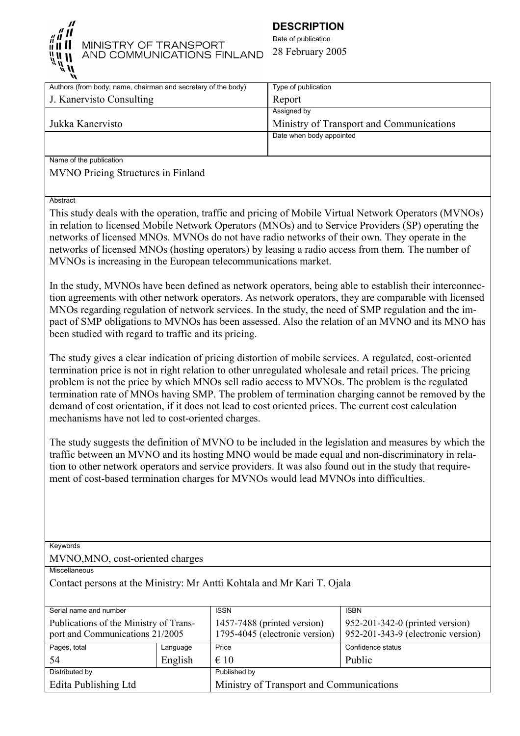MINISTRY OF TRANSPORT AND COMMUNICATIONS FINLAND

**DESCRIPTION**

Date of publication
28 February 2005

| Authors (from body; name, chairman and secretary of the body) | Type of publication |
|---|---|
| J. Kanervisto Consulting | Report |
| | Assigned by |
| Jukka Kanervisto | Ministry of Transport and Communications |
| | Date when body appointed |

Name of the publication

MVNO Pricing Structures in Finland

Abstract

This study deals with the operation, traffic and pricing of Mobile Virtual Network Operators (MVNOs) in relation to licensed Mobile Network Operators (MNOs) and to Service Providers (SP) operating the networks of licensed MNOs. MVNOs do not have radio networks of their own. They operate in the networks of licensed MNOs (hosting operators) by leasing a radio access from them. The number of MVNOs is increasing in the European telecommunications market.

In the study, MVNOs have been defined as network operators, being able to establish their interconnection agreements with other network operators. As network operators, they are comparable with licensed MNOs regarding regulation of network services. In the study, the need of SMP regulation and the impact of SMP obligations to MVNOs has been assessed. Also the relation of an MVNO and its MNO has been studied with regard to traffic and its pricing.

The study gives a clear indication of pricing distortion of mobile services. A regulated, cost-oriented termination price is not in right relation to other unregulated wholesale and retail prices. The pricing problem is not the price by which MNOs sell radio access to MVNOs. The problem is the regulated termination rate of MNOs having SMP. The problem of termination charging cannot be removed by the demand of cost orientation, if it does not lead to cost oriented prices. The current cost calculation mechanisms have not led to cost-oriented charges.

The study suggests the definition of MVNO to be included in the legislation and measures by which the traffic between an MVNO and its hosting MNO would be made equal and non-discriminatory in relation to other network operators and service providers. It was also found out in the study that requirement of cost-based termination charges for MVNOs would lead MVNOs into difficulties.

Keywords

MVNO,MNO, cost-oriented charges

Miscellaneous

Contact persons at the Ministry: Mr Antti Kohtala and Mr Kari T. Ojala

| Serial name and number | | ISSN | ISBN |
|---|---|---|---|
| Publications of the Ministry of Transport and Communications 21/2005 | | 1457-7488 (printed version)<br>1795-4045 (electronic version) | 952-201-342-0 (printed version)<br>952-201-343-9 (electronic version) |
| Pages, total | Language | Price | Confidence status |
| 54 | English | € 10 | Public |
| Distributed by | | Published by | |
| Edita Publishing Ltd | | Ministry of Transport and Communications | |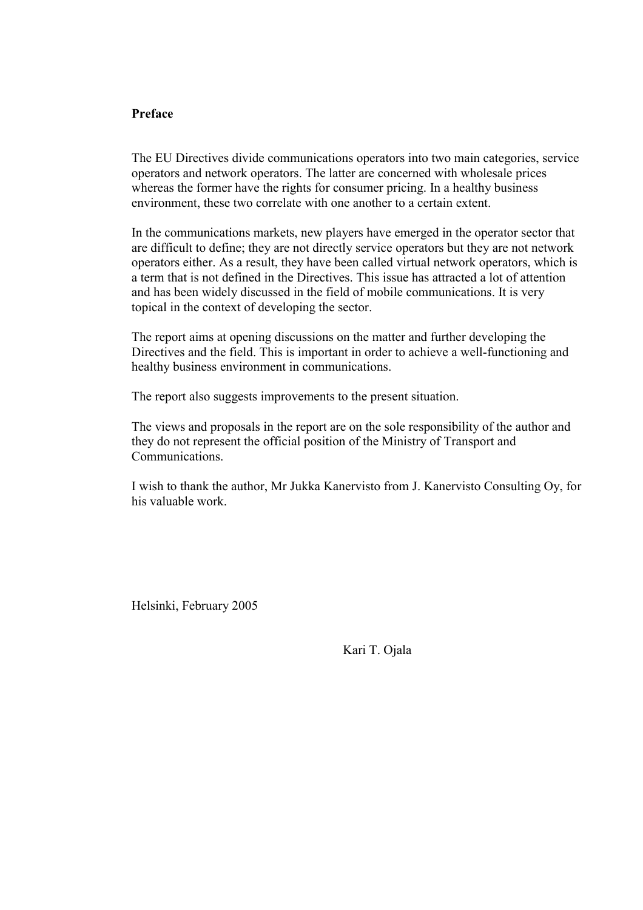**Preface**

The EU Directives divide communications operators into two main categories, service operators and network operators. The latter are concerned with wholesale prices whereas the former have the rights for consumer pricing. In a healthy business environment, these two correlate with one another to a certain extent.

In the communications markets, new players have emerged in the operator sector that are difficult to define; they are not directly service operators but they are not network operators either. As a result, they have been called virtual network operators, which is a term that is not defined in the Directives. This issue has attracted a lot of attention and has been widely discussed in the field of mobile communications. It is very topical in the context of developing the sector.

The report aims at opening discussions on the matter and further developing the Directives and the field. This is important in order to achieve a well-functioning and healthy business environment in communications.

The report also suggests improvements to the present situation.

The views and proposals in the report are on the sole responsibility of the author and they do not represent the official position of the Ministry of Transport and Communications.

I wish to thank the author, Mr Jukka Kanervisto from J. Kanervisto Consulting Oy, for his valuable work.

Helsinki, February 2005

Kari T. Ojala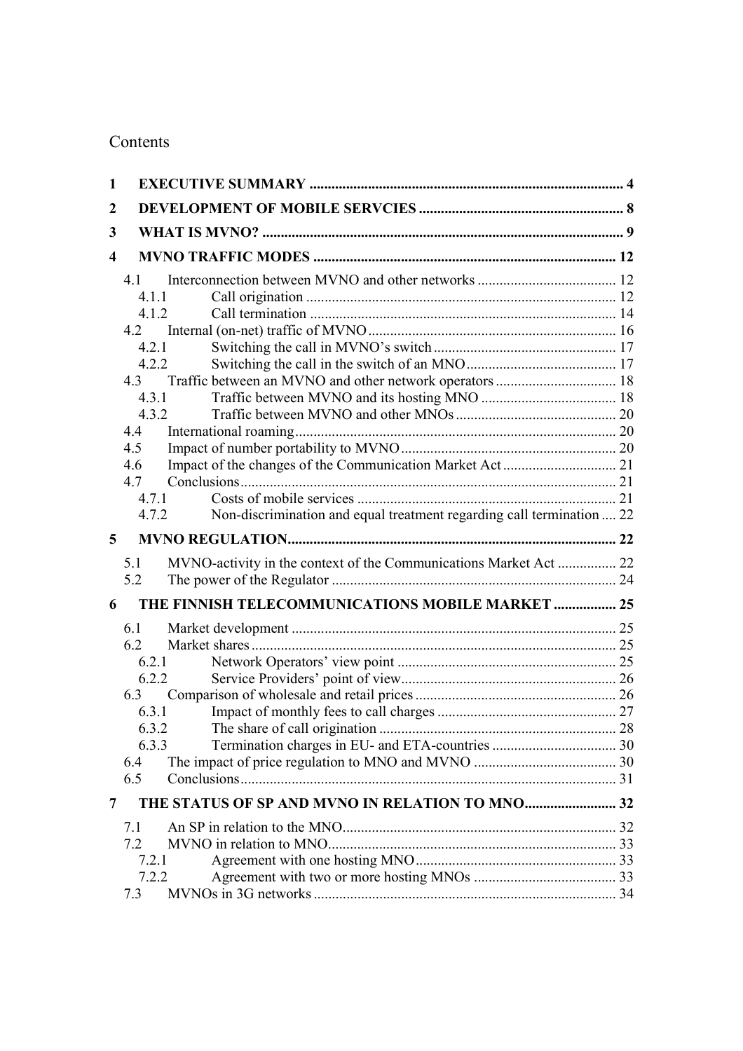# Contents

- **1 EXECUTIVE SUMMARY** ..... 4
- **2 DEVELOPMENT OF MOBILE SERVCIES** ..... 8
- **3 WHAT IS MVNO?** ..... 9
- **4 MVNO TRAFFIC MODES** ..... 12
  - 4.1 Interconnection between MVNO and other networks ..... 12
    - 4.1.1 Call origination ..... 12
    - 4.1.2 Call termination ..... 14
  - 4.2 Internal (on-net) traffic of MVNO ..... 16
    - 4.2.1 Switching the call in MVNO's switch ..... 17
    - 4.2.2 Switching the call in the switch of an MNO ..... 17
  - 4.3 Traffic between an MVNO and other network operators ..... 18
    - 4.3.1 Traffic between MVNO and its hosting MNO ..... 18
    - 4.3.2 Traffic between MVNO and other MNOs ..... 20
  - 4.4 International roaming ..... 20
  - 4.5 Impact of number portability to MVNO ..... 20
  - 4.6 Impact of the changes of the Communication Market Act ..... 21
  - 4.7 Conclusions ..... 21
    - 4.7.1 Costs of mobile services ..... 21
    - 4.7.2 Non-discrimination and equal treatment regarding call termination ..... 22
- **5 MVNO REGULATION** ..... 22
  - 5.1 MVNO-activity in the context of the Communications Market Act ..... 22
  - 5.2 The power of the Regulator ..... 24
- **6 THE FINNISH TELECOMMUNICATIONS MOBILE MARKET** ..... 25
  - 6.1 Market development ..... 25
  - 6.2 Market shares ..... 25
    - 6.2.1 Network Operators' view point ..... 25
    - 6.2.2 Service Providers' point of view ..... 26
  - 6.3 Comparison of wholesale and retail prices ..... 26
    - 6.3.1 Impact of monthly fees to call charges ..... 27
    - 6.3.2 The share of call origination ..... 28
    - 6.3.3 Termination charges in EU- and ETA-countries ..... 30
  - 6.4 The impact of price regulation to MNO and MVNO ..... 30
  - 6.5 Conclusions ..... 31
- **7 THE STATUS OF SP AND MVNO IN RELATION TO MNO** ..... 32
  - 7.1 An SP in relation to the MNO ..... 32
  - 7.2 MVNO in relation to MNO ..... 33
    - 7.2.1 Agreement with one hosting MNO ..... 33
    - 7.2.2 Agreement with two or more hosting MNOs ..... 33
  - 7.3 MVNOs in 3G networks ..... 34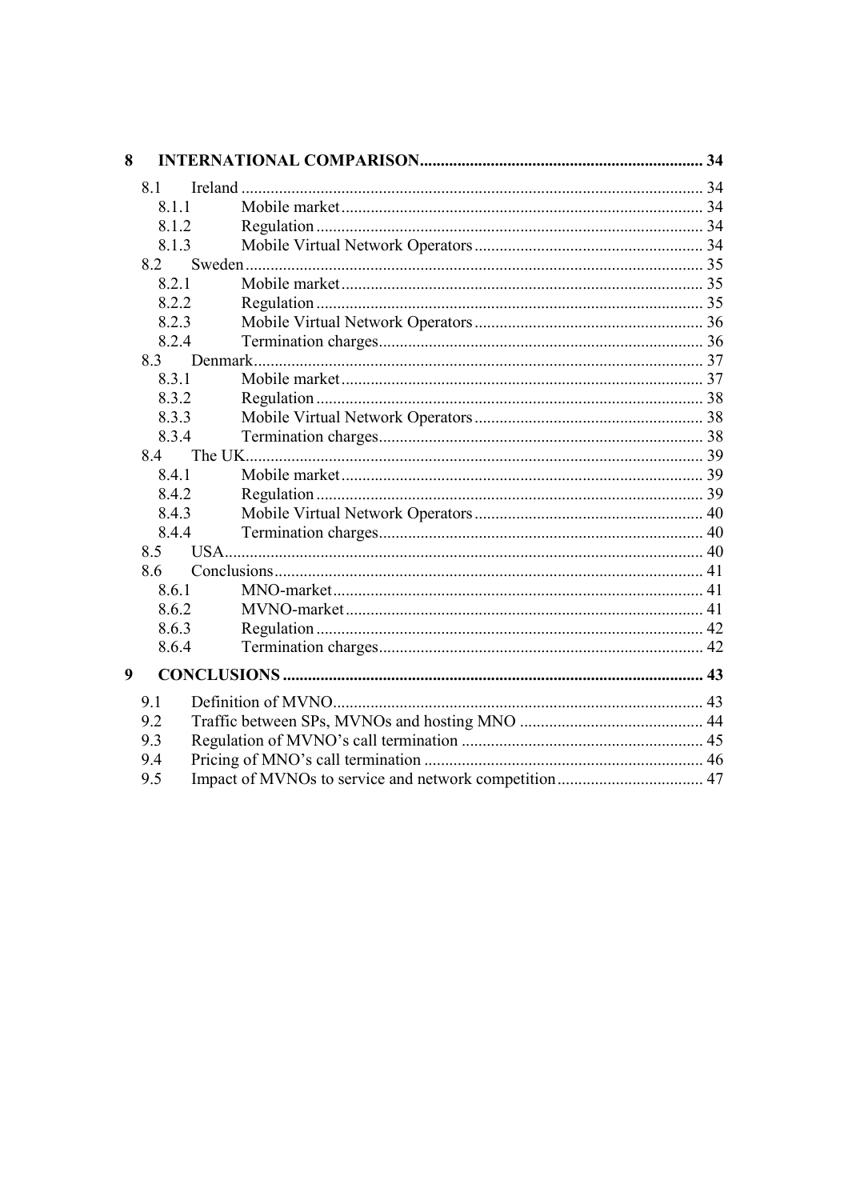**8 INTERNATIONAL COMPARISON ... 34**

- 8.1 Ireland ... 34
  - 8.1.1 Mobile market ... 34
  - 8.1.2 Regulation ... 34
  - 8.1.3 Mobile Virtual Network Operators ... 34
- 8.2 Sweden ... 35
  - 8.2.1 Mobile market ... 35
  - 8.2.2 Regulation ... 35
  - 8.2.3 Mobile Virtual Network Operators ... 36
  - 8.2.4 Termination charges ... 36
- 8.3 Denmark ... 37
  - 8.3.1 Mobile market ... 37
  - 8.3.2 Regulation ... 38
  - 8.3.3 Mobile Virtual Network Operators ... 38
  - 8.3.4 Termination charges ... 38
- 8.4 The UK ... 39
  - 8.4.1 Mobile market ... 39
  - 8.4.2 Regulation ... 39
  - 8.4.3 Mobile Virtual Network Operators ... 40
  - 8.4.4 Termination charges ... 40
- 8.5 USA ... 40
- 8.6 Conclusions ... 41
  - 8.6.1 MNO-market ... 41
  - 8.6.2 MVNO-market ... 41
  - 8.6.3 Regulation ... 42
  - 8.6.4 Termination charges ... 42

**9 CONCLUSIONS ... 43**

- 9.1 Definition of MVNO ... 43
- 9.2 Traffic between SPs, MVNOs and hosting MNO ... 44
- 9.3 Regulation of MVNO's call termination ... 45
- 9.4 Pricing of MNO's call termination ... 46
- 9.5 Impact of MVNOs to service and network competition ... 47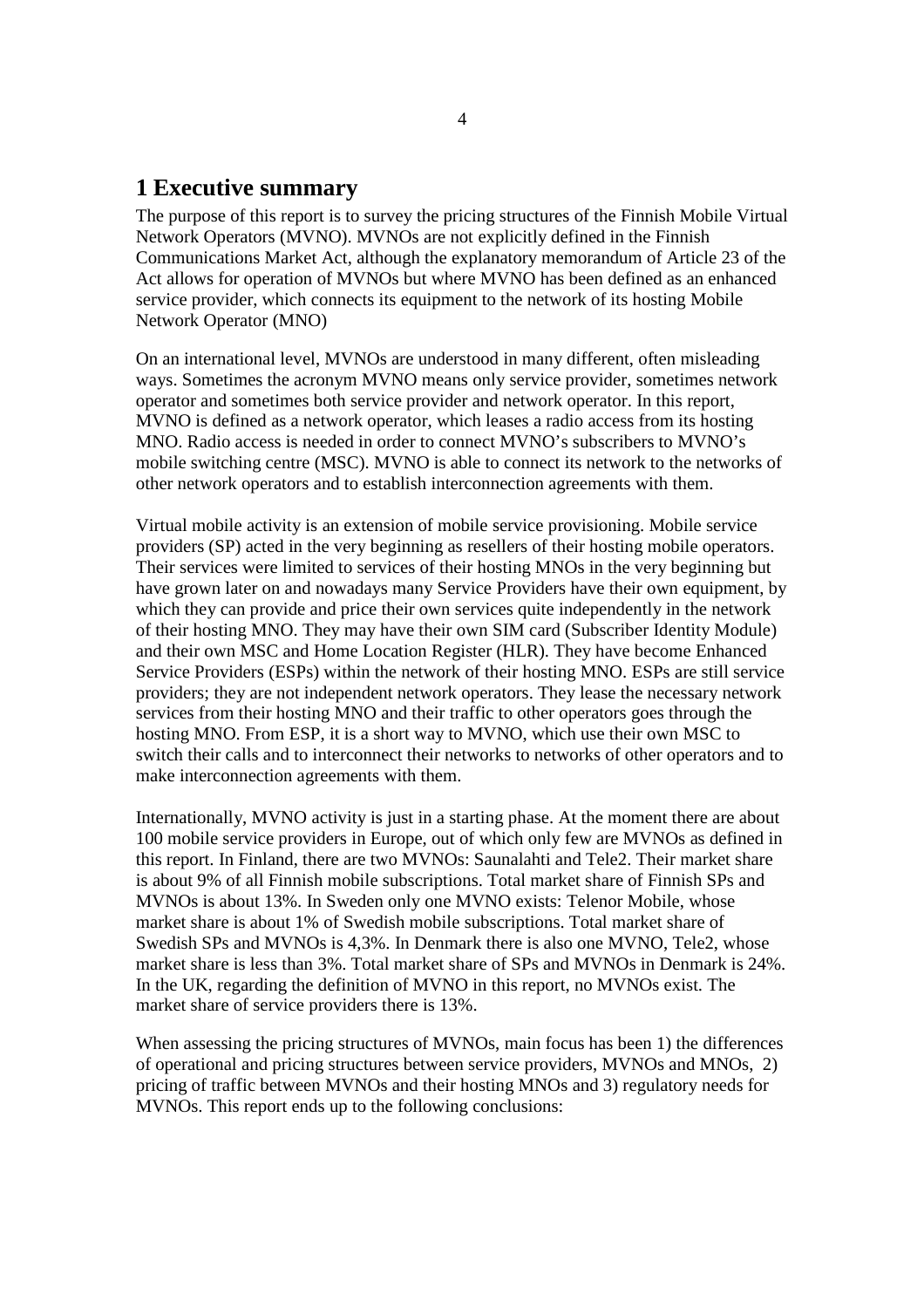# 1 Executive summary

The purpose of this report is to survey the pricing structures of the Finnish Mobile Virtual Network Operators (MVNO). MVNOs are not explicitly defined in the Finnish Communications Market Act, although the explanatory memorandum of Article 23 of the Act allows for operation of MVNOs but where MVNO has been defined as an enhanced service provider, which connects its equipment to the network of its hosting Mobile Network Operator (MNO)

On an international level, MVNOs are understood in many different, often misleading ways. Sometimes the acronym MVNO means only service provider, sometimes network operator and sometimes both service provider and network operator. In this report, MVNO is defined as a network operator, which leases a radio access from its hosting MNO. Radio access is needed in order to connect MVNO's subscribers to MVNO's mobile switching centre (MSC). MVNO is able to connect its network to the networks of other network operators and to establish interconnection agreements with them.

Virtual mobile activity is an extension of mobile service provisioning. Mobile service providers (SP) acted in the very beginning as resellers of their hosting mobile operators. Their services were limited to services of their hosting MNOs in the very beginning but have grown later on and nowadays many Service Providers have their own equipment, by which they can provide and price their own services quite independently in the network of their hosting MNO. They may have their own SIM card (Subscriber Identity Module) and their own MSC and Home Location Register (HLR). They have become Enhanced Service Providers (ESPs) within the network of their hosting MNO. ESPs are still service providers; they are not independent network operators. They lease the necessary network services from their hosting MNO and their traffic to other operators goes through the hosting MNO. From ESP, it is a short way to MVNO, which use their own MSC to switch their calls and to interconnect their networks to networks of other operators and to make interconnection agreements with them.

Internationally, MVNO activity is just in a starting phase. At the moment there are about 100 mobile service providers in Europe, out of which only few are MVNOs as defined in this report. In Finland, there are two MVNOs: Saunalahti and Tele2. Their market share is about 9% of all Finnish mobile subscriptions. Total market share of Finnish SPs and MVNOs is about 13%. In Sweden only one MVNO exists: Telenor Mobile, whose market share is about 1% of Swedish mobile subscriptions. Total market share of Swedish SPs and MVNOs is 4,3%. In Denmark there is also one MVNO, Tele2, whose market share is less than 3%. Total market share of SPs and MVNOs in Denmark is 24%. In the UK, regarding the definition of MVNO in this report, no MVNOs exist. The market share of service providers there is 13%.

When assessing the pricing structures of MVNOs, main focus has been 1) the differences of operational and pricing structures between service providers, MVNOs and MNOs, 2) pricing of traffic between MVNOs and their hosting MNOs and 3) regulatory needs for MVNOs. This report ends up to the following conclusions: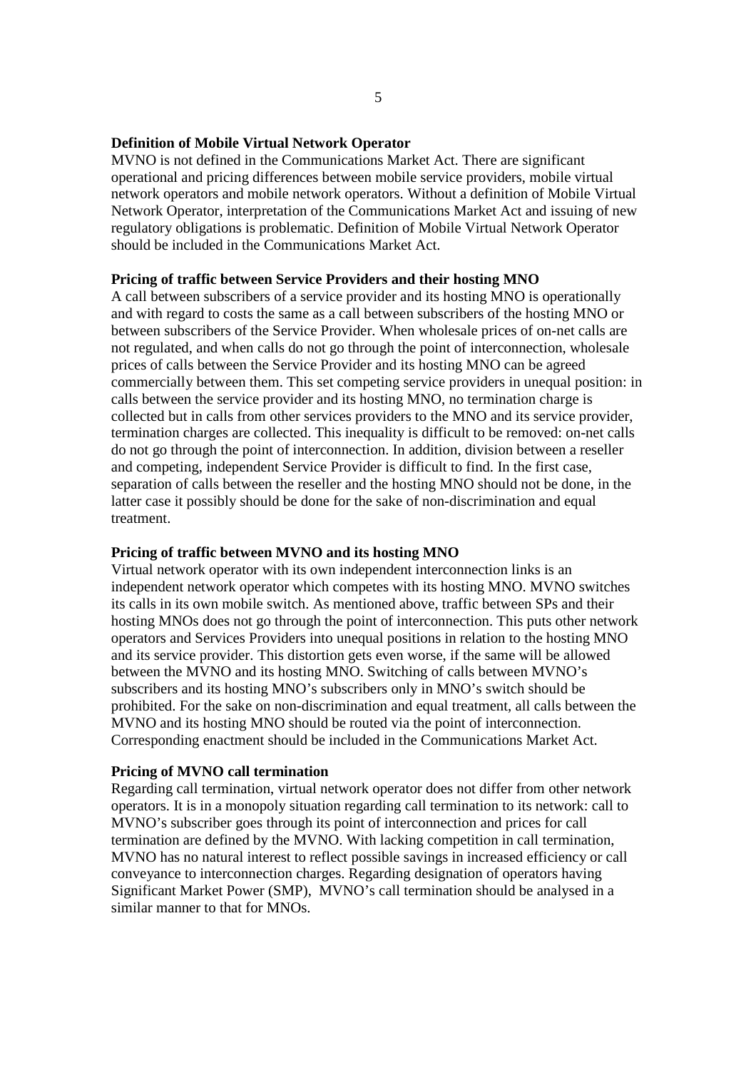**Definition of Mobile Virtual Network Operator**

MVNO is not defined in the Communications Market Act. There are significant operational and pricing differences between mobile service providers, mobile virtual network operators and mobile network operators. Without a definition of Mobile Virtual Network Operator, interpretation of the Communications Market Act and issuing of new regulatory obligations is problematic. Definition of Mobile Virtual Network Operator should be included in the Communications Market Act.

**Pricing of traffic between Service Providers and their hosting MNO**

A call between subscribers of a service provider and its hosting MNO is operationally and with regard to costs the same as a call between subscribers of the hosting MNO or between subscribers of the Service Provider. When wholesale prices of on-net calls are not regulated, and when calls do not go through the point of interconnection, wholesale prices of calls between the Service Provider and its hosting MNO can be agreed commercially between them. This set competing service providers in unequal position: in calls between the service provider and its hosting MNO, no termination charge is collected but in calls from other services providers to the MNO and its service provider, termination charges are collected. This inequality is difficult to be removed: on-net calls do not go through the point of interconnection. In addition, division between a reseller and competing, independent Service Provider is difficult to find. In the first case, separation of calls between the reseller and the hosting MNO should not be done, in the latter case it possibly should be done for the sake of non-discrimination and equal treatment.

**Pricing of traffic between MVNO and its hosting MNO**

Virtual network operator with its own independent interconnection links is an independent network operator which competes with its hosting MNO. MVNO switches its calls in its own mobile switch. As mentioned above, traffic between SPs and their hosting MNOs does not go through the point of interconnection. This puts other network operators and Services Providers into unequal positions in relation to the hosting MNO and its service provider. This distortion gets even worse, if the same will be allowed between the MVNO and its hosting MNO. Switching of calls between MVNO's subscribers and its hosting MNO's subscribers only in MNO's switch should be prohibited. For the sake on non-discrimination and equal treatment, all calls between the MVNO and its hosting MNO should be routed via the point of interconnection. Corresponding enactment should be included in the Communications Market Act.

**Pricing of MVNO call termination**

Regarding call termination, virtual network operator does not differ from other network operators. It is in a monopoly situation regarding call termination to its network: call to MVNO's subscriber goes through its point of interconnection and prices for call termination are defined by the MVNO. With lacking competition in call termination, MVNO has no natural interest to reflect possible savings in increased efficiency or call conveyance to interconnection charges. Regarding designation of operators having Significant Market Power (SMP), MVNO's call termination should be analysed in a similar manner to that for MNOs.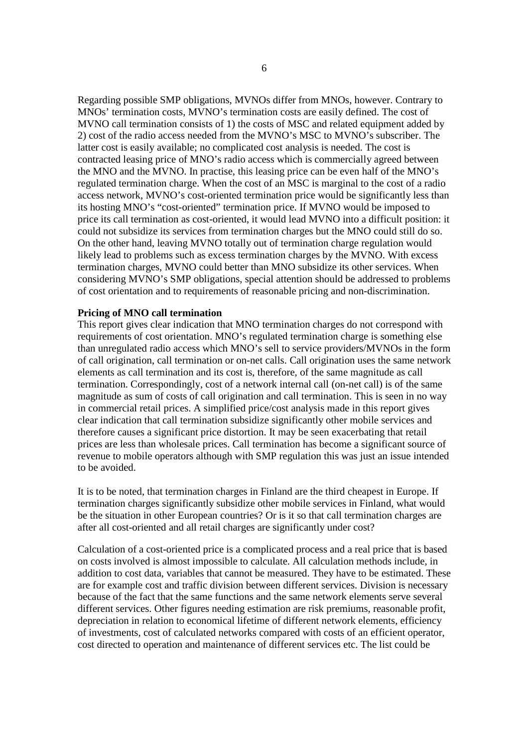Regarding possible SMP obligations, MVNOs differ from MNOs, however. Contrary to MNOs' termination costs, MVNO's termination costs are easily defined. The cost of MVNO call termination consists of 1) the costs of MSC and related equipment added by 2) cost of the radio access needed from the MVNO's MSC to MVNO's subscriber. The latter cost is easily available; no complicated cost analysis is needed. The cost is contracted leasing price of MNO's radio access which is commercially agreed between the MNO and the MVNO. In practise, this leasing price can be even half of the MNO's regulated termination charge. When the cost of an MSC is marginal to the cost of a radio access network, MVNO's cost-oriented termination price would be significantly less than its hosting MNO's "cost-oriented" termination price. If MVNO would be imposed to price its call termination as cost-oriented, it would lead MVNO into a difficult position: it could not subsidize its services from termination charges but the MNO could still do so. On the other hand, leaving MVNO totally out of termination charge regulation would likely lead to problems such as excess termination charges by the MVNO. With excess termination charges, MVNO could better than MNO subsidize its other services. When considering MVNO's SMP obligations, special attention should be addressed to problems of cost orientation and to requirements of reasonable pricing and non-discrimination.

**Pricing of MNO call termination**

This report gives clear indication that MNO termination charges do not correspond with requirements of cost orientation. MNO's regulated termination charge is something else than unregulated radio access which MNO's sell to service providers/MVNOs in the form of call origination, call termination or on-net calls. Call origination uses the same network elements as call termination and its cost is, therefore, of the same magnitude as call termination. Correspondingly, cost of a network internal call (on-net call) is of the same magnitude as sum of costs of call origination and call termination. This is seen in no way in commercial retail prices. A simplified price/cost analysis made in this report gives clear indication that call termination subsidize significantly other mobile services and therefore causes a significant price distortion. It may be seen exacerbating that retail prices are less than wholesale prices. Call termination has become a significant source of revenue to mobile operators although with SMP regulation this was just an issue intended to be avoided.

It is to be noted, that termination charges in Finland are the third cheapest in Europe. If termination charges significantly subsidize other mobile services in Finland, what would be the situation in other European countries? Or is it so that call termination charges are after all cost-oriented and all retail charges are significantly under cost?

Calculation of a cost-oriented price is a complicated process and a real price that is based on costs involved is almost impossible to calculate. All calculation methods include, in addition to cost data, variables that cannot be measured. They have to be estimated. These are for example cost and traffic division between different services. Division is necessary because of the fact that the same functions and the same network elements serve several different services. Other figures needing estimation are risk premiums, reasonable profit, depreciation in relation to economical lifetime of different network elements, efficiency of investments, cost of calculated networks compared with costs of an efficient operator, cost directed to operation and maintenance of different services etc. The list could be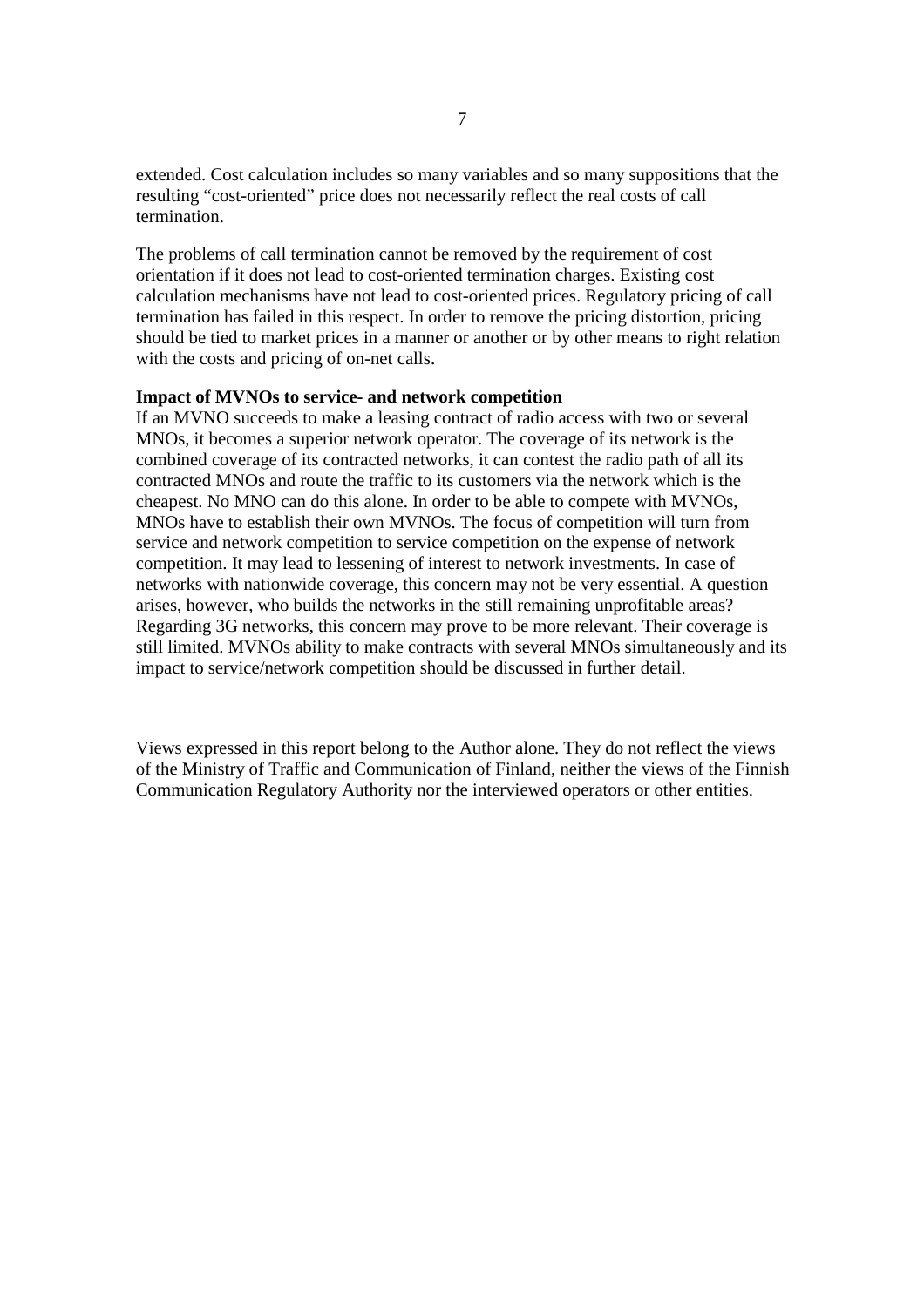extended. Cost calculation includes so many variables and so many suppositions that the resulting "cost-oriented" price does not necessarily reflect the real costs of call termination.

The problems of call termination cannot be removed by the requirement of cost orientation if it does not lead to cost-oriented termination charges. Existing cost calculation mechanisms have not lead to cost-oriented prices. Regulatory pricing of call termination has failed in this respect. In order to remove the pricing distortion, pricing should be tied to market prices in a manner or another or by other means to right relation with the costs and pricing of on-net calls.

**Impact of MVNOs to service- and network competition**

If an MVNO succeeds to make a leasing contract of radio access with two or several MNOs, it becomes a superior network operator. The coverage of its network is the combined coverage of its contracted networks, it can contest the radio path of all its contracted MNOs and route the traffic to its customers via the network which is the cheapest. No MNO can do this alone. In order to be able to compete with MVNOs, MNOs have to establish their own MVNOs. The focus of competition will turn from service and network competition to service competition on the expense of network competition. It may lead to lessening of interest to network investments. In case of networks with nationwide coverage, this concern may not be very essential. A question arises, however, who builds the networks in the still remaining unprofitable areas? Regarding 3G networks, this concern may prove to be more relevant. Their coverage is still limited. MVNOs ability to make contracts with several MNOs simultaneously and its impact to service/network competition should be discussed in further detail.

Views expressed in this report belong to the Author alone. They do not reflect the views of the Ministry of Traffic and Communication of Finland, neither the views of the Finnish Communication Regulatory Authority nor the interviewed operators or other entities.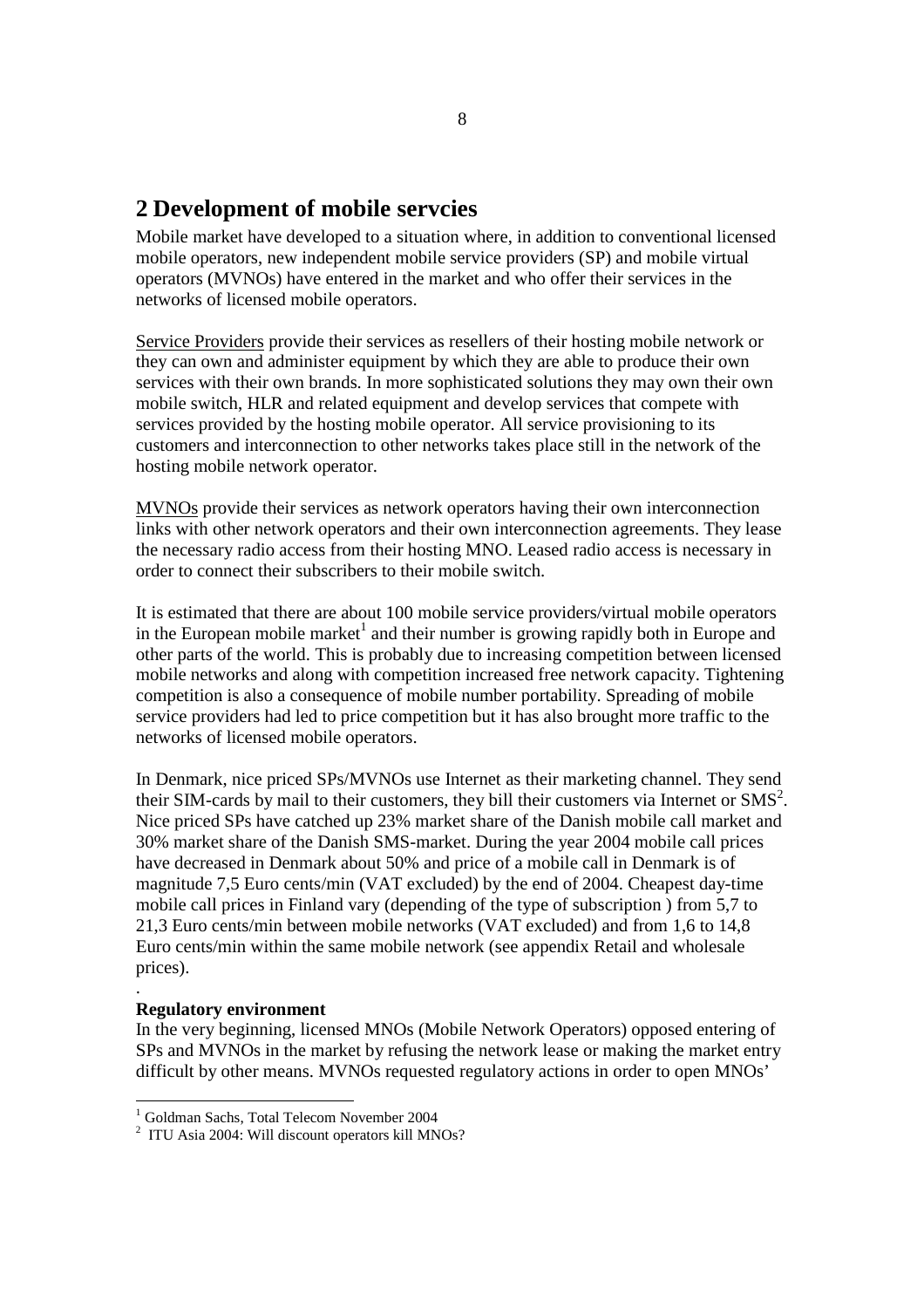# 2 Development of mobile servcies

Mobile market have developed to a situation where, in addition to conventional licensed mobile operators, new independent mobile service providers (SP) and mobile virtual operators (MVNOs) have entered in the market and who offer their services in the networks of licensed mobile operators.

Service Providers provide their services as resellers of their hosting mobile network or they can own and administer equipment by which they are able to produce their own services with their own brands. In more sophisticated solutions they may own their own mobile switch, HLR and related equipment and develop services that compete with services provided by the hosting mobile operator. All service provisioning to its customers and interconnection to other networks takes place still in the network of the hosting mobile network operator.

MVNOs provide their services as network operators having their own interconnection links with other network operators and their own interconnection agreements. They lease the necessary radio access from their hosting MNO. Leased radio access is necessary in order to connect their subscribers to their mobile switch.

It is estimated that there are about 100 mobile service providers/virtual mobile operators in the European mobile market[1] and their number is growing rapidly both in Europe and other parts of the world. This is probably due to increasing competition between licensed mobile networks and along with competition increased free network capacity. Tightening competition is also a consequence of mobile number portability. Spreading of mobile service providers had led to price competition but it has also brought more traffic to the networks of licensed mobile operators.

In Denmark, nice priced SPs/MVNOs use Internet as their marketing channel. They send their SIM-cards by mail to their customers, they bill their customers via Internet or SMS[2]. Nice priced SPs have catched up 23% market share of the Danish mobile call market and 30% market share of the Danish SMS-market. During the year 2004 mobile call prices have decreased in Denmark about 50% and price of a mobile call in Denmark is of magnitude 7,5 Euro cents/min (VAT excluded) by the end of 2004. Cheapest day-time mobile call prices in Finland vary (depending of the type of subscription ) from 5,7 to 21,3 Euro cents/min between mobile networks (VAT excluded) and from 1,6 to 14,8 Euro cents/min within the same mobile network (see appendix Retail and wholesale prices).

.

**Regulatory environment**

In the very beginning, licensed MNOs (Mobile Network Operators) opposed entering of SPs and MVNOs in the market by refusing the network lease or making the market entry difficult by other means. MVNOs requested regulatory actions in order to open MNOs'

---

[1] Goldman Sachs, Total Telecom November 2004

[2] ITU Asia 2004: Will discount operators kill MNOs?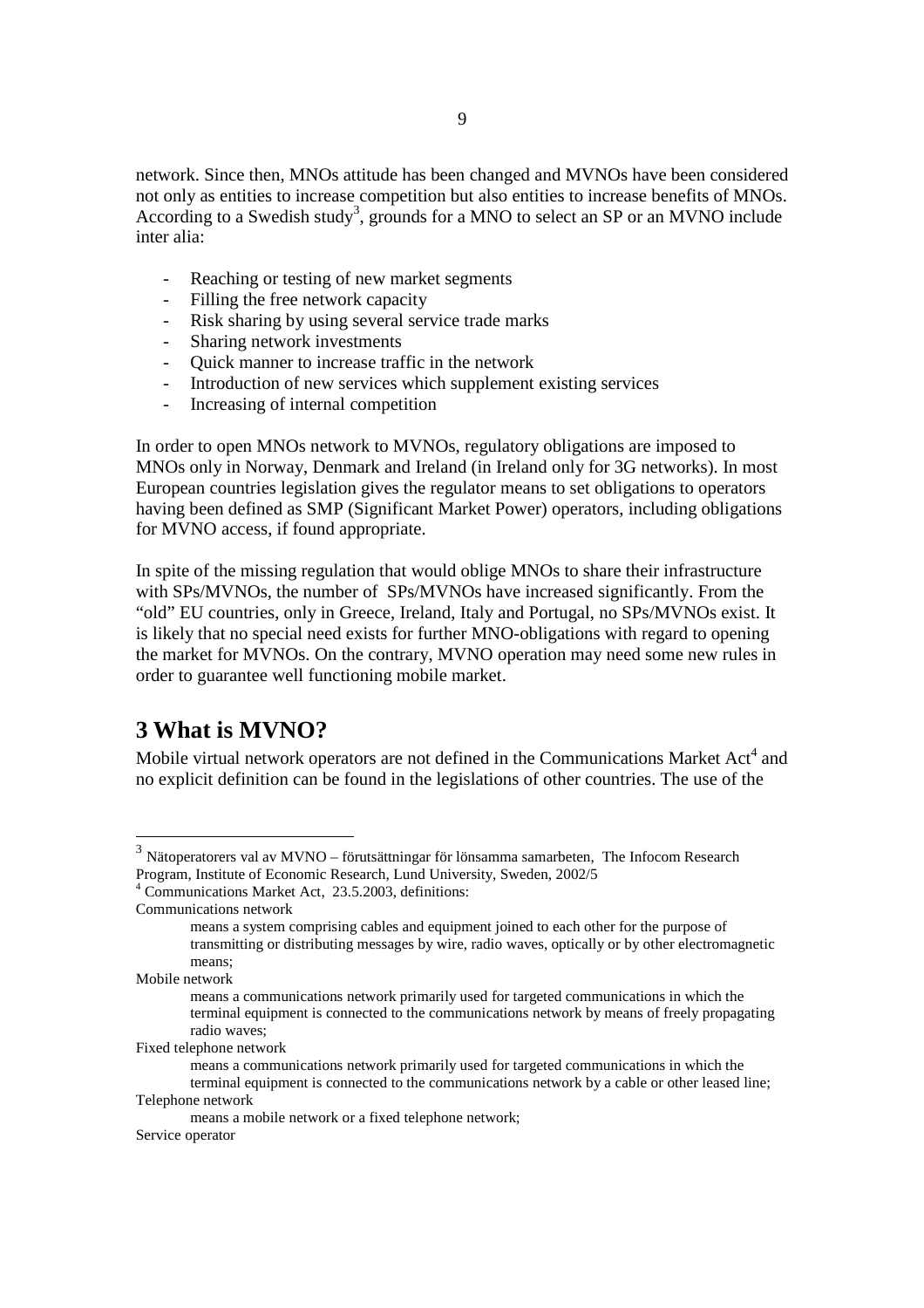network. Since then, MNOs attitude has been changed and MVNOs have been considered not only as entities to increase competition but also entities to increase benefits of MNOs. According to a Swedish study[3], grounds for a MNO to select an SP or an MVNO include inter alia:

- Reaching or testing of new market segments
- Filling the free network capacity
- Risk sharing by using several service trade marks
- Sharing network investments
- Quick manner to increase traffic in the network
- Introduction of new services which supplement existing services
- Increasing of internal competition

In order to open MNOs network to MVNOs, regulatory obligations are imposed to MNOs only in Norway, Denmark and Ireland (in Ireland only for 3G networks). In most European countries legislation gives the regulator means to set obligations to operators having been defined as SMP (Significant Market Power) operators, including obligations for MVNO access, if found appropriate.

In spite of the missing regulation that would oblige MNOs to share their infrastructure with SPs/MVNOs, the number of SPs/MVNOs have increased significantly. From the "old" EU countries, only in Greece, Ireland, Italy and Portugal, no SPs/MVNOs exist. It is likely that no special need exists for further MNO-obligations with regard to opening the market for MVNOs. On the contrary, MVNO operation may need some new rules in order to guarantee well functioning mobile market.

# 3 What is MVNO?

Mobile virtual network operators are not defined in the Communications Market Act[4] and no explicit definition can be found in the legislations of other countries. The use of the

---

[3] Nätoperatorers val av MVNO – förutsättningar för lönsamma samarbeten, The Infocom Research Program, Institute of Economic Research, Lund University, Sweden, 2002/5

[4] Communications Market Act, 23.5.2003, definitions:

Communications network

means a system comprising cables and equipment joined to each other for the purpose of transmitting or distributing messages by wire, radio waves, optically or by other electromagnetic means;

Mobile network

means a communications network primarily used for targeted communications in which the terminal equipment is connected to the communications network by means of freely propagating radio waves;

Fixed telephone network

means a communications network primarily used for targeted communications in which the terminal equipment is connected to the communications network by a cable or other leased line;

Telephone network

means a mobile network or a fixed telephone network;

Service operator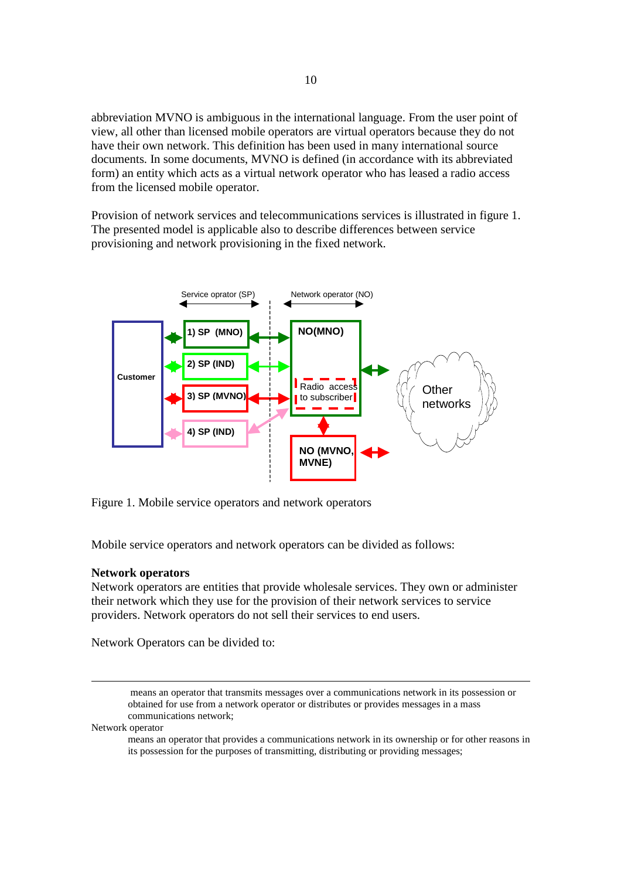abbreviation MVNO is ambiguous in the international language. From the user point of view, all other than licensed mobile operators are virtual operators because they do not have their own network. This definition has been used in many international source documents. In some documents, MVNO is defined (in accordance with its abbreviated form) an entity which acts as a virtual network operator who has leased a radio access from the licensed mobile operator.

Provision of network services and telecommunications services is illustrated in figure 1. The presented model is applicable also to describe differences between service provisioning and network provisioning in the fixed network.

Figure 1. Mobile service operators and network operators

Mobile service operators and network operators can be divided as follows:

**Network operators**

Network operators are entities that provide wholesale services. They own or administer their network which they use for the provision of their network services to service providers. Network operators do not sell their services to end users.

Network Operators can be divided to:

---

means an operator that transmits messages over a communications network in its possession or obtained for use from a network operator or distributes or provides messages in a mass communications network;

Network operator

means an operator that provides a communications network in its ownership or for other reasons in its possession for the purposes of transmitting, distributing or providing messages;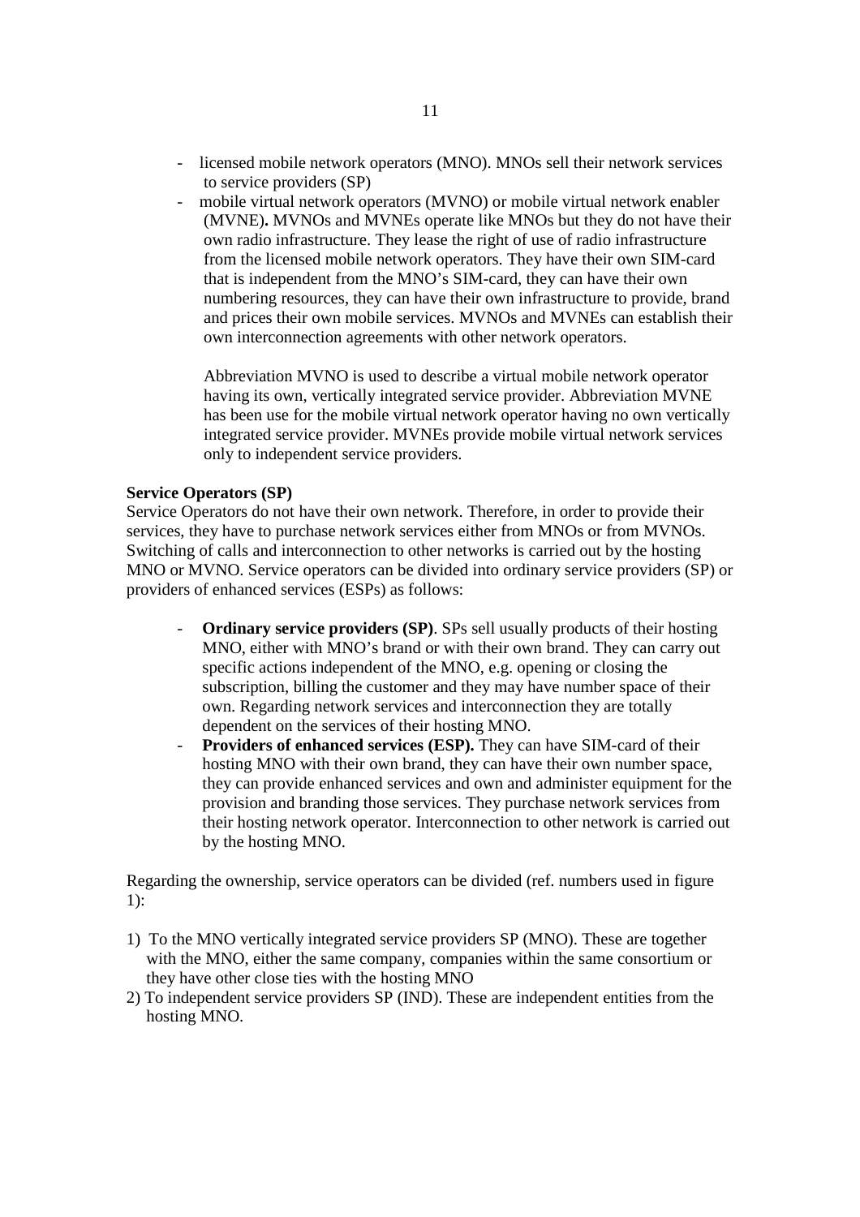- licensed mobile network operators (MNO). MNOs sell their network services to service providers (SP)
- mobile virtual network operators (MVNO) or mobile virtual network enabler (MVNE)**.** MVNOs and MVNEs operate like MNOs but they do not have their own radio infrastructure. They lease the right of use of radio infrastructure from the licensed mobile network operators. They have their own SIM-card that is independent from the MNO's SIM-card, they can have their own numbering resources, they can have their own infrastructure to provide, brand and prices their own mobile services. MVNOs and MVNEs can establish their own interconnection agreements with other network operators.

  Abbreviation MVNO is used to describe a virtual mobile network operator having its own, vertically integrated service provider. Abbreviation MVNE has been use for the mobile virtual network operator having no own vertically integrated service provider. MVNEs provide mobile virtual network services only to independent service providers.

**Service Operators (SP)**
Service Operators do not have their own network. Therefore, in order to provide their services, they have to purchase network services either from MNOs or from MVNOs. Switching of calls and interconnection to other networks is carried out by the hosting MNO or MVNO. Service operators can be divided into ordinary service providers (SP) or providers of enhanced services (ESPs) as follows:

- **Ordinary service providers (SP)**. SPs sell usually products of their hosting MNO, either with MNO's brand or with their own brand. They can carry out specific actions independent of the MNO, e.g. opening or closing the subscription, billing the customer and they may have number space of their own. Regarding network services and interconnection they are totally dependent on the services of their hosting MNO.
- **Providers of enhanced services (ESP).** They can have SIM-card of their hosting MNO with their own brand, they can have their own number space, they can provide enhanced services and own and administer equipment for the provision and branding those services. They purchase network services from their hosting network operator. Interconnection to other network is carried out by the hosting MNO.

Regarding the ownership, service operators can be divided (ref. numbers used in figure 1):

1) To the MNO vertically integrated service providers SP (MNO). These are together with the MNO, either the same company, companies within the same consortium or they have other close ties with the hosting MNO
2) To independent service providers SP (IND). These are independent entities from the hosting MNO.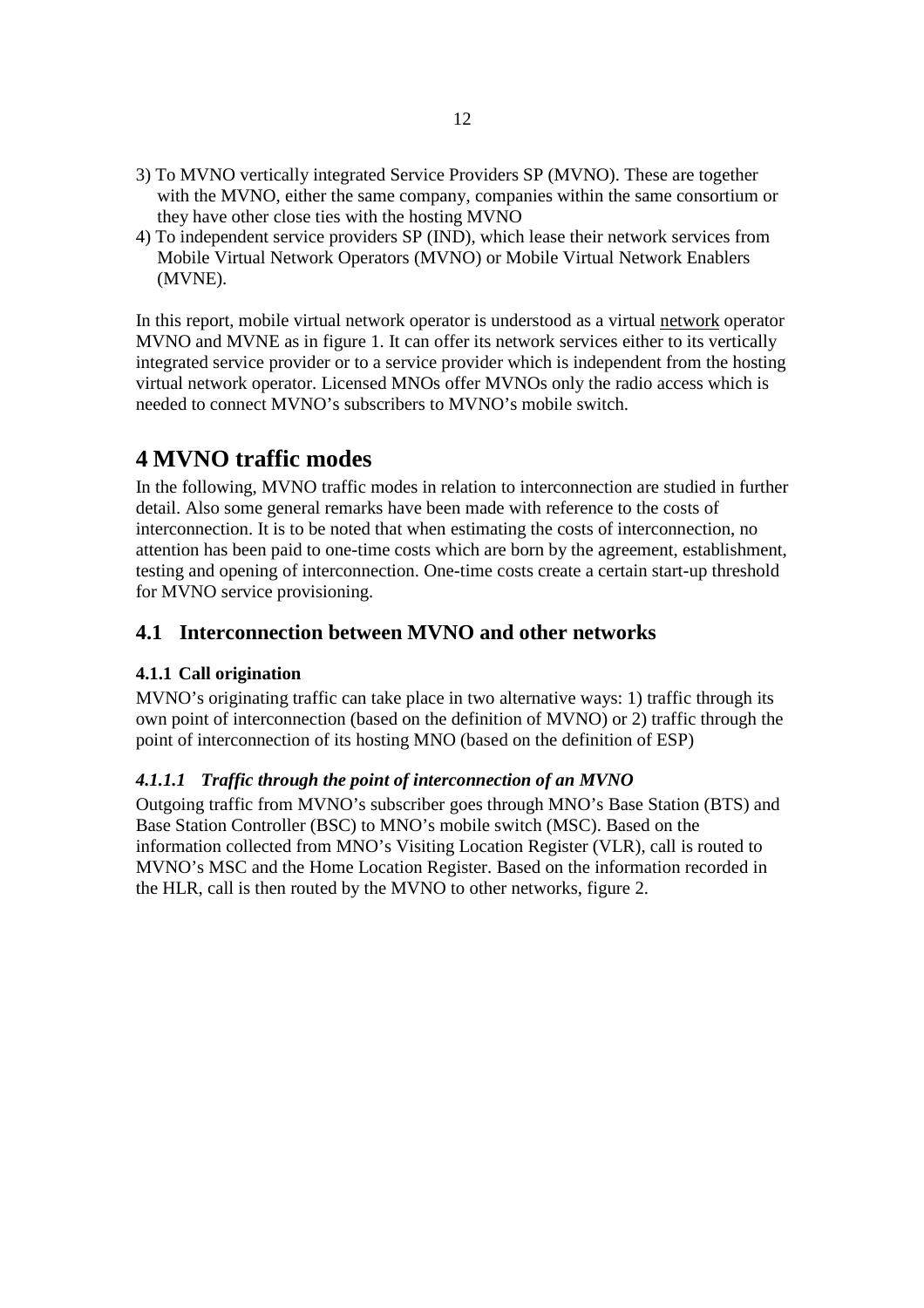3) To MVNO vertically integrated Service Providers SP (MVNO). These are together with the MVNO, either the same company, companies within the same consortium or they have other close ties with the hosting MVNO
4) To independent service providers SP (IND), which lease their network services from Mobile Virtual Network Operators (MVNO) or Mobile Virtual Network Enablers (MVNE).

In this report, mobile virtual network operator is understood as a virtual network operator MVNO and MVNE as in figure 1. It can offer its network services either to its vertically integrated service provider or to a service provider which is independent from the hosting virtual network operator. Licensed MNOs offer MVNOs only the radio access which is needed to connect MVNO's subscribers to MVNO's mobile switch.

# 4 MVNO traffic modes

In the following, MVNO traffic modes in relation to interconnection are studied in further detail. Also some general remarks have been made with reference to the costs of interconnection. It is to be noted that when estimating the costs of interconnection, no attention has been paid to one-time costs which are born by the agreement, establishment, testing and opening of interconnection. One-time costs create a certain start-up threshold for MVNO service provisioning.

## 4.1 Interconnection between MVNO and other networks

### 4.1.1 Call origination

MVNO's originating traffic can take place in two alternative ways: 1) traffic through its own point of interconnection (based on the definition of MVNO) or 2) traffic through the point of interconnection of its hosting MNO (based on the definition of ESP)

#### *4.1.1.1 Traffic through the point of interconnection of an MVNO*

Outgoing traffic from MVNO's subscriber goes through MNO's Base Station (BTS) and Base Station Controller (BSC) to MNO's mobile switch (MSC). Based on the information collected from MNO's Visiting Location Register (VLR), call is routed to MVNO's MSC and the Home Location Register. Based on the information recorded in the HLR, call is then routed by the MVNO to other networks, figure 2.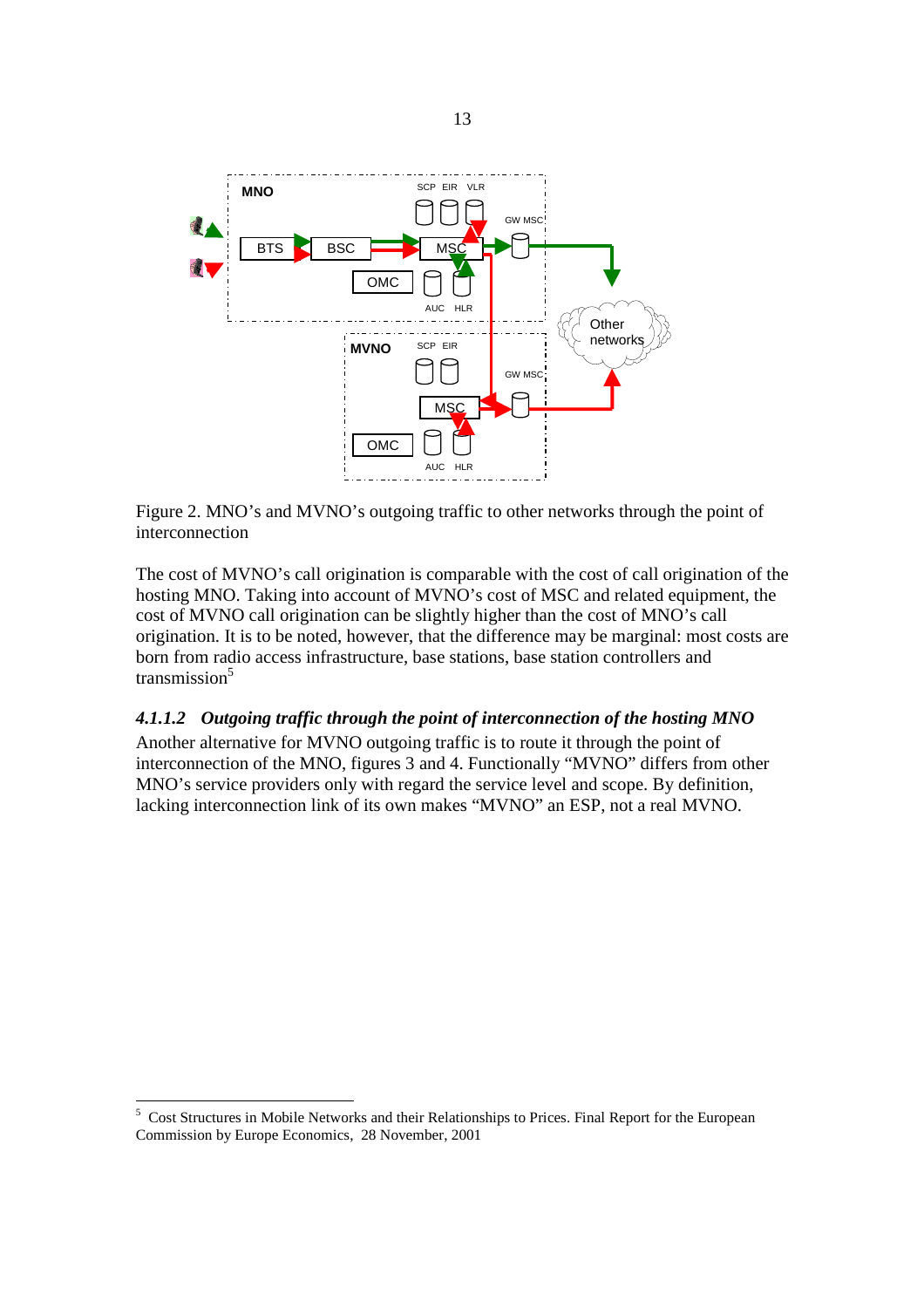Figure 2. MNO's and MVNO's outgoing traffic to other networks through the point of interconnection

The cost of MVNO's call origination is comparable with the cost of call origination of the hosting MNO. Taking into account of MVNO's cost of MSC and related equipment, the cost of MVNO call origination can be slightly higher than the cost of MNO's call origination. It is to be noted, however, that the difference may be marginal: most costs are born from radio access infrastructure, base stations, base station controllers and transmission[5]

#### *4.1.1.2 Outgoing traffic through the point of interconnection of the hosting MNO*

Another alternative for MVNO outgoing traffic is to route it through the point of interconnection of the MNO, figures 3 and 4. Functionally "MVNO" differs from other MNO's service providers only with regard the service level and scope. By definition, lacking interconnection link of its own makes "MVNO" an ESP, not a real MVNO.

---

[5] Cost Structures in Mobile Networks and their Relationships to Prices. Final Report for the European Commission by Europe Economics, 28 November, 2001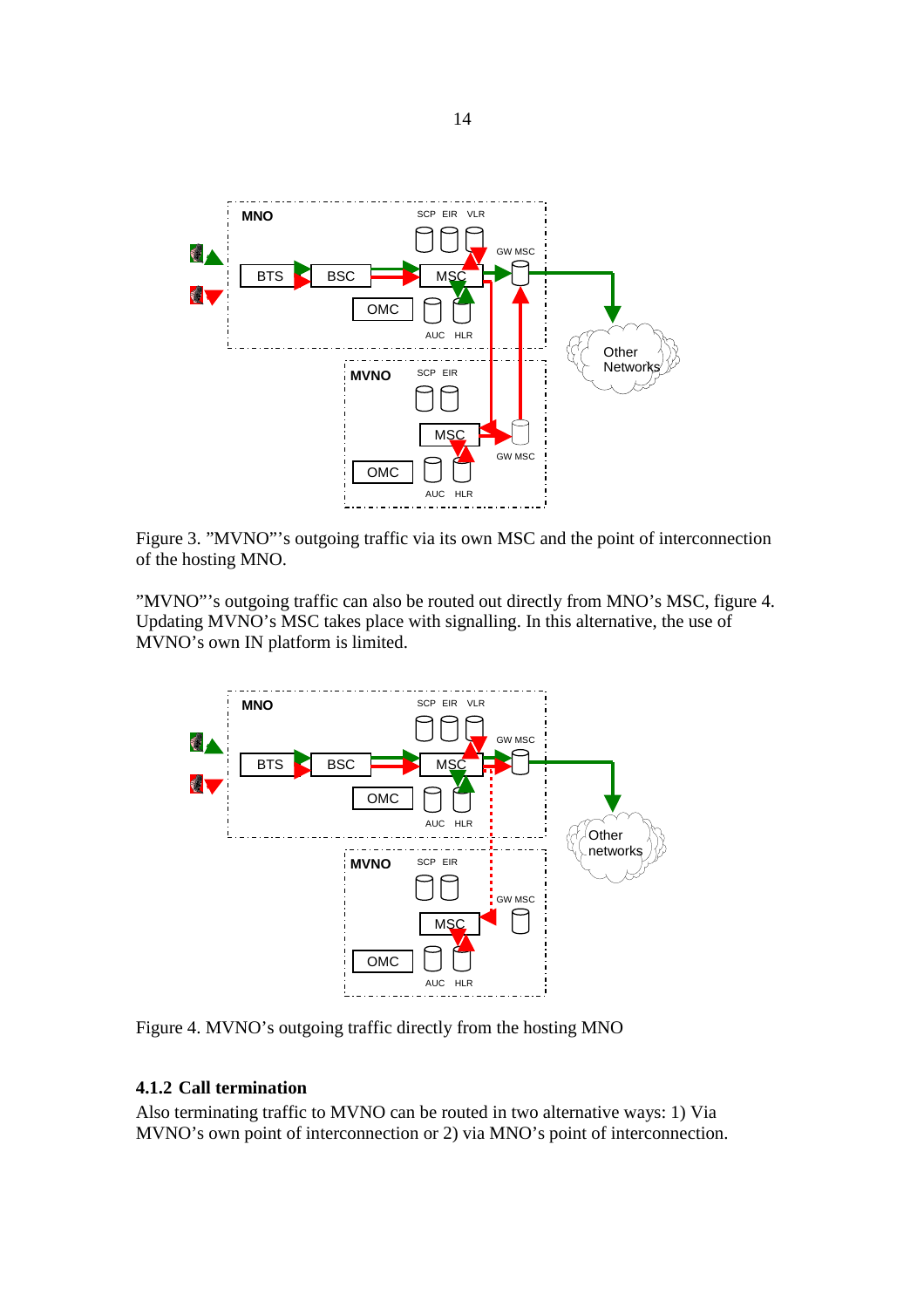Figure 3. ”MVNO”’s outgoing traffic via its own MSC and the point of interconnection of the hosting MNO.

”MVNO”’s outgoing traffic can also be routed out directly from MNO’s MSC, figure 4. Updating MVNO’s MSC takes place with signalling. In this alternative, the use of MVNO’s own IN platform is limited.

Figure 4. MVNO’s outgoing traffic directly from the hosting MNO

### 4.1.2 Call termination

Also terminating traffic to MVNO can be routed in two alternative ways: 1) Via MVNO’s own point of interconnection or 2) via MNO’s point of interconnection.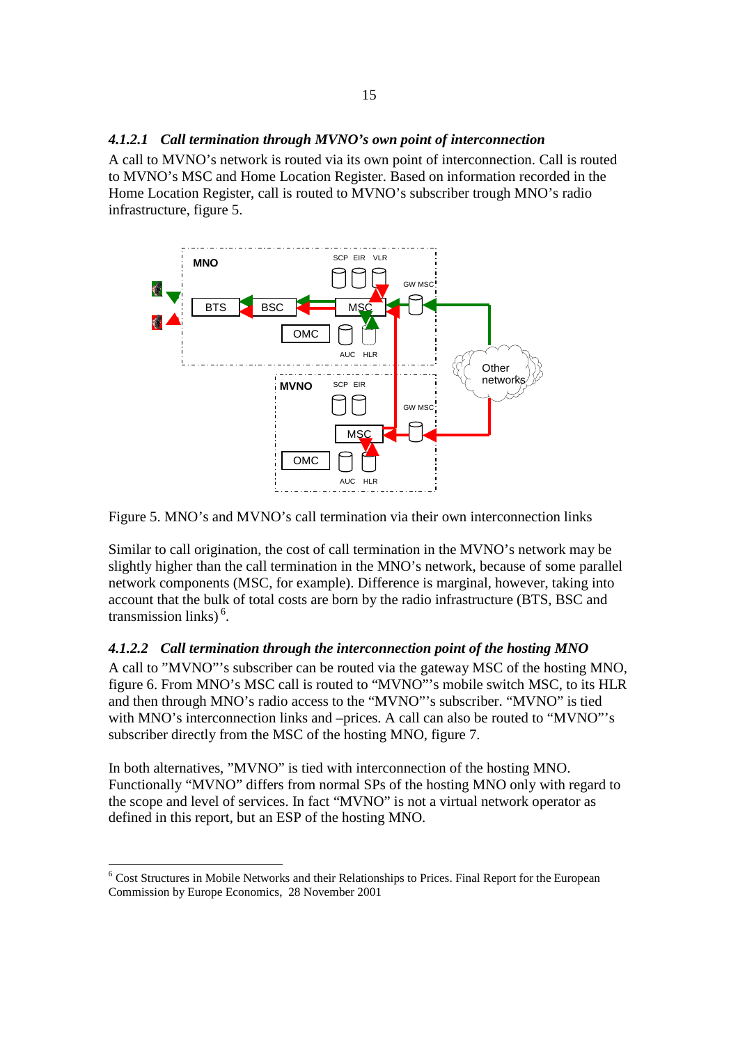#### *4.1.2.1 Call termination through MVNO's own point of interconnection*

A call to MVNO's network is routed via its own point of interconnection. Call is routed to MVNO's MSC and Home Location Register. Based on information recorded in the Home Location Register, call is routed to MVNO's subscriber trough MNO's radio infrastructure, figure 5.

Figure 5. MNO's and MVNO's call termination via their own interconnection links

Similar to call origination, the cost of call termination in the MVNO's network may be slightly higher than the call termination in the MNO's network, because of some parallel network components (MSC, for example). Difference is marginal, however, taking into account that the bulk of total costs are born by the radio infrastructure (BTS, BSC and transmission links) [6].

#### *4.1.2.2 Call termination through the interconnection point of the hosting MNO*

A call to "MVNO"'s subscriber can be routed via the gateway MSC of the hosting MNO, figure 6. From MNO's MSC call is routed to "MVNO"'s mobile switch MSC, to its HLR and then through MNO's radio access to the "MVNO"'s subscriber. "MVNO" is tied with MNO's interconnection links and –prices. A call can also be routed to "MVNO"'s subscriber directly from the MSC of the hosting MNO, figure 7.

In both alternatives, "MVNO" is tied with interconnection of the hosting MNO. Functionally "MVNO" differs from normal SPs of the hosting MNO only with regard to the scope and level of services. In fact "MVNO" is not a virtual network operator as defined in this report, but an ESP of the hosting MNO.

[6] Cost Structures in Mobile Networks and their Relationships to Prices. Final Report for the European Commission by Europe Economics, 28 November 2001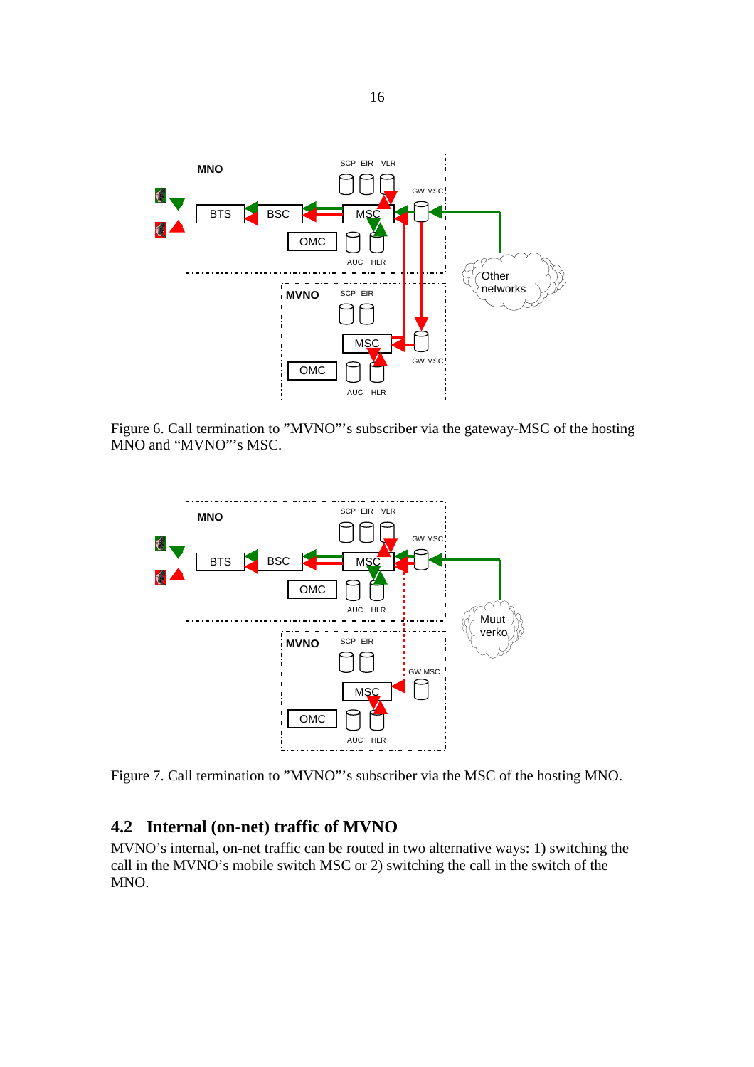Figure 6. Call termination to "MVNO"'s subscriber via the gateway-MSC of the hosting MNO and "MVNO"'s MSC.

Figure 7. Call termination to "MVNO"'s subscriber via the MSC of the hosting MNO.

## 4.2 Internal (on-net) traffic of MVNO

MVNO's internal, on-net traffic can be routed in two alternative ways: 1) switching the call in the MVNO's mobile switch MSC or 2) switching the call in the switch of the MNO.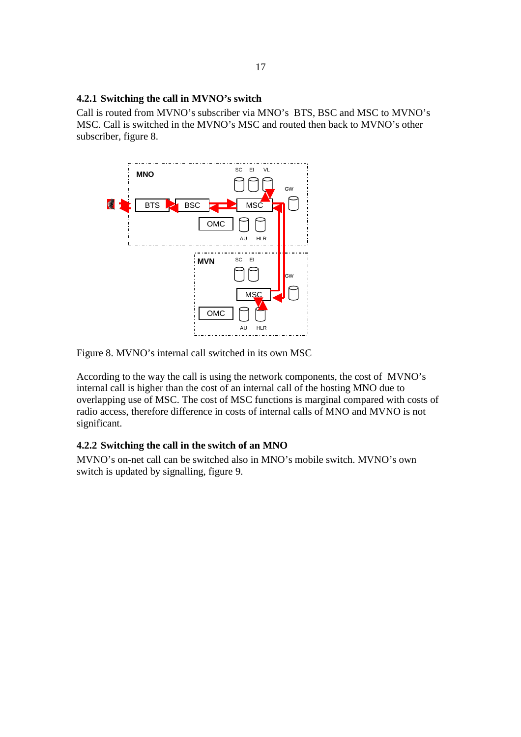### 4.2.1 Switching the call in MVNO's switch

Call is routed from MVNO's subscriber via MNO's BTS, BSC and MSC to MVNO's MSC. Call is switched in the MVNO's MSC and routed then back to MVNO's other subscriber, figure 8.

Figure 8. MVNO's internal call switched in its own MSC

According to the way the call is using the network components, the cost of MVNO's internal call is higher than the cost of an internal call of the hosting MNO due to overlapping use of MSC. The cost of MSC functions is marginal compared with costs of radio access, therefore difference in costs of internal calls of MNO and MVNO is not significant.

### 4.2.2 Switching the call in the switch of an MNO

MVNO's on-net call can be switched also in MNO's mobile switch. MVNO's own switch is updated by signalling, figure 9.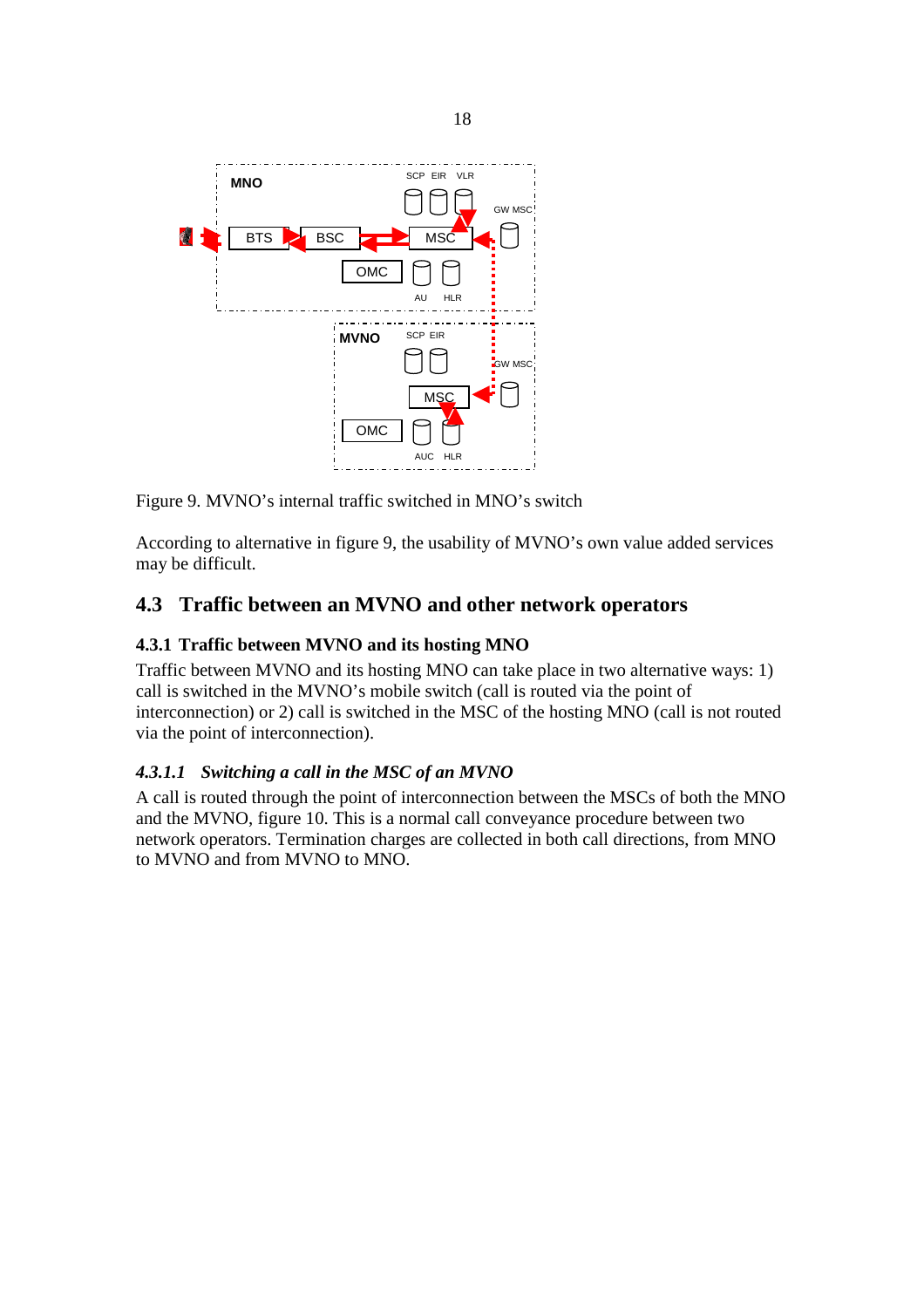Figure 9. MVNO's internal traffic switched in MNO's switch

According to alternative in figure 9, the usability of MVNO's own value added services may be difficult.

## 4.3 Traffic between an MVNO and other network operators

### 4.3.1 Traffic between MVNO and its hosting MNO

Traffic between MVNO and its hosting MNO can take place in two alternative ways: 1) call is switched in the MVNO's mobile switch (call is routed via the point of interconnection) or 2) call is switched in the MSC of the hosting MNO (call is not routed via the point of interconnection).

#### *4.3.1.1 Switching a call in the MSC of an MVNO*

A call is routed through the point of interconnection between the MSCs of both the MNO and the MVNO, figure 10. This is a normal call conveyance procedure between two network operators. Termination charges are collected in both call directions, from MNO to MVNO and from MVNO to MNO.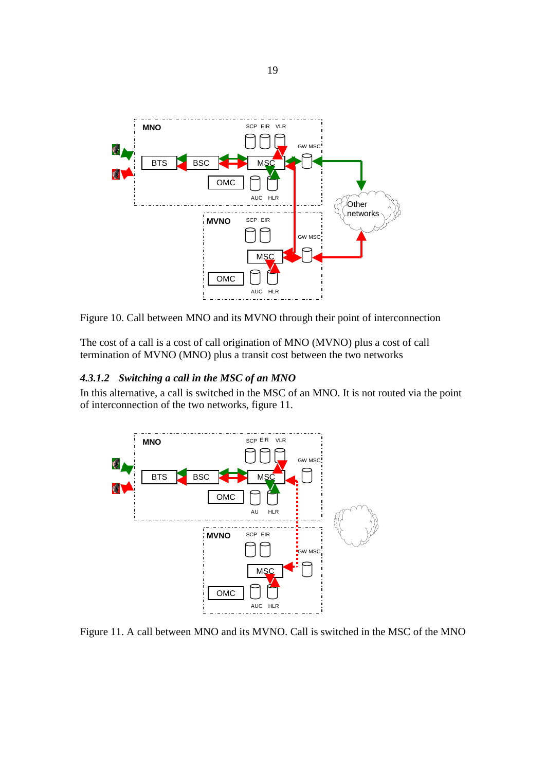Figure 10. Call between MNO and its MVNO through their point of interconnection

The cost of a call is a cost of call origination of MNO (MVNO) plus a cost of call termination of MVNO (MNO) plus a transit cost between the two networks

### *4.3.1.2 Switching a call in the MSC of an MNO*

In this alternative, a call is switched in the MSC of an MNO. It is not routed via the point of interconnection of the two networks, figure 11.

Figure 11. A call between MNO and its MVNO. Call is switched in the MSC of the MNO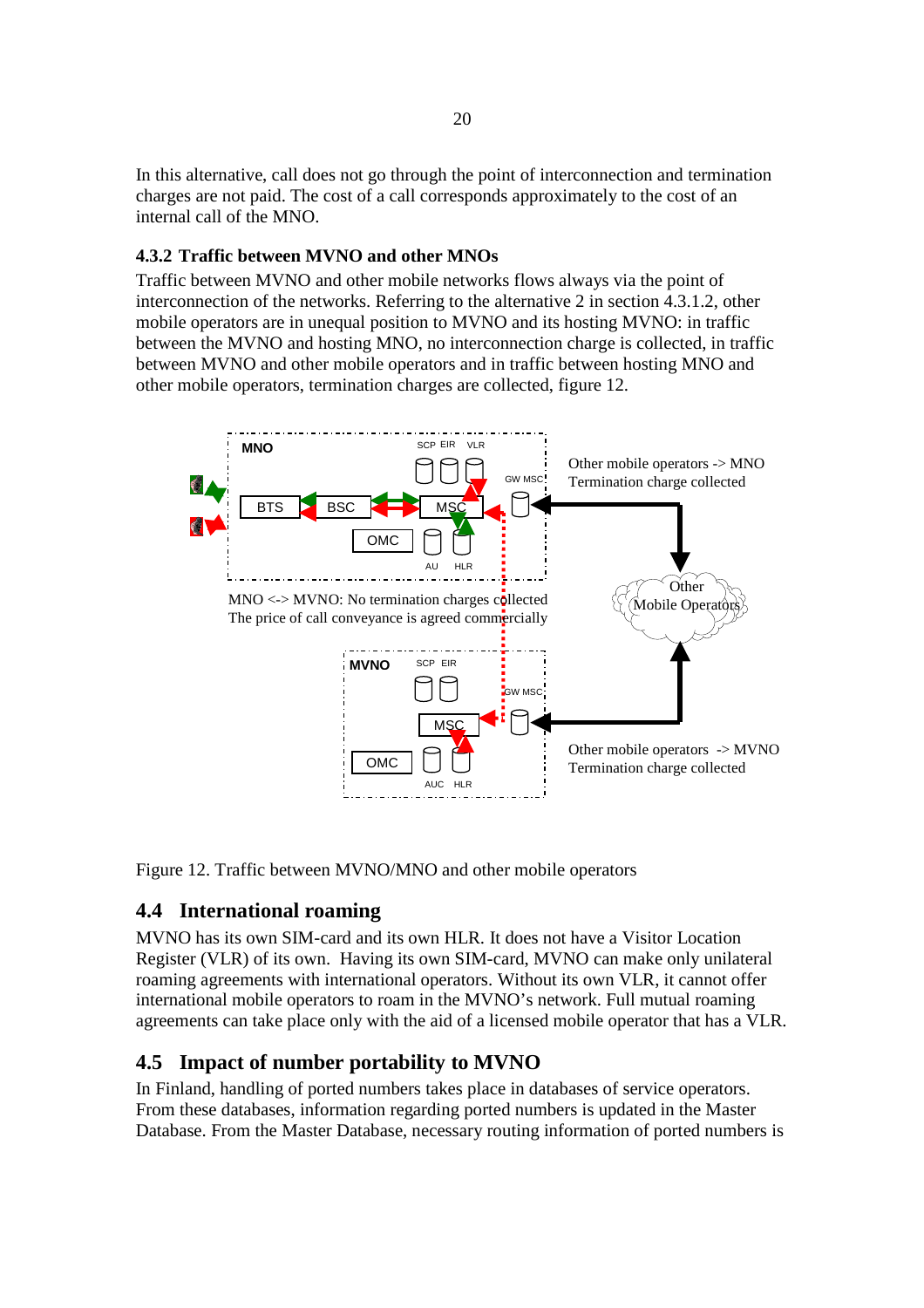In this alternative, call does not go through the point of interconnection and termination charges are not paid. The cost of a call corresponds approximately to the cost of an internal call of the MNO.

### 4.3.2 Traffic between MVNO and other MNOs

Traffic between MVNO and other mobile networks flows always via the point of interconnection of the networks. Referring to the alternative 2 in section 4.3.1.2, other mobile operators are in unequal position to MVNO and its hosting MVNO: in traffic between the MVNO and hosting MNO, no interconnection charge is collected, in traffic between MVNO and other mobile operators and in traffic between hosting MNO and other mobile operators, termination charges are collected, figure 12.

MNO

SCP EIR VLR

GW MSC

BTS BSC MSC

OMC

AU HLR

Other mobile operators -> MNO
Termination charge collected

Other Mobile Operators

MNO <-> MVNO: No termination charges collected
The price of call conveyance is agreed commercially

MVNO

SCP EIR

GW MSC

MSC

OMC

AUC HLR

Other mobile operators -> MVNO
Termination charge collected

Figure 12. Traffic between MVNO/MNO and other mobile operators

## 4.4 International roaming

MVNO has its own SIM-card and its own HLR. It does not have a Visitor Location Register (VLR) of its own. Having its own SIM-card, MVNO can make only unilateral roaming agreements with international operators. Without its own VLR, it cannot offer international mobile operators to roam in the MVNO's network. Full mutual roaming agreements can take place only with the aid of a licensed mobile operator that has a VLR.

## 4.5 Impact of number portability to MVNO

In Finland, handling of ported numbers takes place in databases of service operators. From these databases, information regarding ported numbers is updated in the Master Database. From the Master Database, necessary routing information of ported numbers is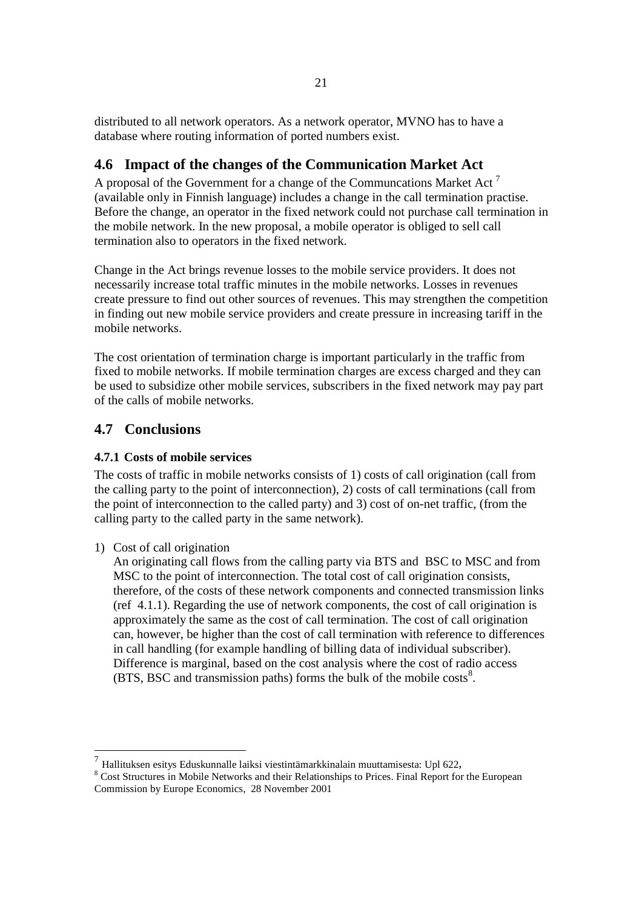distributed to all network operators. As a network operator, MVNO has to have a database where routing information of ported numbers exist.

## 4.6 Impact of the changes of the Communication Market Act

A proposal of the Government for a change of the Communcations Market Act [7] (available only in Finnish language) includes a change in the call termination practise. Before the change, an operator in the fixed network could not purchase call termination in the mobile network. In the new proposal, a mobile operator is obliged to sell call termination also to operators in the fixed network.

Change in the Act brings revenue losses to the mobile service providers. It does not necessarily increase total traffic minutes in the mobile networks. Losses in revenues create pressure to find out other sources of revenues. This may strengthen the competition in finding out new mobile service providers and create pressure in increasing tariff in the mobile networks.

The cost orientation of termination charge is important particularly in the traffic from fixed to mobile networks. If mobile termination charges are excess charged and they can be used to subsidize other mobile services, subscribers in the fixed network may pay part of the calls of mobile networks.

## 4.7 Conclusions

### 4.7.1 Costs of mobile services

The costs of traffic in mobile networks consists of 1) costs of call origination (call from the calling party to the point of interconnection), 2) costs of call terminations (call from the point of interconnection to the called party) and 3) cost of on-net traffic, (from the calling party to the called party in the same network).

1) Cost of call origination

   An originating call flows from the calling party via BTS and BSC to MSC and from MSC to the point of interconnection. The total cost of call origination consists, therefore, of the costs of these network components and connected transmission links (ref 4.1.1). Regarding the use of network components, the cost of call origination is approximately the same as the cost of call termination. The cost of call origination can, however, be higher than the cost of call termination with reference to differences in call handling (for example handling of billing data of individual subscriber). Difference is marginal, based on the cost analysis where the cost of radio access (BTS, BSC and transmission paths) forms the bulk of the mobile costs[8].

---

[7] Hallituksen esitys Eduskunnalle laiksi viestintämarkkinalain muuttamisesta: Upl 622,

[8] Cost Structures in Mobile Networks and their Relationships to Prices. Final Report for the European Commission by Europe Economics, 28 November 2001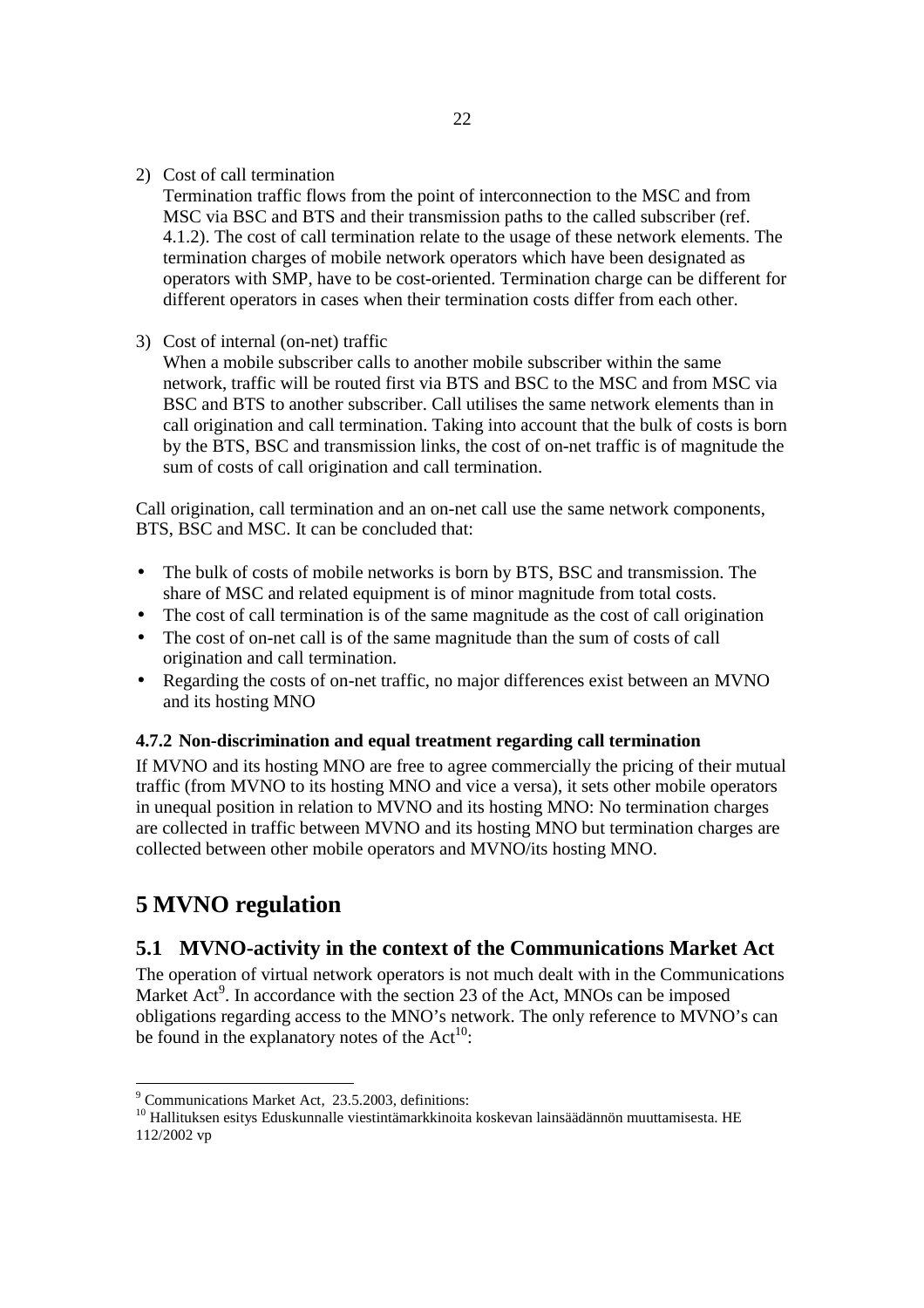2) Cost of call termination

   Termination traffic flows from the point of interconnection to the MSC and from MSC via BSC and BTS and their transmission paths to the called subscriber (ref. 4.1.2). The cost of call termination relate to the usage of these network elements. The termination charges of mobile network operators which have been designated as operators with SMP, have to be cost-oriented. Termination charge can be different for different operators in cases when their termination costs differ from each other.

3) Cost of internal (on-net) traffic

   When a mobile subscriber calls to another mobile subscriber within the same network, traffic will be routed first via BTS and BSC to the MSC and from MSC via BSC and BTS to another subscriber. Call utilises the same network elements than in call origination and call termination. Taking into account that the bulk of costs is born by the BTS, BSC and transmission links, the cost of on-net traffic is of magnitude the sum of costs of call origination and call termination.

Call origination, call termination and an on-net call use the same network components, BTS, BSC and MSC. It can be concluded that:

- The bulk of costs of mobile networks is born by BTS, BSC and transmission. The share of MSC and related equipment is of minor magnitude from total costs.
- The cost of call termination is of the same magnitude as the cost of call origination
- The cost of on-net call is of the same magnitude than the sum of costs of call origination and call termination.
- Regarding the costs of on-net traffic, no major differences exist between an MVNO and its hosting MNO

### 4.7.2 Non-discrimination and equal treatment regarding call termination

If MVNO and its hosting MNO are free to agree commercially the pricing of their mutual traffic (from MVNO to its hosting MNO and vice a versa), it sets other mobile operators in unequal position in relation to MVNO and its hosting MNO: No termination charges are collected in traffic between MVNO and its hosting MNO but termination charges are collected between other mobile operators and MVNO/its hosting MNO.

# 5 MVNO regulation

## 5.1 MVNO-activity in the context of the Communications Market Act

The operation of virtual network operators is not much dealt with in the Communications Market Act[9]. In accordance with the section 23 of the Act, MNOs can be imposed obligations regarding access to the MNO's network. The only reference to MVNO's can be found in the explanatory notes of the Act[10]:

---

[9] Communications Market Act, 23.5.2003, definitions:

[10] Hallituksen esitys Eduskunnalle viestintämarkkinoita koskevan lainsäädännön muuttamisesta. HE 112/2002 vp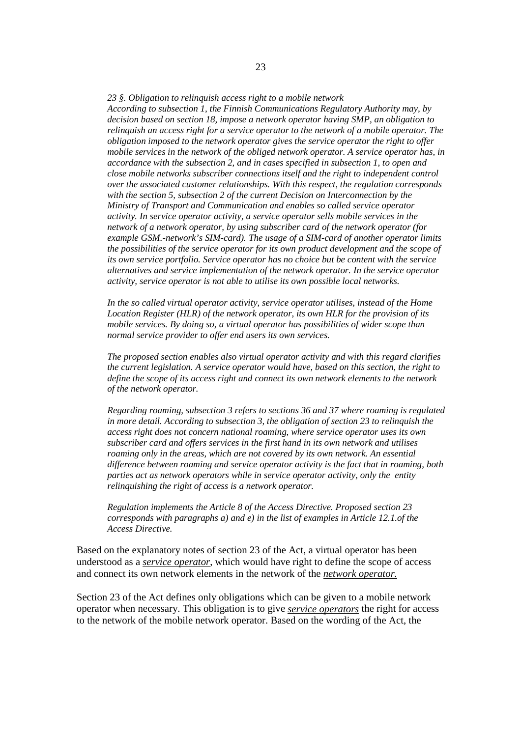*23 §. Obligation to relinquish access right to a mobile network*
*According to subsection 1, the Finnish Communications Regulatory Authority may, by decision based on section 18, impose a network operator having SMP, an obligation to relinquish an access right for a service operator to the network of a mobile operator. The obligation imposed to the network operator gives the service operator the right to offer mobile services in the network of the obliged network operator. A service operator has, in accordance with the subsection 2, and in cases specified in subsection 1, to open and close mobile networks subscriber connections itself and the right to independent control over the associated customer relationships. With this respect, the regulation corresponds with the section 5, subsection 2 of the current Decision on Interconnection by the Ministry of Transport and Communication and enables so called service operator activity. In service operator activity, a service operator sells mobile services in the network of a network operator, by using subscriber card of the network operator (for example GSM.-network's SIM-card). The usage of a SIM-card of another operator limits the possibilities of the service operator for its own product development and the scope of its own service portfolio. Service operator has no choice but be content with the service alternatives and service implementation of the network operator. In the service operator activity, service operator is not able to utilise its own possible local networks.*

*In the so called virtual operator activity, service operator utilises, instead of the Home Location Register (HLR) of the network operator, its own HLR for the provision of its mobile services. By doing so, a virtual operator has possibilities of wider scope than normal service provider to offer end users its own services.*

*The proposed section enables also virtual operator activity and with this regard clarifies the current legislation. A service operator would have, based on this section, the right to define the scope of its access right and connect its own network elements to the network of the network operator.*

*Regarding roaming, subsection 3 refers to sections 36 and 37 where roaming is regulated in more detail. According to subsection 3, the obligation of section 23 to relinquish the access right does not concern national roaming, where service operator uses its own subscriber card and offers services in the first hand in its own network and utilises roaming only in the areas, which are not covered by its own network. An essential difference between roaming and service operator activity is the fact that in roaming, both parties act as network operators while in service operator activity, only the entity relinquishing the right of access is a network operator.*

*Regulation implements the Article 8 of the Access Directive. Proposed section 23 corresponds with paragraphs a) and e) in the list of examples in Article 12.1.of the Access Directive.*

Based on the explanatory notes of section 23 of the Act, a virtual operator has been understood as a *service operator*, which would have right to define the scope of access and connect its own network elements in the network of the *network operator.*

Section 23 of the Act defines only obligations which can be given to a mobile network operator when necessary. This obligation is to give *service operators* the right for access to the network of the mobile network operator. Based on the wording of the Act, the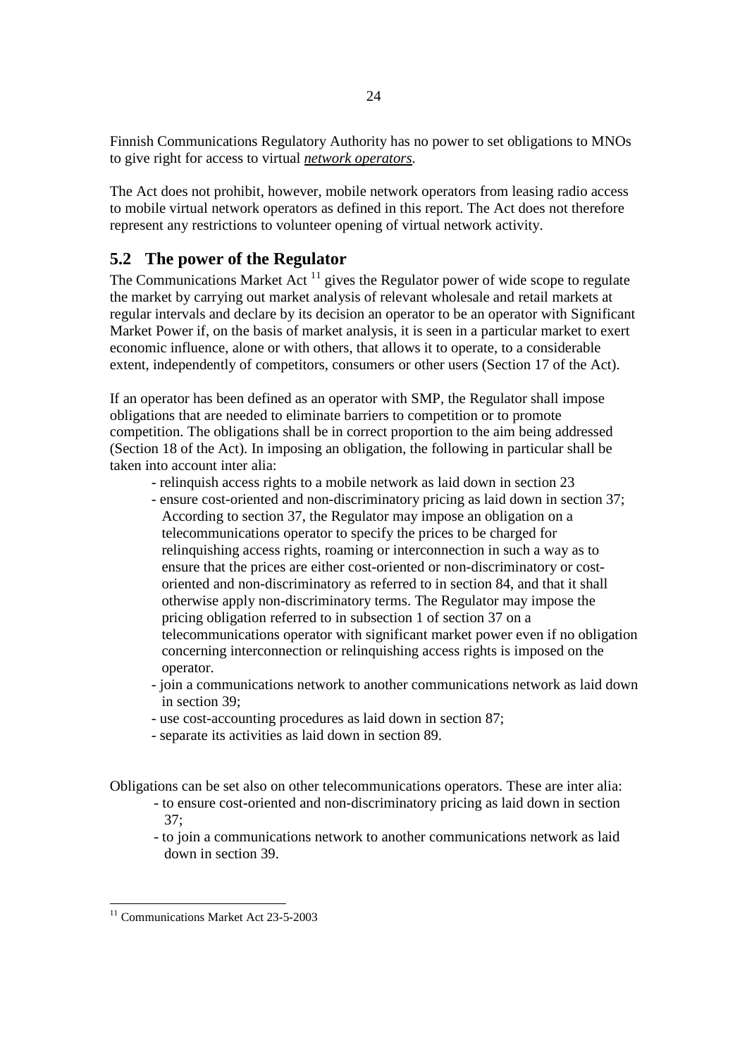Finnish Communications Regulatory Authority has no power to set obligations to MNOs to give right for access to virtual ***network operators***.

The Act does not prohibit, however, mobile network operators from leasing radio access to mobile virtual network operators as defined in this report. The Act does not therefore represent any restrictions to volunteer opening of virtual network activity.

## 5.2 The power of the Regulator

The Communications Market Act [11] gives the Regulator power of wide scope to regulate the market by carrying out market analysis of relevant wholesale and retail markets at regular intervals and declare by its decision an operator to be an operator with Significant Market Power if, on the basis of market analysis, it is seen in a particular market to exert economic influence, alone or with others, that allows it to operate, to a considerable extent, independently of competitors, consumers or other users (Section 17 of the Act).

If an operator has been defined as an operator with SMP, the Regulator shall impose obligations that are needed to eliminate barriers to competition or to promote competition. The obligations shall be in correct proportion to the aim being addressed (Section 18 of the Act). In imposing an obligation, the following in particular shall be taken into account inter alia:

- relinquish access rights to a mobile network as laid down in section 23
- ensure cost-oriented and non-discriminatory pricing as laid down in section 37; According to section 37, the Regulator may impose an obligation on a telecommunications operator to specify the prices to be charged for relinquishing access rights, roaming or interconnection in such a way as to ensure that the prices are either cost-oriented or non-discriminatory or cost-oriented and non-discriminatory as referred to in section 84, and that it shall otherwise apply non-discriminatory terms. The Regulator may impose the pricing obligation referred to in subsection 1 of section 37 on a telecommunications operator with significant market power even if no obligation concerning interconnection or relinquishing access rights is imposed on the operator.
- join a communications network to another communications network as laid down in section 39;
- use cost-accounting procedures as laid down in section 87;
- separate its activities as laid down in section 89.

Obligations can be set also on other telecommunications operators. These are inter alia:

- to ensure cost-oriented and non-discriminatory pricing as laid down in section 37;
- to join a communications network to another communications network as laid down in section 39.

[11] Communications Market Act 23-5-2003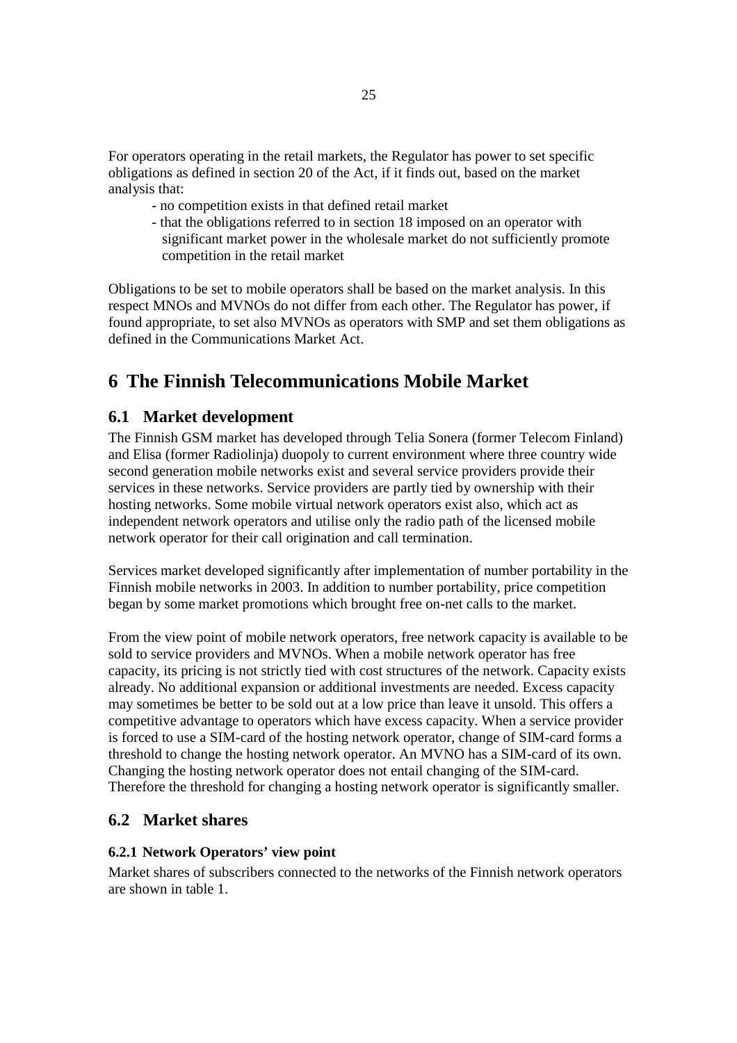For operators operating in the retail markets, the Regulator has power to set specific obligations as defined in section 20 of the Act, if it finds out, based on the market analysis that:

- no competition exists in that defined retail market
- that the obligations referred to in section 18 imposed on an operator with significant market power in the wholesale market do not sufficiently promote competition in the retail market

Obligations to be set to mobile operators shall be based on the market analysis. In this respect MNOs and MVNOs do not differ from each other. The Regulator has power, if found appropriate, to set also MVNOs as operators with SMP and set them obligations as defined in the Communications Market Act.

# 6 The Finnish Telecommunications Mobile Market

## 6.1 Market development

The Finnish GSM market has developed through Telia Sonera (former Telecom Finland) and Elisa (former Radiolinja) duopoly to current environment where three country wide second generation mobile networks exist and several service providers provide their services in these networks. Service providers are partly tied by ownership with their hosting networks. Some mobile virtual network operators exist also, which act as independent network operators and utilise only the radio path of the licensed mobile network operator for their call origination and call termination.

Services market developed significantly after implementation of number portability in the Finnish mobile networks in 2003. In addition to number portability, price competition began by some market promotions which brought free on-net calls to the market.

From the view point of mobile network operators, free network capacity is available to be sold to service providers and MVNOs. When a mobile network operator has free capacity, its pricing is not strictly tied with cost structures of the network. Capacity exists already. No additional expansion or additional investments are needed. Excess capacity may sometimes be better to be sold out at a low price than leave it unsold. This offers a competitive advantage to operators which have excess capacity. When a service provider is forced to use a SIM-card of the hosting network operator, change of SIM-card forms a threshold to change the hosting network operator. An MVNO has a SIM-card of its own. Changing the hosting network operator does not entail changing of the SIM-card. Therefore the threshold for changing a hosting network operator is significantly smaller.

## 6.2 Market shares

### 6.2.1 Network Operators' view point

Market shares of subscribers connected to the networks of the Finnish network operators are shown in table 1.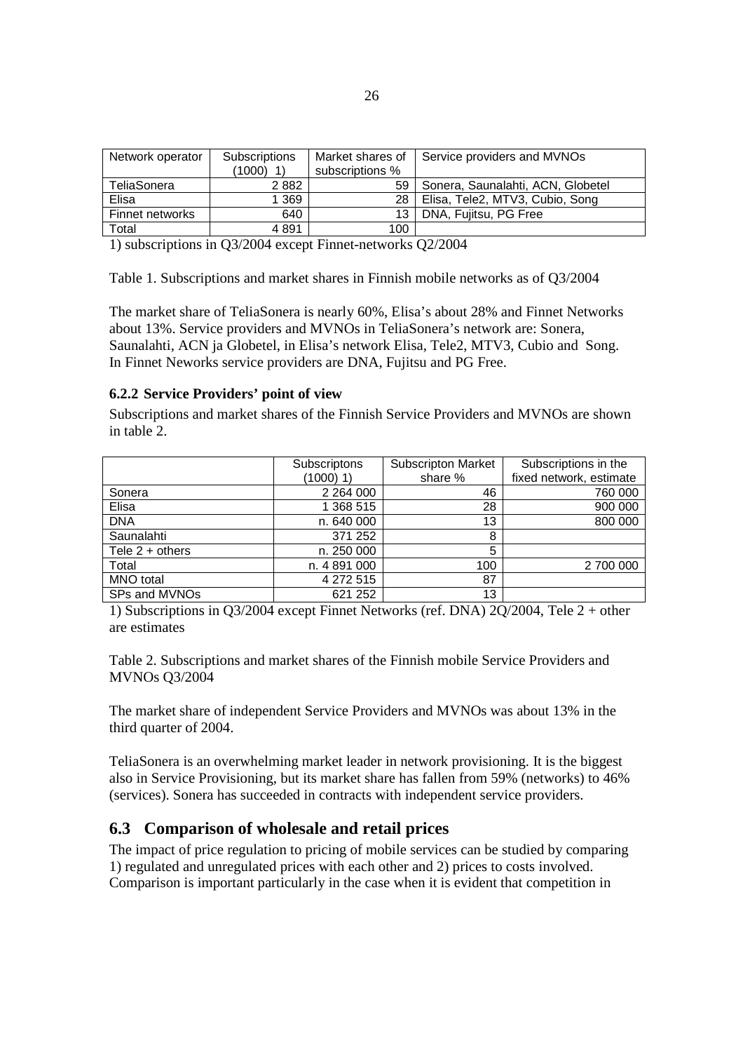| Network operator | Subscriptions (1000) 1) | Market shares of subscriptions % | Service providers and MVNOs |
|---|---|---|---|
| TeliaSonera | 2 882 | 59 | Sonera, Saunalahti, ACN, Globetel |
| Elisa | 1 369 | 28 | Elisa, Tele2, MTV3, Cubio, Song |
| Finnet networks | 640 | 13 | DNA, Fujitsu, PG Free |
| Total | 4 891 | 100 | |

1) subscriptions in Q3/2004 except Finnet-networks Q2/2004

Table 1. Subscriptions and market shares in Finnish mobile networks as of Q3/2004

The market share of TeliaSonera is nearly 60%, Elisa's about 28% and Finnet Networks about 13%. Service providers and MVNOs in TeliaSonera's network are: Sonera, Saunalahti, ACN ja Globetel, in Elisa's network Elisa, Tele2, MTV3, Cubio and Song. In Finnet Neworks service providers are DNA, Fujitsu and PG Free.

### 6.2.2 Service Providers' point of view

Subscriptions and market shares of the Finnish Service Providers and MVNOs are shown in table 2.

| | Subscriptons (1000) 1) | Subscripton Market share % | Subscriptions in the fixed network, estimate |
|---|---|---|---|
| Sonera | 2 264 000 | 46 | 760 000 |
| Elisa | 1 368 515 | 28 | 900 000 |
| DNA | n. 640 000 | 13 | 800 000 |
| Saunalahti | 371 252 | 8 | |
| Tele 2 + others | n. 250 000 | 5 | |
| Total | n. 4 891 000 | 100 | 2 700 000 |
| MNO total | 4 272 515 | 87 | |
| SPs and MVNOs | 621 252 | 13 | |

1) Subscriptions in Q3/2004 except Finnet Networks (ref. DNA) 2Q/2004, Tele 2 + other are estimates

Table 2. Subscriptions and market shares of the Finnish mobile Service Providers and MVNOs Q3/2004

The market share of independent Service Providers and MVNOs was about 13% in the third quarter of 2004.

TeliaSonera is an overwhelming market leader in network provisioning. It is the biggest also in Service Provisioning, but its market share has fallen from 59% (networks) to 46% (services). Sonera has succeeded in contracts with independent service providers.

## 6.3 Comparison of wholesale and retail prices

The impact of price regulation to pricing of mobile services can be studied by comparing 1) regulated and unregulated prices with each other and 2) prices to costs involved. Comparison is important particularly in the case when it is evident that competition in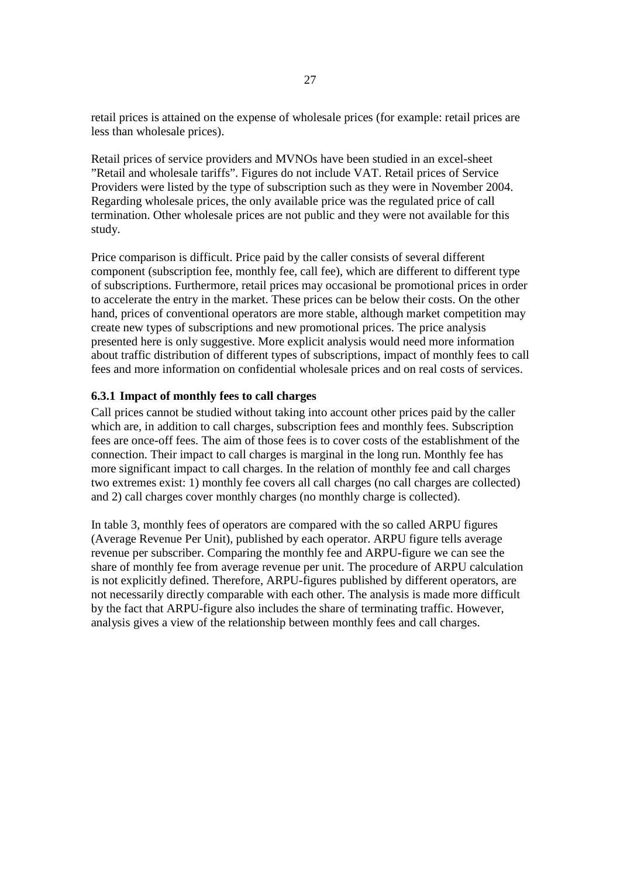retail prices is attained on the expense of wholesale prices (for example: retail prices are less than wholesale prices).

Retail prices of service providers and MVNOs have been studied in an excel-sheet ”Retail and wholesale tariffs”. Figures do not include VAT. Retail prices of Service Providers were listed by the type of subscription such as they were in November 2004. Regarding wholesale prices, the only available price was the regulated price of call termination. Other wholesale prices are not public and they were not available for this study.

Price comparison is difficult. Price paid by the caller consists of several different component (subscription fee, monthly fee, call fee), which are different to different type of subscriptions. Furthermore, retail prices may occasional be promotional prices in order to accelerate the entry in the market. These prices can be below their costs. On the other hand, prices of conventional operators are more stable, although market competition may create new types of subscriptions and new promotional prices. The price analysis presented here is only suggestive. More explicit analysis would need more information about traffic distribution of different types of subscriptions, impact of monthly fees to call fees and more information on confidential wholesale prices and on real costs of services.

### 6.3.1 Impact of monthly fees to call charges

Call prices cannot be studied without taking into account other prices paid by the caller which are, in addition to call charges, subscription fees and monthly fees. Subscription fees are once-off fees. The aim of those fees is to cover costs of the establishment of the connection. Their impact to call charges is marginal in the long run. Monthly fee has more significant impact to call charges. In the relation of monthly fee and call charges two extremes exist: 1) monthly fee covers all call charges (no call charges are collected) and 2) call charges cover monthly charges (no monthly charge is collected).

In table 3, monthly fees of operators are compared with the so called ARPU figures (Average Revenue Per Unit), published by each operator. ARPU figure tells average revenue per subscriber. Comparing the monthly fee and ARPU-figure we can see the share of monthly fee from average revenue per unit. The procedure of ARPU calculation is not explicitly defined. Therefore, ARPU-figures published by different operators, are not necessarily directly comparable with each other. The analysis is made more difficult by the fact that ARPU-figure also includes the share of terminating traffic. However, analysis gives a view of the relationship between monthly fees and call charges.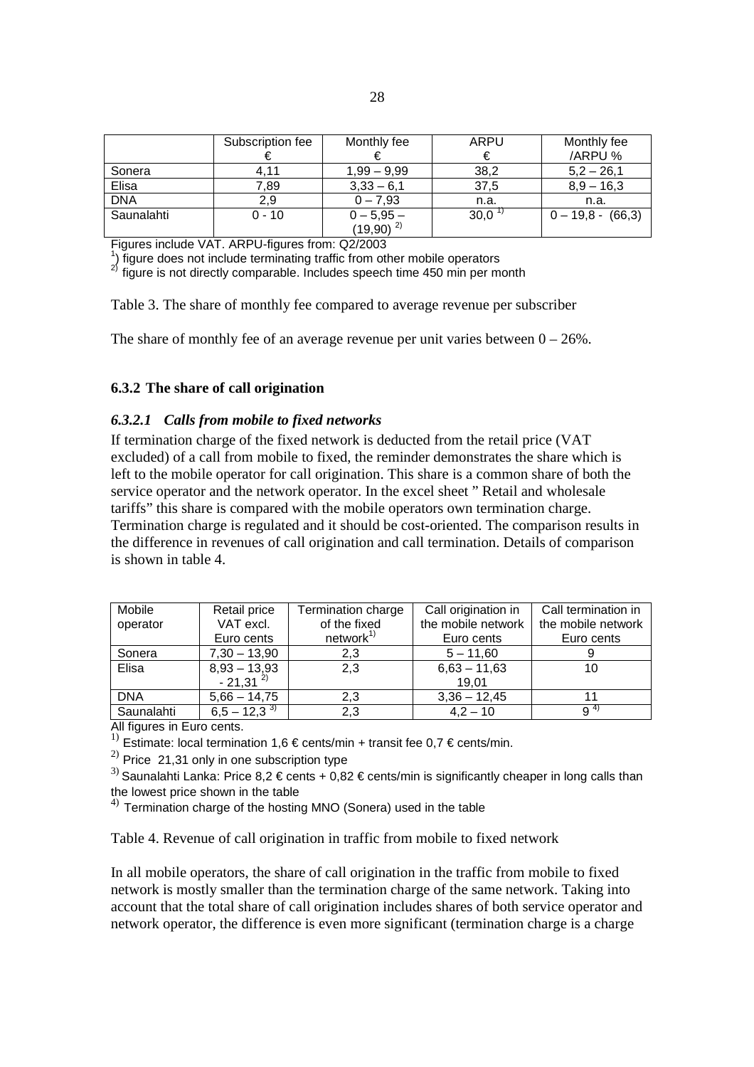|  | Subscription fee € | Monthly fee € | ARPU € | Monthly fee /ARPU % |
|---|---|---|---|---|
| Sonera | 4,11 | 1,99 – 9,99 | 38,2 | 5,2 – 26,1 |
| Elisa | 7,89 | 3,33 – 6,1 | 37,5 | 8,9 – 16,3 |
| DNA | 2,9 | 0 – 7,93 | n.a. | n.a. |
| Saunalahti | 0 - 10 | 0 – 5,95 – (19,90) [2] | 30,0 [1] | 0 – 19,8 - (66,3) |

Figures include VAT. ARPU-figures from: Q2/2003

[1]) figure does not include terminating traffic from other mobile operators

[2]) figure is not directly comparable. Includes speech time 450 min per month

Table 3. The share of monthly fee compared to average revenue per subscriber

The share of monthly fee of an average revenue per unit varies between 0 – 26%.

### 6.3.2 The share of call origination

#### *6.3.2.1 Calls from mobile to fixed networks*

If termination charge of the fixed network is deducted from the retail price (VAT excluded) of a call from mobile to fixed, the reminder demonstrates the share which is left to the mobile operator for call origination. This share is a common share of both the service operator and the network operator. In the excel sheet " Retail and wholesale tariffs" this share is compared with the mobile operators own termination charge. Termination charge is regulated and it should be cost-oriented. The comparison results in the difference in revenues of call origination and call termination. Details of comparison is shown in table 4.

| Mobile operator | Retail price VAT excl. Euro cents | Termination charge of the fixed network[1] | Call origination in the mobile network Euro cents | Call termination in the mobile network Euro cents |
|---|---|---|---|---|
| Sonera | 7,30 – 13,90 | 2,3 | 5 – 11,60 | 9 |
| Elisa | 8,93 – 13,93 - 21,31 [2] | 2,3 | 6,63 – 11,63 19,01 | 10 |
| DNA | 5,66 – 14,75 | 2,3 | 3,36 – 12,45 | 11 |
| Saunalahti | 6,5 – 12,3 [3] | 2,3 | 4,2 – 10 | 9 [4] |

All figures in Euro cents.

[1]) Estimate: local termination 1,6 € cents/min + transit fee 0,7 € cents/min.

[2]) Price 21,31 only in one subscription type

[3]) Saunalahti Lanka: Price 8,2 € cents + 0,82 € cents/min is significantly cheaper in long calls than the lowest price shown in the table

[4]) Termination charge of the hosting MNO (Sonera) used in the table

Table 4. Revenue of call origination in traffic from mobile to fixed network

In all mobile operators, the share of call origination in the traffic from mobile to fixed network is mostly smaller than the termination charge of the same network. Taking into account that the total share of call origination includes shares of both service operator and network operator, the difference is even more significant (termination charge is a charge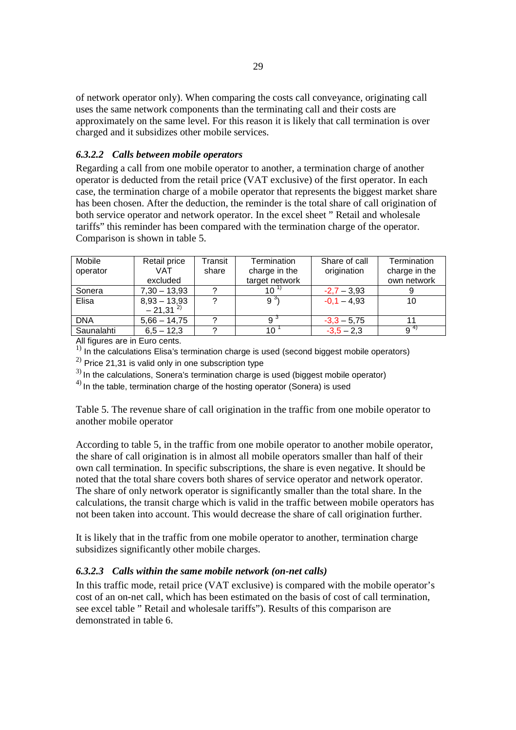of network operator only). When comparing the costs call conveyance, originating call uses the same network components than the terminating call and their costs are approximately on the same level. For this reason it is likely that call termination is over charged and it subsidizes other mobile services.

### *6.3.2.2 Calls between mobile operators*

Regarding a call from one mobile operator to another, a termination charge of another operator is deducted from the retail price (VAT exclusive) of the first operator. In each case, the termination charge of a mobile operator that represents the biggest market share has been chosen. After the deduction, the reminder is the total share of call origination of both service operator and network operator. In the excel sheet " Retail and wholesale tariffs" this reminder has been compared with the termination charge of the operator. Comparison is shown in table 5.

| Mobile operator | Retail price VAT excluded | Transit share | Termination charge in the target network | Share of call origination | Termination charge in the own network |
|---|---|---|---|---|---|
| Sonera | 7,30 – 13,93 | ? | 10 [1)] | -2,7 – 3,93 | 9 |
| Elisa | 8,93 – 13,93 – 21,31 [2)] | ? | 9 [3)] | -0,1 – 4,93 | 10 |
| DNA | 5,66 – 14,75 | ? | 9 [3] | -3,3 – 5,75 | 11 |
| Saunalahti | 6,5 – 12,3 | ? | 10 [1] | -3,5 – 2,3 | 9 [4)] |

All figures are in Euro cents.

[1)] In the calculations Elisa's termination charge is used (second biggest mobile operators)

[2)] Price 21,31 is valid only in one subscription type

[3)] In the calculations, Sonera's termination charge is used (biggest mobile operator)

[4)] In the table, termination charge of the hosting operator (Sonera) is used

Table 5. The revenue share of call origination in the traffic from one mobile operator to another mobile operator

According to table 5, in the traffic from one mobile operator to another mobile operator, the share of call origination is in almost all mobile operators smaller than half of their own call termination. In specific subscriptions, the share is even negative. It should be noted that the total share covers both shares of service operator and network operator. The share of only network operator is significantly smaller than the total share. In the calculations, the transit charge which is valid in the traffic between mobile operators has not been taken into account. This would decrease the share of call origination further.

It is likely that in the traffic from one mobile operator to another, termination charge subsidizes significantly other mobile charges.

### *6.3.2.3 Calls within the same mobile network (on-net calls)*

In this traffic mode, retail price (VAT exclusive) is compared with the mobile operator's cost of an on-net call, which has been estimated on the basis of cost of call termination, see excel table " Retail and wholesale tariffs"). Results of this comparison are demonstrated in table 6.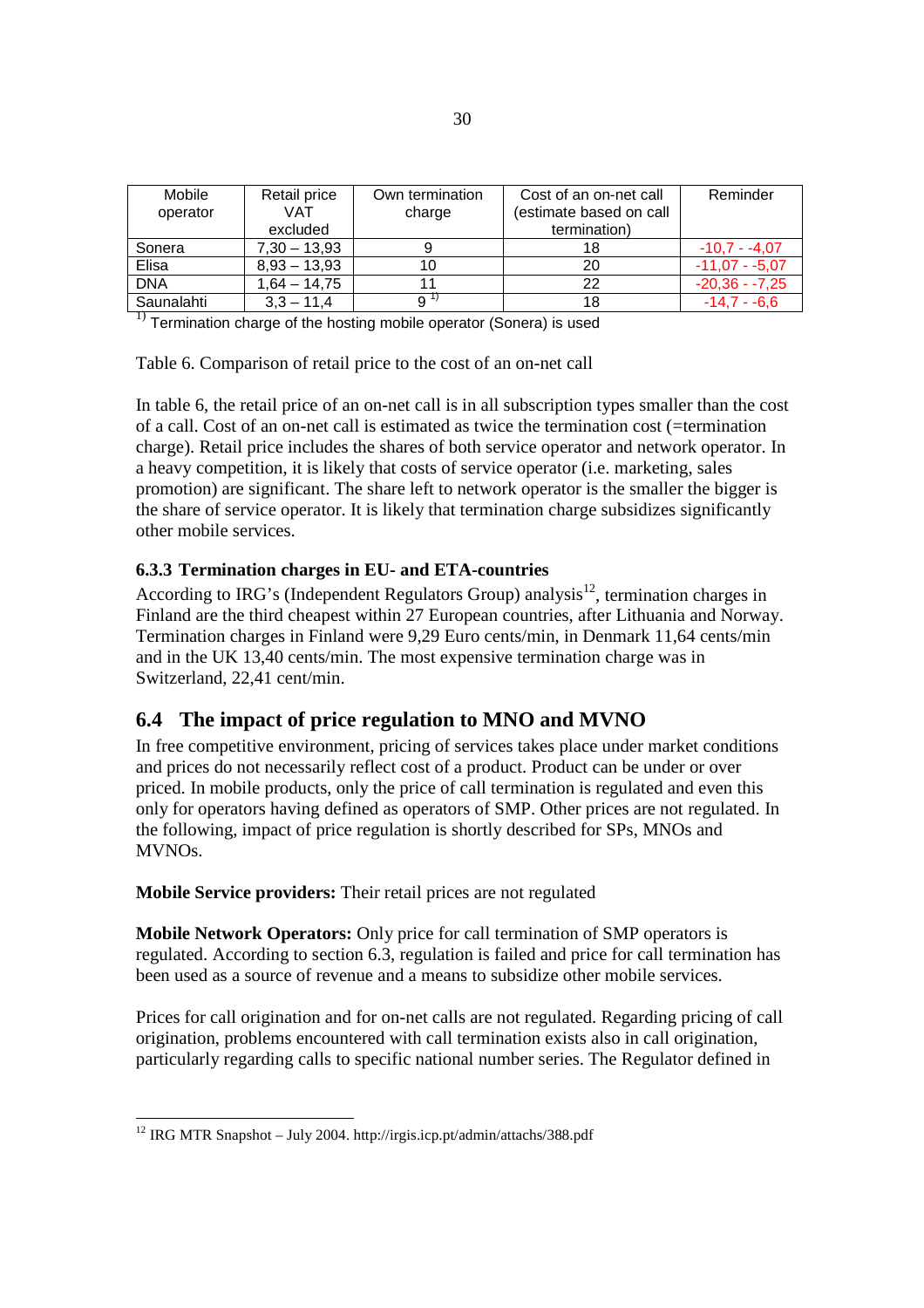| Mobile operator | Retail price VAT excluded | Own termination charge | Cost of an on-net call (estimate based on call termination) | Reminder |
|---|---|---|---|---|
| Sonera | 7,30 – 13,93 | 9 | 18 | -10,7 - -4,07 |
| Elisa | 8,93 – 13,93 | 10 | 20 | -11,07 - -5,07 |
| DNA | 1,64 – 14,75 | 11 | 22 | -20,36 - -7,25 |
| Saunalahti | 3,3 – 11,4 | 9 [1)] | 18 | -14,7 - -6,6 |

[1)] Termination charge of the hosting mobile operator (Sonera) is used

Table 6. Comparison of retail price to the cost of an on-net call

In table 6, the retail price of an on-net call is in all subscription types smaller than the cost of a call. Cost of an on-net call is estimated as twice the termination cost (=termination charge). Retail price includes the shares of both service operator and network operator. In a heavy competition, it is likely that costs of service operator (i.e. marketing, sales promotion) are significant. The share left to network operator is the smaller the bigger is the share of service operator. It is likely that termination charge subsidizes significantly other mobile services.

### 6.3.3 Termination charges in EU- and ETA-countries

According to IRG's (Independent Regulators Group) analysis[12], termination charges in Finland are the third cheapest within 27 European countries, after Lithuania and Norway. Termination charges in Finland were 9,29 Euro cents/min, in Denmark 11,64 cents/min and in the UK 13,40 cents/min. The most expensive termination charge was in Switzerland, 22,41 cent/min.

## 6.4 The impact of price regulation to MNO and MVNO

In free competitive environment, pricing of services takes place under market conditions and prices do not necessarily reflect cost of a product. Product can be under or over priced. In mobile products, only the price of call termination is regulated and even this only for operators having defined as operators of SMP. Other prices are not regulated. In the following, impact of price regulation is shortly described for SPs, MNOs and MVNOs.

**Mobile Service providers:** Their retail prices are not regulated

**Mobile Network Operators:** Only price for call termination of SMP operators is regulated. According to section 6.3, regulation is failed and price for call termination has been used as a source of revenue and a means to subsidize other mobile services.

Prices for call origination and for on-net calls are not regulated. Regarding pricing of call origination, problems encountered with call termination exists also in call origination, particularly regarding calls to specific national number series. The Regulator defined in

[12] IRG MTR Snapshot – July 2004. http://irgis.icp.pt/admin/attachs/388.pdf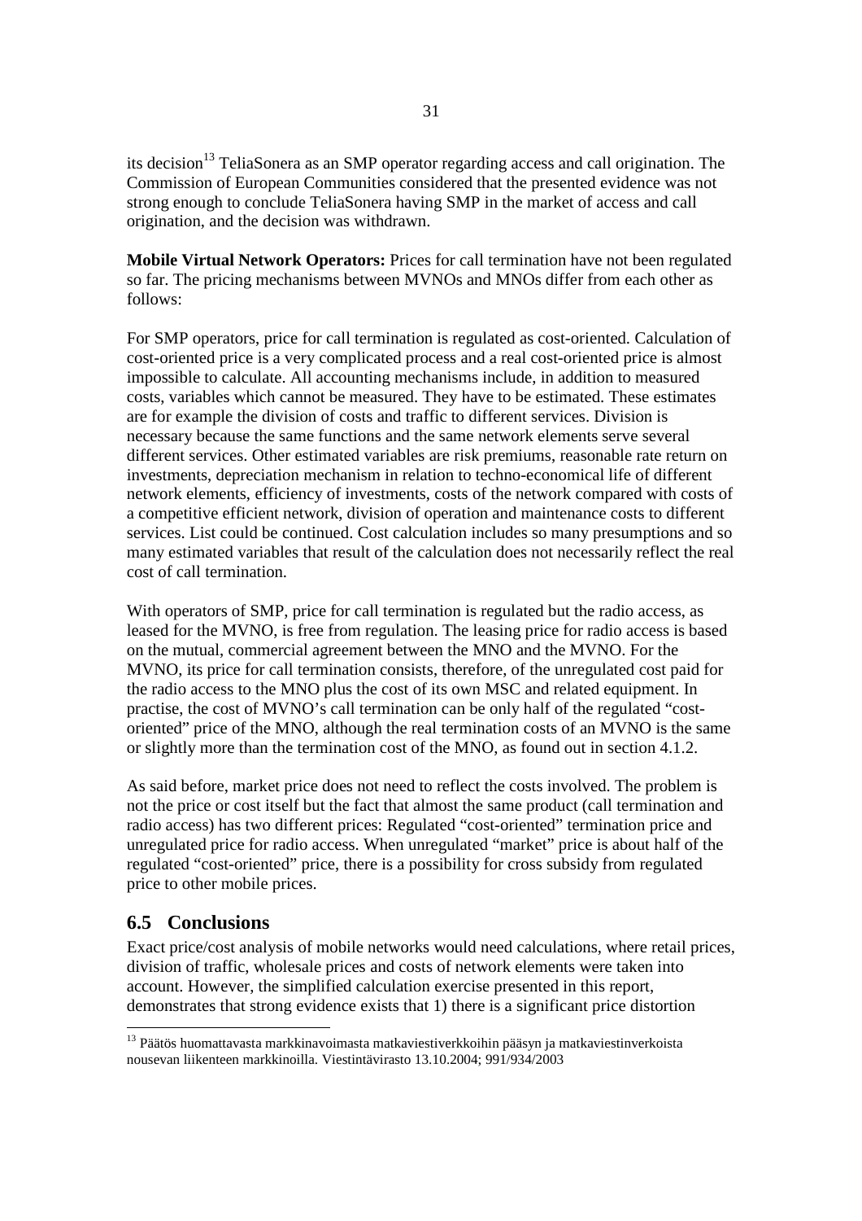its decision[13] TeliaSonera as an SMP operator regarding access and call origination. The Commission of European Communities considered that the presented evidence was not strong enough to conclude TeliaSonera having SMP in the market of access and call origination, and the decision was withdrawn.

**Mobile Virtual Network Operators:** Prices for call termination have not been regulated so far. The pricing mechanisms between MVNOs and MNOs differ from each other as follows:

For SMP operators, price for call termination is regulated as cost-oriented. Calculation of cost-oriented price is a very complicated process and a real cost-oriented price is almost impossible to calculate. All accounting mechanisms include, in addition to measured costs, variables which cannot be measured. They have to be estimated. These estimates are for example the division of costs and traffic to different services. Division is necessary because the same functions and the same network elements serve several different services. Other estimated variables are risk premiums, reasonable rate return on investments, depreciation mechanism in relation to techno-economical life of different network elements, efficiency of investments, costs of the network compared with costs of a competitive efficient network, division of operation and maintenance costs to different services. List could be continued. Cost calculation includes so many presumptions and so many estimated variables that result of the calculation does not necessarily reflect the real cost of call termination.

With operators of SMP, price for call termination is regulated but the radio access, as leased for the MVNO, is free from regulation. The leasing price for radio access is based on the mutual, commercial agreement between the MNO and the MVNO. For the MVNO, its price for call termination consists, therefore, of the unregulated cost paid for the radio access to the MNO plus the cost of its own MSC and related equipment. In practise, the cost of MVNO's call termination can be only half of the regulated "cost-oriented" price of the MNO, although the real termination costs of an MVNO is the same or slightly more than the termination cost of the MNO, as found out in section 4.1.2.

As said before, market price does not need to reflect the costs involved. The problem is not the price or cost itself but the fact that almost the same product (call termination and radio access) has two different prices: Regulated "cost-oriented" termination price and unregulated price for radio access. When unregulated "market" price is about half of the regulated "cost-oriented" price, there is a possibility for cross subsidy from regulated price to other mobile prices.

## 6.5 Conclusions

Exact price/cost analysis of mobile networks would need calculations, where retail prices, division of traffic, wholesale prices and costs of network elements were taken into account. However, the simplified calculation exercise presented in this report, demonstrates that strong evidence exists that 1) there is a significant price distortion

---

[13] Päätös huomattavasta markkinavoimasta matkaviestiverkkoihin pääsyn ja matkaviestinverkoista nousevan liikenteen markkinoilla. Viestintävirasto 13.10.2004; 991/934/2003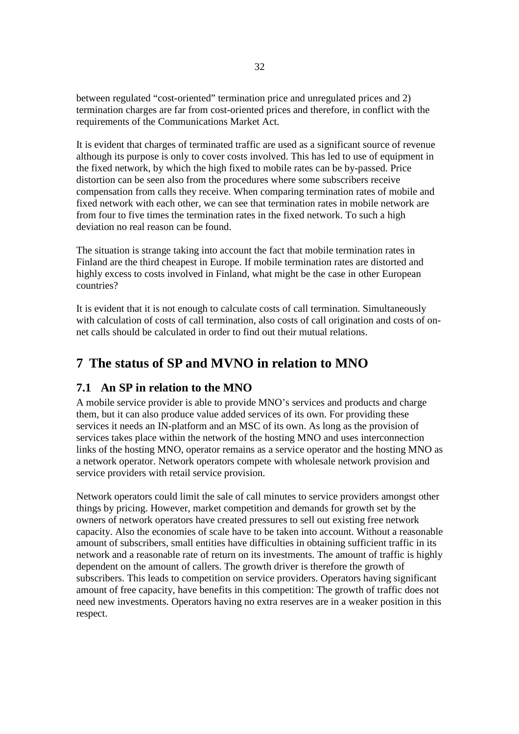between regulated "cost-oriented" termination price and unregulated prices and 2) termination charges are far from cost-oriented prices and therefore, in conflict with the requirements of the Communications Market Act.

It is evident that charges of terminated traffic are used as a significant source of revenue although its purpose is only to cover costs involved. This has led to use of equipment in the fixed network, by which the high fixed to mobile rates can be by-passed. Price distortion can be seen also from the procedures where some subscribers receive compensation from calls they receive. When comparing termination rates of mobile and fixed network with each other, we can see that termination rates in mobile network are from four to five times the termination rates in the fixed network. To such a high deviation no real reason can be found.

The situation is strange taking into account the fact that mobile termination rates in Finland are the third cheapest in Europe. If mobile termination rates are distorted and highly excess to costs involved in Finland, what might be the case in other European countries?

It is evident that it is not enough to calculate costs of call termination. Simultaneously with calculation of costs of call termination, also costs of call origination and costs of on-net calls should be calculated in order to find out their mutual relations.

# 7 The status of SP and MVNO in relation to MNO

## 7.1 An SP in relation to the MNO

A mobile service provider is able to provide MNO's services and products and charge them, but it can also produce value added services of its own. For providing these services it needs an IN-platform and an MSC of its own. As long as the provision of services takes place within the network of the hosting MNO and uses interconnection links of the hosting MNO, operator remains as a service operator and the hosting MNO as a network operator. Network operators compete with wholesale network provision and service providers with retail service provision.

Network operators could limit the sale of call minutes to service providers amongst other things by pricing. However, market competition and demands for growth set by the owners of network operators have created pressures to sell out existing free network capacity. Also the economies of scale have to be taken into account. Without a reasonable amount of subscribers, small entities have difficulties in obtaining sufficient traffic in its network and a reasonable rate of return on its investments. The amount of traffic is highly dependent on the amount of callers. The growth driver is therefore the growth of subscribers. This leads to competition on service providers. Operators having significant amount of free capacity, have benefits in this competition: The growth of traffic does not need new investments. Operators having no extra reserves are in a weaker position in this respect.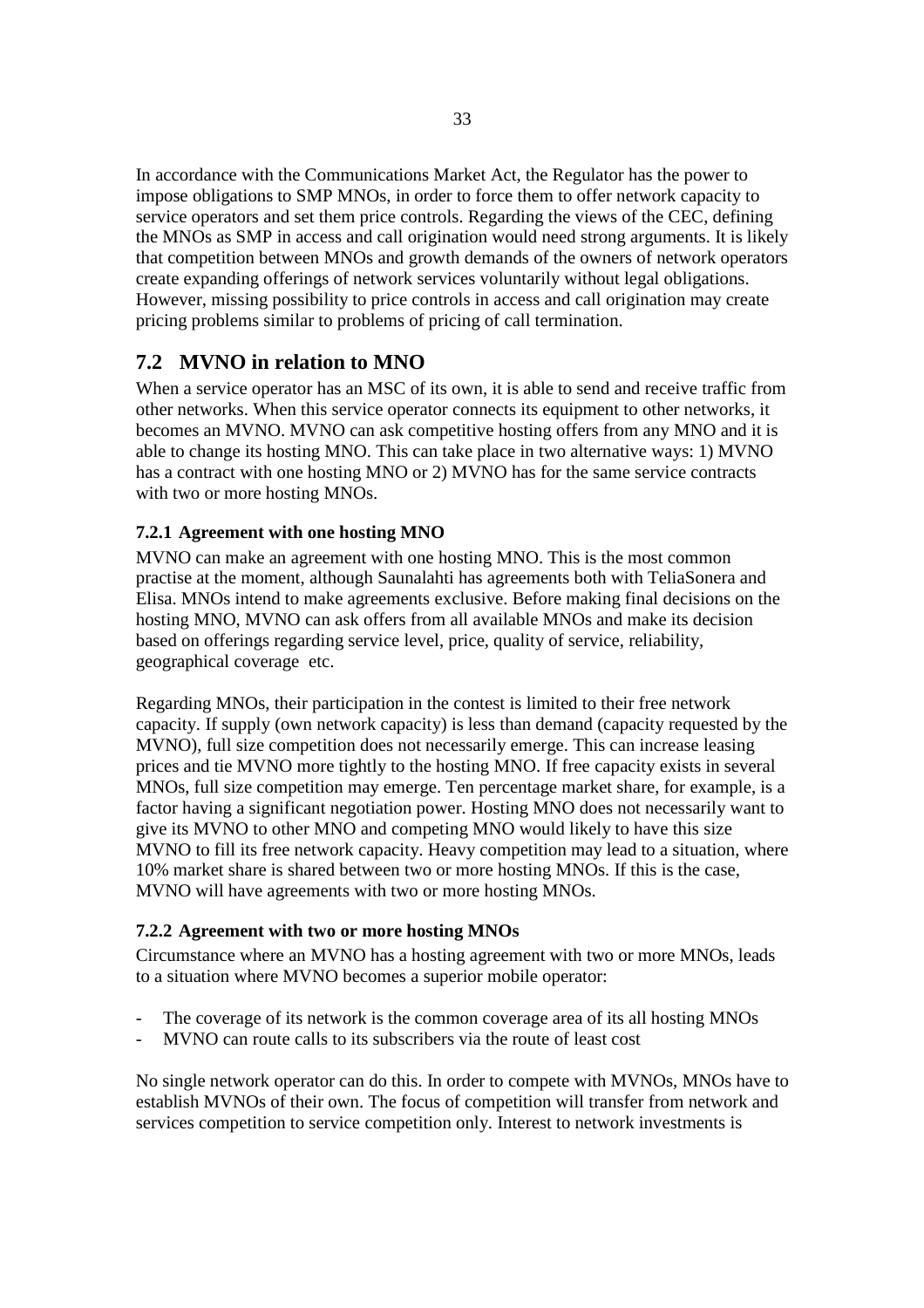In accordance with the Communications Market Act, the Regulator has the power to impose obligations to SMP MNOs, in order to force them to offer network capacity to service operators and set them price controls. Regarding the views of the CEC, defining the MNOs as SMP in access and call origination would need strong arguments. It is likely that competition between MNOs and growth demands of the owners of network operators create expanding offerings of network services voluntarily without legal obligations. However, missing possibility to price controls in access and call origination may create pricing problems similar to problems of pricing of call termination.

## 7.2 MVNO in relation to MNO

When a service operator has an MSC of its own, it is able to send and receive traffic from other networks. When this service operator connects its equipment to other networks, it becomes an MVNO. MVNO can ask competitive hosting offers from any MNO and it is able to change its hosting MNO. This can take place in two alternative ways: 1) MVNO has a contract with one hosting MNO or 2) MVNO has for the same service contracts with two or more hosting MNOs.

### 7.2.1 Agreement with one hosting MNO

MVNO can make an agreement with one hosting MNO. This is the most common practise at the moment, although Saunalahti has agreements both with TeliaSonera and Elisa. MNOs intend to make agreements exclusive. Before making final decisions on the hosting MNO, MVNO can ask offers from all available MNOs and make its decision based on offerings regarding service level, price, quality of service, reliability, geographical coverage etc.

Regarding MNOs, their participation in the contest is limited to their free network capacity. If supply (own network capacity) is less than demand (capacity requested by the MVNO), full size competition does not necessarily emerge. This can increase leasing prices and tie MVNO more tightly to the hosting MNO. If free capacity exists in several MNOs, full size competition may emerge. Ten percentage market share, for example, is a factor having a significant negotiation power. Hosting MNO does not necessarily want to give its MVNO to other MNO and competing MNO would likely to have this size MVNO to fill its free network capacity. Heavy competition may lead to a situation, where 10% market share is shared between two or more hosting MNOs. If this is the case, MVNO will have agreements with two or more hosting MNOs.

### 7.2.2 Agreement with two or more hosting MNOs

Circumstance where an MVNO has a hosting agreement with two or more MNOs, leads to a situation where MVNO becomes a superior mobile operator:

- The coverage of its network is the common coverage area of its all hosting MNOs
- MVNO can route calls to its subscribers via the route of least cost

No single network operator can do this. In order to compete with MVNOs, MNOs have to establish MVNOs of their own. The focus of competition will transfer from network and services competition to service competition only. Interest to network investments is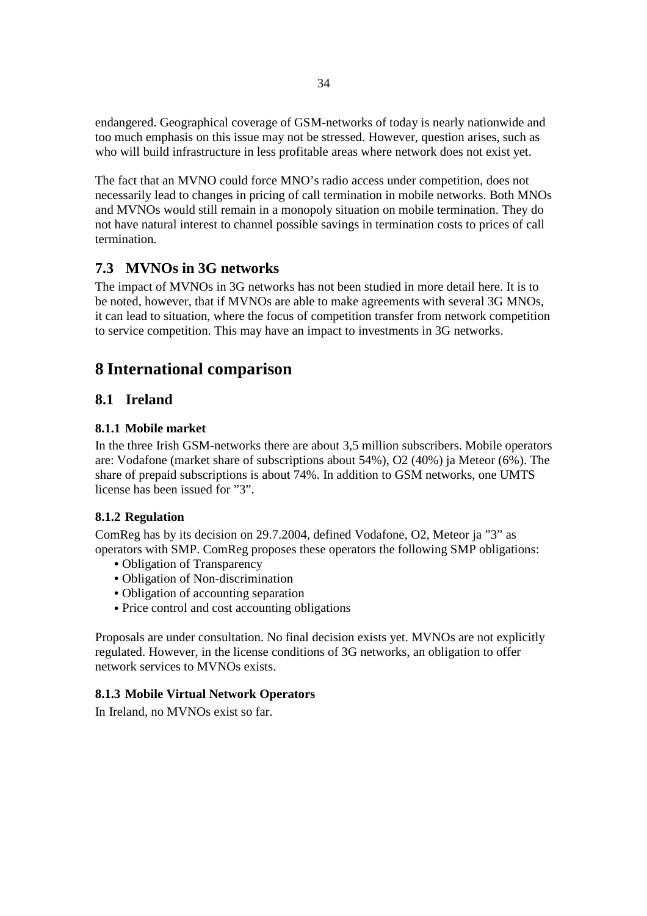endangered. Geographical coverage of GSM-networks of today is nearly nationwide and too much emphasis on this issue may not be stressed. However, question arises, such as who will build infrastructure in less profitable areas where network does not exist yet.

The fact that an MVNO could force MNO's radio access under competition, does not necessarily lead to changes in pricing of call termination in mobile networks. Both MNOs and MVNOs would still remain in a monopoly situation on mobile termination. They do not have natural interest to channel possible savings in termination costs to prices of call termination.

## 7.3 MVNOs in 3G networks

The impact of MVNOs in 3G networks has not been studied in more detail here. It is to be noted, however, that if MVNOs are able to make agreements with several 3G MNOs, it can lead to situation, where the focus of competition transfer from network competition to service competition. This may have an impact to investments in 3G networks.

# 8 International comparison

## 8.1 Ireland

### 8.1.1 Mobile market

In the three Irish GSM-networks there are about 3,5 million subscribers. Mobile operators are: Vodafone (market share of subscriptions about 54%), O2 (40%) ja Meteor (6%). The share of prepaid subscriptions is about 74%. In addition to GSM networks, one UMTS license has been issued for "3".

### 8.1.2 Regulation

ComReg has by its decision on 29.7.2004, defined Vodafone, O2, Meteor ja "3" as operators with SMP. ComReg proposes these operators the following SMP obligations:

- Obligation of Transparency
- Obligation of Non-discrimination
- Obligation of accounting separation
- Price control and cost accounting obligations

Proposals are under consultation. No final decision exists yet. MVNOs are not explicitly regulated. However, in the license conditions of 3G networks, an obligation to offer network services to MVNOs exists.

### 8.1.3 Mobile Virtual Network Operators

In Ireland, no MVNOs exist so far.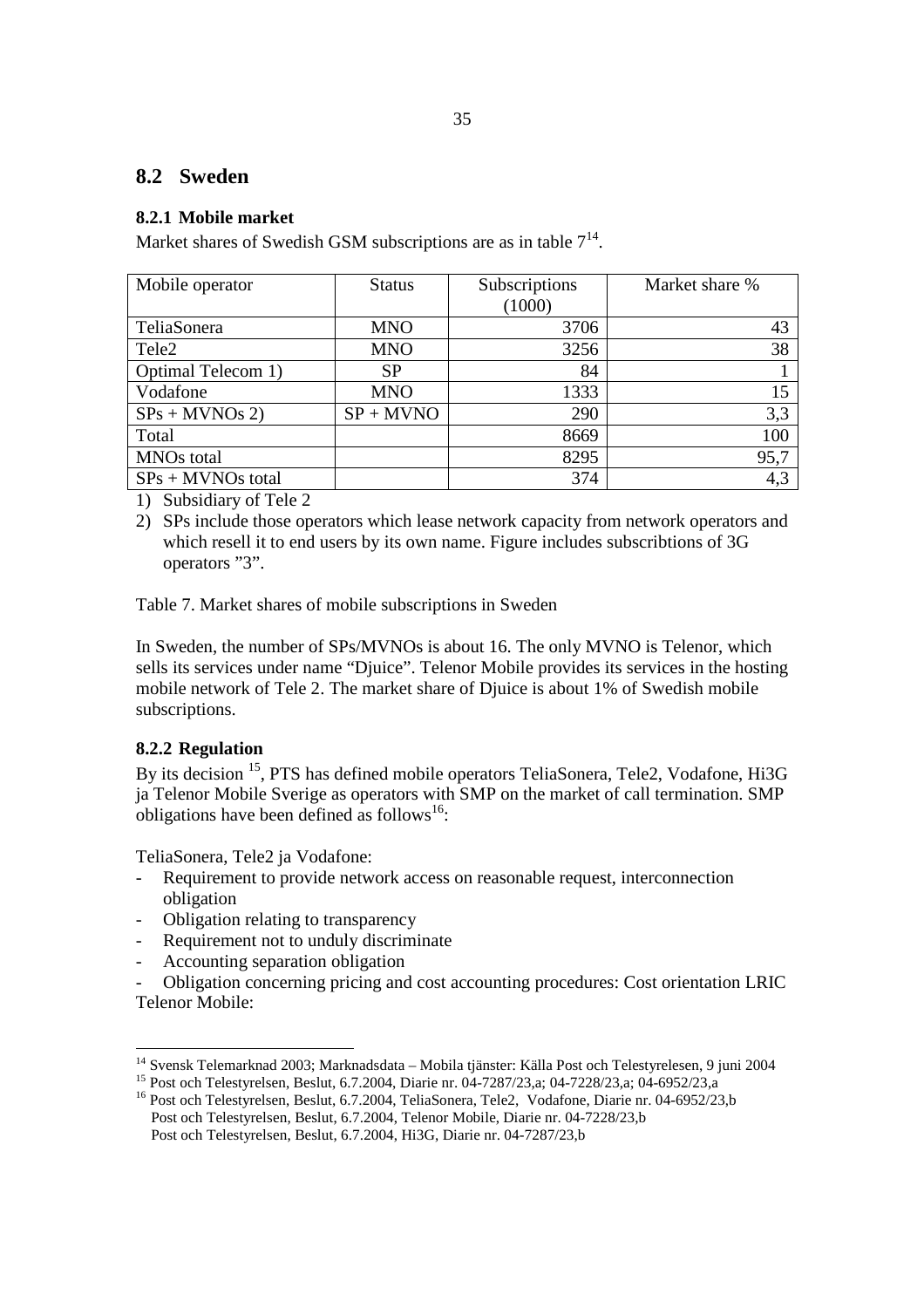## 8.2 Sweden

### 8.2.1 Mobile market

Market shares of Swedish GSM subscriptions are as in table 7[14].

| Mobile operator | Status | Subscriptions (1000) | Market share % |
|---|---|---|---|
| TeliaSonera | MNO | 3706 | 43 |
| Tele2 | MNO | 3256 | 38 |
| Optimal Telecom 1) | SP | 84 | 1 |
| Vodafone | MNO | 1333 | 15 |
| SPs + MVNOs 2) | SP + MVNO | 290 | 3,3 |
| Total | | 8669 | 100 |
| MNOs total | | 8295 | 95,7 |
| SPs + MVNOs total | | 374 | 4,3 |

1) Subsidiary of Tele 2
2) SPs include those operators which lease network capacity from network operators and which resell it to end users by its own name. Figure includes subscribtions of 3G operators "3".

Table 7. Market shares of mobile subscriptions in Sweden

In Sweden, the number of SPs/MVNOs is about 16. The only MVNO is Telenor, which sells its services under name "Djuice". Telenor Mobile provides its services in the hosting mobile network of Tele 2. The market share of Djuice is about 1% of Swedish mobile subscriptions.

### 8.2.2 Regulation

By its decision [15], PTS has defined mobile operators TeliaSonera, Tele2, Vodafone, Hi3G ja Telenor Mobile Sverige as operators with SMP on the market of call termination. SMP obligations have been defined as follows[16]:

TeliaSonera, Tele2 ja Vodafone:

- Requirement to provide network access on reasonable request, interconnection obligation
- Obligation relating to transparency
- Requirement not to unduly discriminate
- Accounting separation obligation
- Obligation concerning pricing and cost accounting procedures: Cost orientation LRIC

Telenor Mobile:

[14] Svensk Telemarknad 2003; Marknadsdata – Mobila tjänster: Källa Post och Telestyrelesen, 9 juni 2004

[15] Post och Telestyrelsen, Beslut, 6.7.2004, Diarie nr. 04-7287/23,a; 04-7228/23,a; 04-6952/23,a

[16] Post och Telestyrelsen, Beslut, 6.7.2004, TeliaSonera, Tele2, Vodafone, Diarie nr. 04-6952/23,b
Post och Telestyrelsen, Beslut, 6.7.2004, Telenor Mobile, Diarie nr. 04-7228/23,b
Post och Telestyrelsen, Beslut, 6.7.2004, Hi3G, Diarie nr. 04-7287/23,b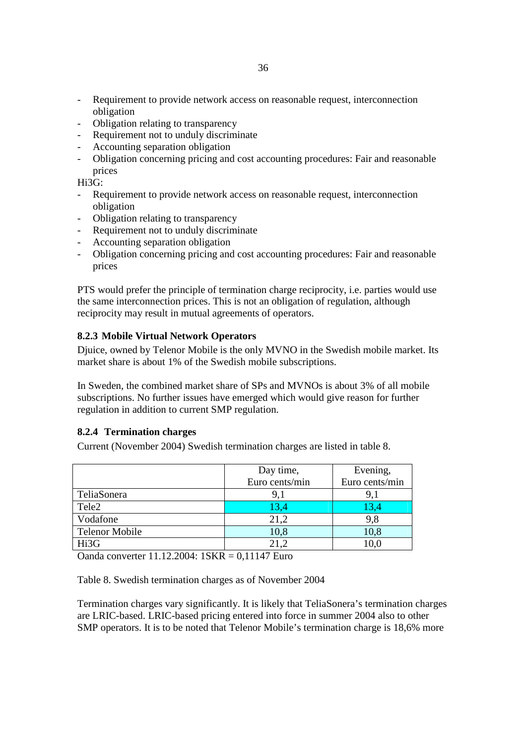- Requirement to provide network access on reasonable request, interconnection obligation
- Obligation relating to transparency
- Requirement not to unduly discriminate
- Accounting separation obligation
- Obligation concerning pricing and cost accounting procedures: Fair and reasonable prices

Hi3G:

- Requirement to provide network access on reasonable request, interconnection obligation
- Obligation relating to transparency
- Requirement not to unduly discriminate
- Accounting separation obligation
- Obligation concerning pricing and cost accounting procedures: Fair and reasonable prices

PTS would prefer the principle of termination charge reciprocity, i.e. parties would use the same interconnection prices. This is not an obligation of regulation, although reciprocity may result in mutual agreements of operators.

### 8.2.3 Mobile Virtual Network Operators

Djuice, owned by Telenor Mobile is the only MVNO in the Swedish mobile market. Its market share is about 1% of the Swedish mobile subscriptions.

In Sweden, the combined market share of SPs and MVNOs is about 3% of all mobile subscriptions. No further issues have emerged which would give reason for further regulation in addition to current SMP regulation.

### 8.2.4 Termination charges

Current (November 2004) Swedish termination charges are listed in table 8.

| | Day time, Euro cents/min | Evening, Euro cents/min |
|---|---|---|
| TeliaSonera | 9,1 | 9,1 |
| Tele2 | 13,4 | 13,4 |
| Vodafone | 21,2 | 9,8 |
| Telenor Mobile | 10,8 | 10,8 |
| Hi3G | 21,2 | 10,0 |

Oanda converter 11.12.2004: 1SKR = 0,11147 Euro

Table 8. Swedish termination charges as of November 2004

Termination charges vary significantly. It is likely that TeliaSonera's termination charges are LRIC-based. LRIC-based pricing entered into force in summer 2004 also to other SMP operators. It is to be noted that Telenor Mobile's termination charge is 18,6% more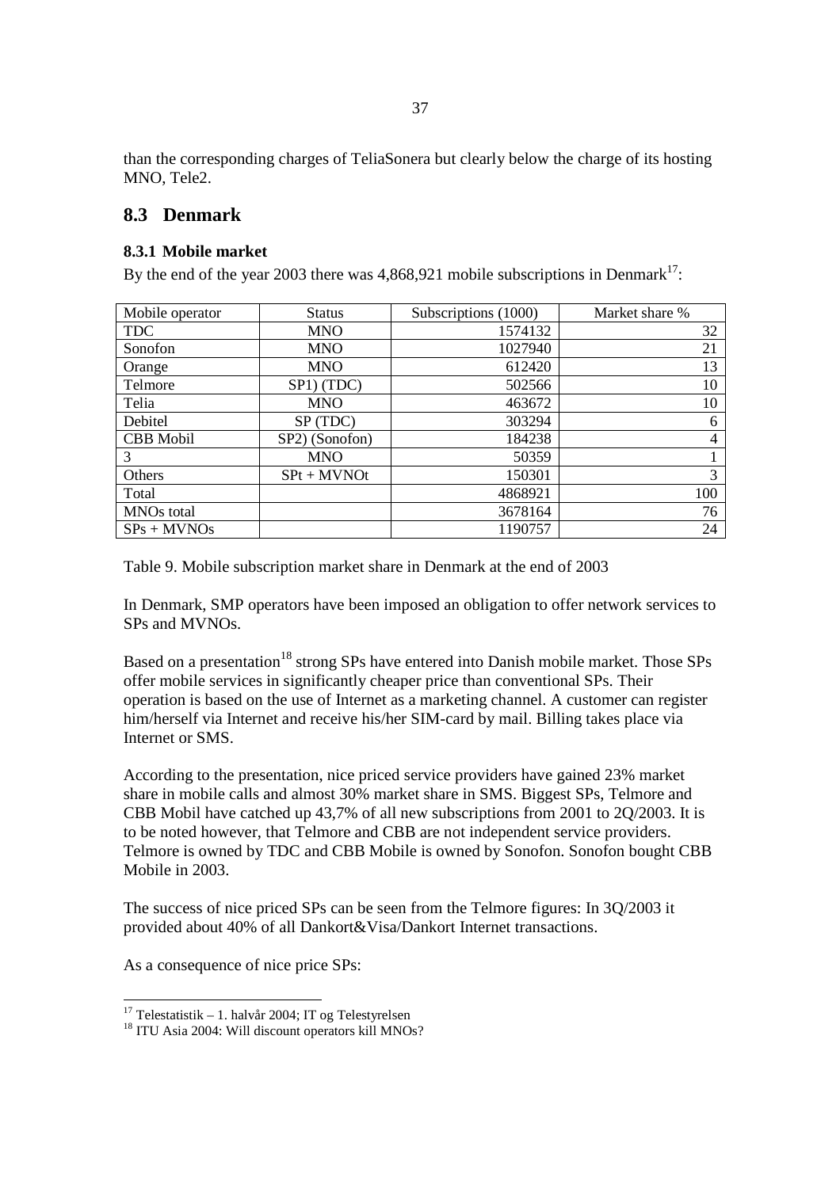than the corresponding charges of TeliaSonera but clearly below the charge of its hosting MNO, Tele2.

## 8.3 Denmark

### 8.3.1 Mobile market

By the end of the year 2003 there was 4,868,921 mobile subscriptions in Denmark[17]:

| Mobile operator | Status | Subscriptions (1000) | Market share % |
|---|---|---|---|
| TDC | MNO | 1574132 | 32 |
| Sonofon | MNO | 1027940 | 21 |
| Orange | MNO | 612420 | 13 |
| Telmore | SP1) (TDC) | 502566 | 10 |
| Telia | MNO | 463672 | 10 |
| Debitel | SP (TDC) | 303294 | 6 |
| CBB Mobil | SP2) (Sonofon) | 184238 | 4 |
| 3 | MNO | 50359 | 1 |
| Others | SPt + MVNOt | 150301 | 3 |
| Total | | 4868921 | 100 |
| MNOs total | | 3678164 | 76 |
| SPs + MVNOs | | 1190757 | 24 |

Table 9. Mobile subscription market share in Denmark at the end of 2003

In Denmark, SMP operators have been imposed an obligation to offer network services to SPs and MVNOs.

Based on a presentation[18] strong SPs have entered into Danish mobile market. Those SPs offer mobile services in significantly cheaper price than conventional SPs. Their operation is based on the use of Internet as a marketing channel. A customer can register him/herself via Internet and receive his/her SIM-card by mail. Billing takes place via Internet or SMS.

According to the presentation, nice priced service providers have gained 23% market share in mobile calls and almost 30% market share in SMS. Biggest SPs, Telmore and CBB Mobil have catched up 43,7% of all new subscriptions from 2001 to 2Q/2003. It is to be noted however, that Telmore and CBB are not independent service providers. Telmore is owned by TDC and CBB Mobile is owned by Sonofon. Sonofon bought CBB Mobile in 2003.

The success of nice priced SPs can be seen from the Telmore figures: In 3Q/2003 it provided about 40% of all Dankort&Visa/Dankort Internet transactions.

As a consequence of nice price SPs:

[17] Telestatistik – 1. halvår 2004; IT og Telestyrelsen

[18] ITU Asia 2004: Will discount operators kill MNOs?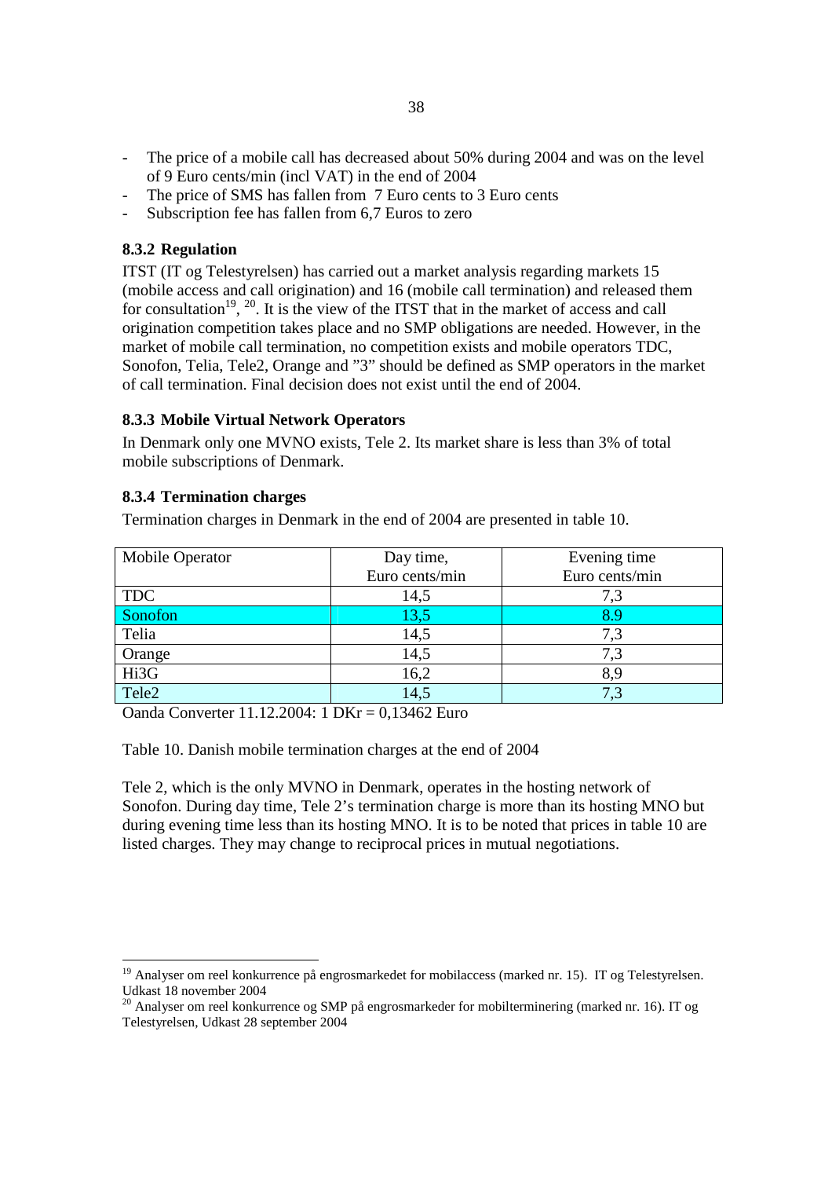- The price of a mobile call has decreased about 50% during 2004 and was on the level of 9 Euro cents/min (incl VAT) in the end of 2004
- The price of SMS has fallen from 7 Euro cents to 3 Euro cents
- Subscription fee has fallen from 6,7 Euros to zero

### 8.3.2 Regulation

ITST (IT og Telestyrelsen) has carried out a market analysis regarding markets 15 (mobile access and call origination) and 16 (mobile call termination) and released them for consultation[19], [20]. It is the view of the ITST that in the market of access and call origination competition takes place and no SMP obligations are needed. However, in the market of mobile call termination, no competition exists and mobile operators TDC, Sonofon, Telia, Tele2, Orange and "3" should be defined as SMP operators in the market of call termination. Final decision does not exist until the end of 2004.

### 8.3.3 Mobile Virtual Network Operators

In Denmark only one MVNO exists, Tele 2. Its market share is less than 3% of total mobile subscriptions of Denmark.

### 8.3.4 Termination charges

Termination charges in Denmark in the end of 2004 are presented in table 10.

| Mobile Operator | Day time, Euro cents/min | Evening time Euro cents/min |
|---|---|---|
| TDC | 14,5 | 7,3 |
| Sonofon | 13,5 | 8.9 |
| Telia | 14,5 | 7,3 |
| Orange | 14,5 | 7,3 |
| Hi3G | 16,2 | 8,9 |
| Tele2 | 14,5 | 7,3 |

Oanda Converter 11.12.2004: 1 DKr = 0,13462 Euro

Table 10. Danish mobile termination charges at the end of 2004

Tele 2, which is the only MVNO in Denmark, operates in the hosting network of Sonofon. During day time, Tele 2's termination charge is more than its hosting MNO but during evening time less than its hosting MNO. It is to be noted that prices in table 10 are listed charges. They may change to reciprocal prices in mutual negotiations.

---

[19] Analyser om reel konkurrence på engrosmarkedet for mobilaccess (marked nr. 15). IT og Telestyrelsen. Udkast 18 november 2004

[20] Analyser om reel konkurrence og SMP på engrosmarkeder for mobilterminering (marked nr. 16). IT og Telestyrelsen, Udkast 28 september 2004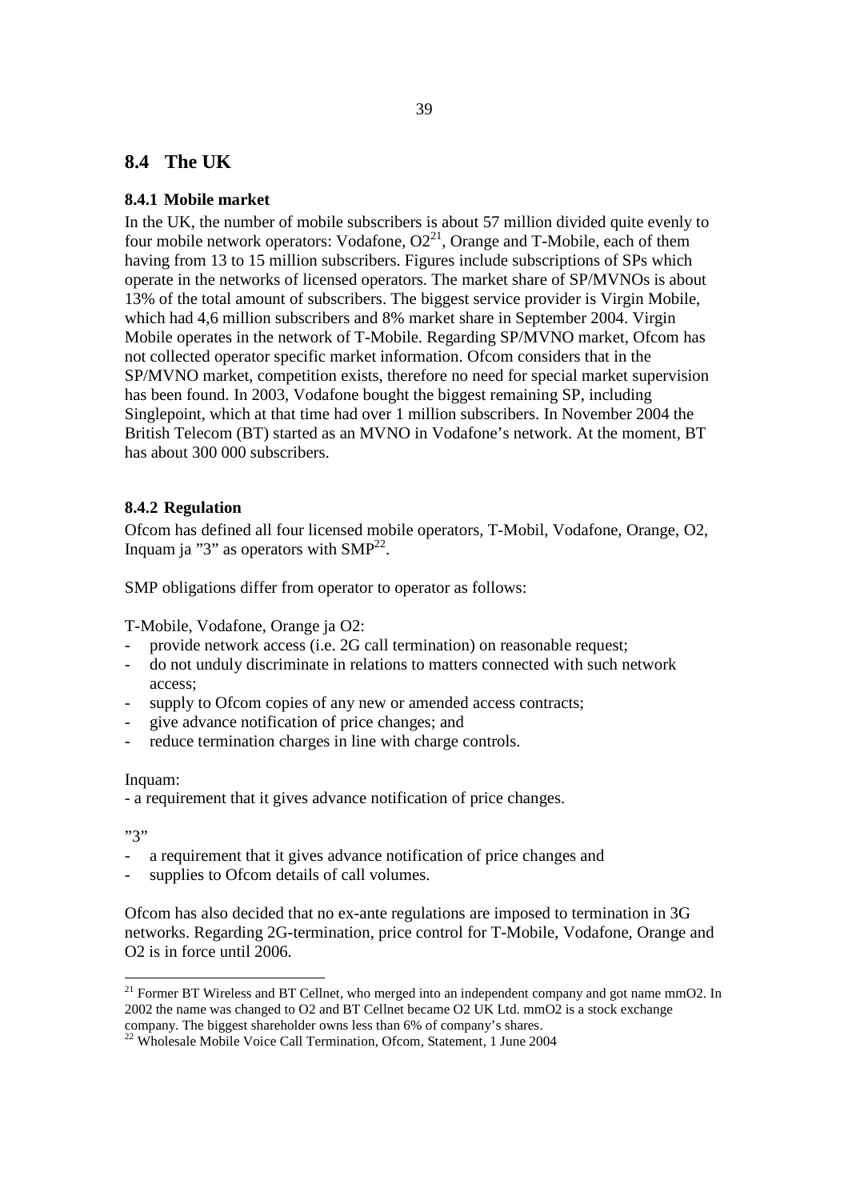## 8.4 The UK

### 8.4.1 Mobile market

In the UK, the number of mobile subscribers is about 57 million divided quite evenly to four mobile network operators: Vodafone, O2[21], Orange and T-Mobile, each of them having from 13 to 15 million subscribers. Figures include subscriptions of SPs which operate in the networks of licensed operators. The market share of SP/MVNOs is about 13% of the total amount of subscribers. The biggest service provider is Virgin Mobile, which had 4,6 million subscribers and 8% market share in September 2004. Virgin Mobile operates in the network of T-Mobile. Regarding SP/MVNO market, Ofcom has not collected operator specific market information. Ofcom considers that in the SP/MVNO market, competition exists, therefore no need for special market supervision has been found. In 2003, Vodafone bought the biggest remaining SP, including Singlepoint, which at that time had over 1 million subscribers. In November 2004 the British Telecom (BT) started as an MVNO in Vodafone's network. At the moment, BT has about 300 000 subscribers.

### 8.4.2 Regulation

Ofcom has defined all four licensed mobile operators, T-Mobil, Vodafone, Orange, O2, Inquam ja "3" as operators with SMP[22].

SMP obligations differ from operator to operator as follows:

T-Mobile, Vodafone, Orange ja O2:

- provide network access (i.e. 2G call termination) on reasonable request;
- do not unduly discriminate in relations to matters connected with such network access;
- supply to Ofcom copies of any new or amended access contracts;
- give advance notification of price changes; and
- reduce termination charges in line with charge controls.

Inquam:

- a requirement that it gives advance notification of price changes.

"3"

- a requirement that it gives advance notification of price changes and
- supplies to Ofcom details of call volumes.

Ofcom has also decided that no ex-ante regulations are imposed to termination in 3G networks. Regarding 2G-termination, price control for T-Mobile, Vodafone, Orange and O2 is in force until 2006.

[21] Former BT Wireless and BT Cellnet, who merged into an independent company and got name mmO2. In 2002 the name was changed to O2 and BT Cellnet became O2 UK Ltd. mmO2 is a stock exchange company. The biggest shareholder owns less than 6% of company's shares.

[22] Wholesale Mobile Voice Call Termination, Ofcom, Statement, 1 June 2004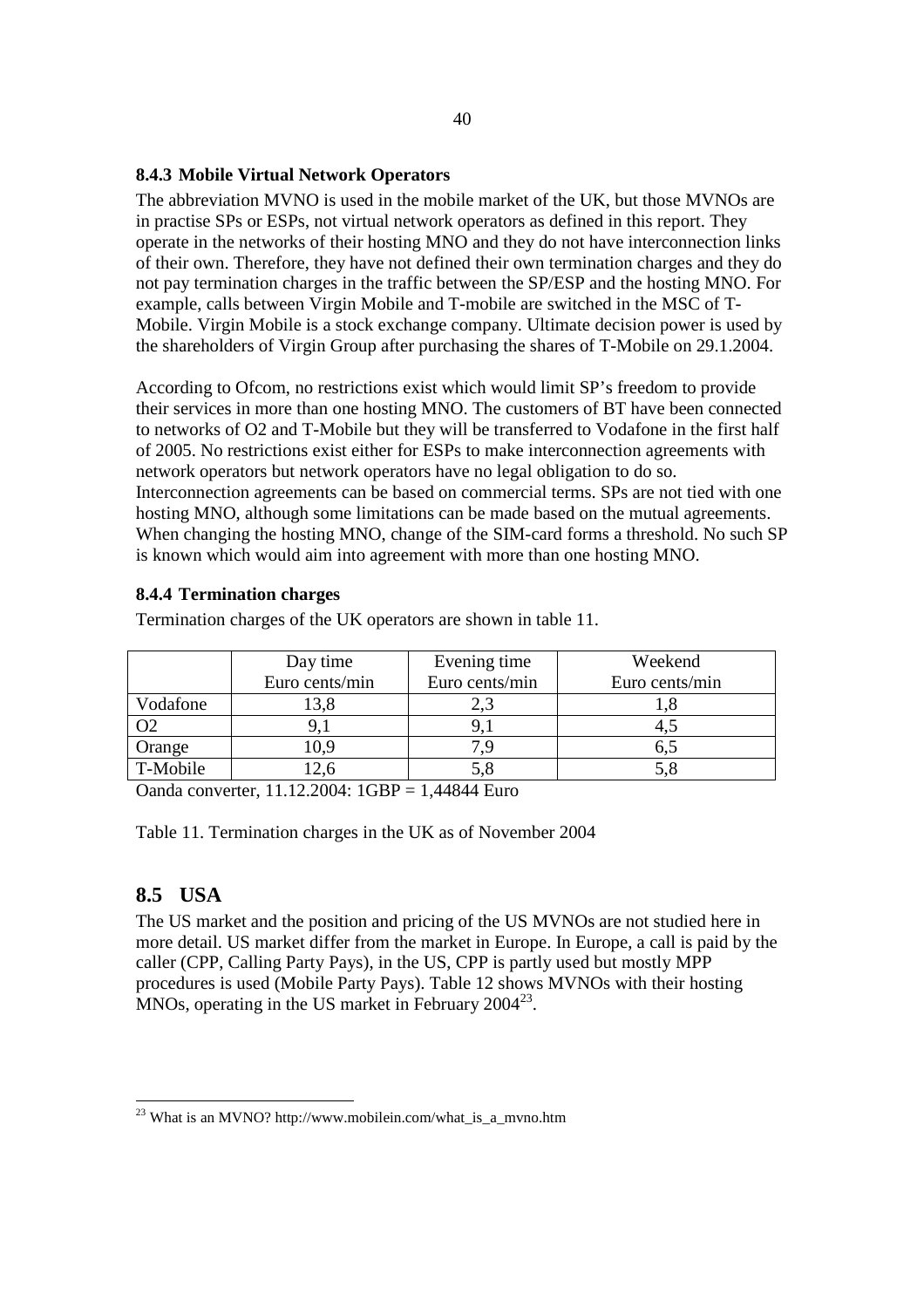### 8.4.3 Mobile Virtual Network Operators

The abbreviation MVNO is used in the mobile market of the UK, but those MVNOs are in practise SPs or ESPs, not virtual network operators as defined in this report. They operate in the networks of their hosting MNO and they do not have interconnection links of their own. Therefore, they have not defined their own termination charges and they do not pay termination charges in the traffic between the SP/ESP and the hosting MNO. For example, calls between Virgin Mobile and T-mobile are switched in the MSC of T-Mobile. Virgin Mobile is a stock exchange company. Ultimate decision power is used by the shareholders of Virgin Group after purchasing the shares of T-Mobile on 29.1.2004.

According to Ofcom, no restrictions exist which would limit SP's freedom to provide their services in more than one hosting MNO. The customers of BT have been connected to networks of O2 and T-Mobile but they will be transferred to Vodafone in the first half of 2005. No restrictions exist either for ESPs to make interconnection agreements with network operators but network operators have no legal obligation to do so. Interconnection agreements can be based on commercial terms. SPs are not tied with one hosting MNO, although some limitations can be made based on the mutual agreements. When changing the hosting MNO, change of the SIM-card forms a threshold. No such SP is known which would aim into agreement with more than one hosting MNO.

### 8.4.4 Termination charges

Termination charges of the UK operators are shown in table 11.

| | Day time Euro cents/min | Evening time Euro cents/min | Weekend Euro cents/min |
|---|---|---|---|
| Vodafone | 13,8 | 2,3 | 1,8 |
| O2 | 9,1 | 9,1 | 4,5 |
| Orange | 10,9 | 7,9 | 6,5 |
| T-Mobile | 12,6 | 5,8 | 5,8 |

Oanda converter, 11.12.2004: 1GBP = 1,44844 Euro

Table 11. Termination charges in the UK as of November 2004

## 8.5 USA

The US market and the position and pricing of the US MVNOs are not studied here in more detail. US market differ from the market in Europe. In Europe, a call is paid by the caller (CPP, Calling Party Pays), in the US, CPP is partly used but mostly MPP procedures is used (Mobile Party Pays). Table 12 shows MVNOs with their hosting MNOs, operating in the US market in February 2004[23].

[23] What is an MVNO? http://www.mobilein.com/what_is_a_mvno.htm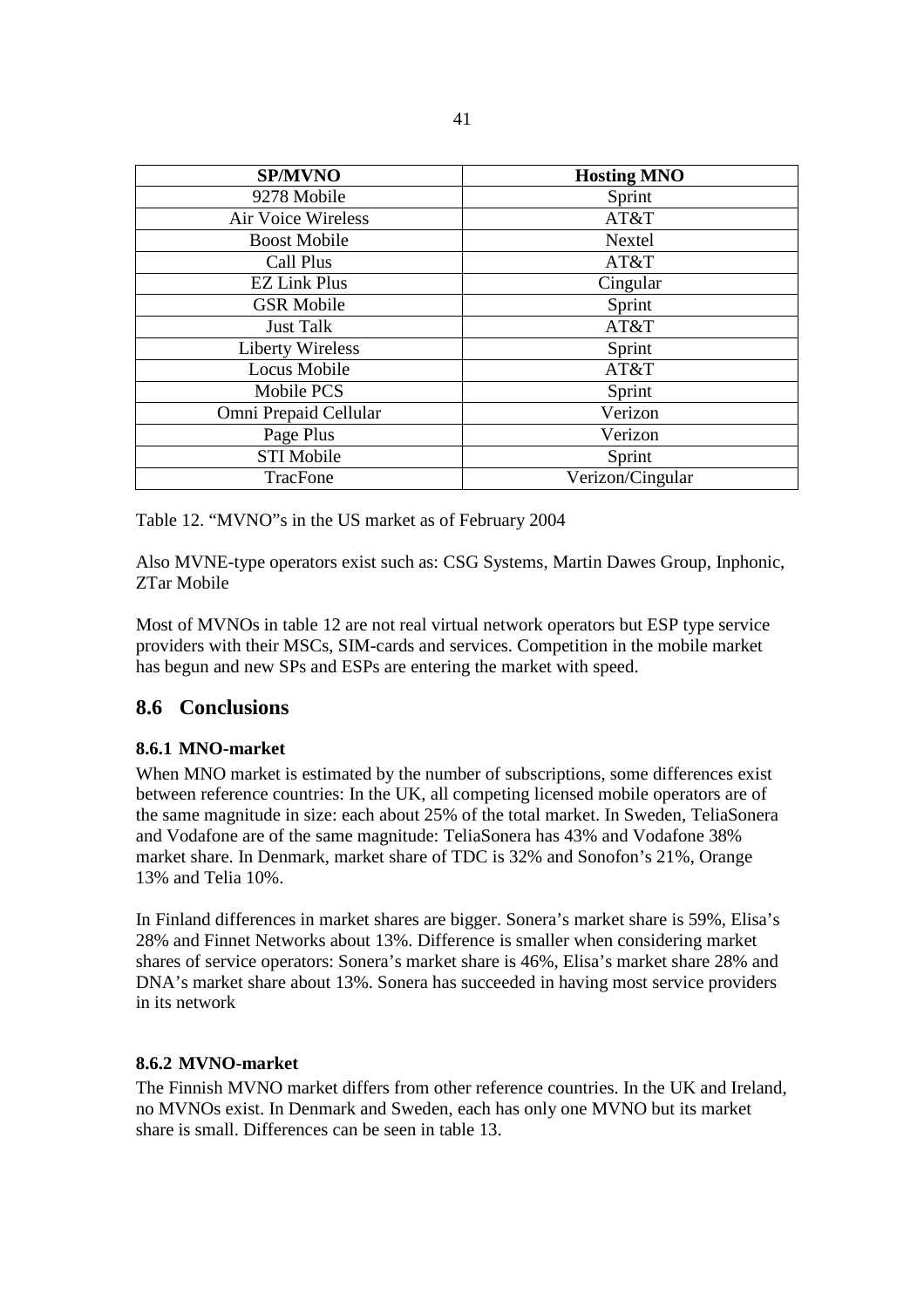| SP/MVNO | Hosting MNO |
| --- | --- |
| 9278 Mobile | Sprint |
| Air Voice Wireless | AT&T |
| Boost Mobile | Nextel |
| Call Plus | AT&T |
| EZ Link Plus | Cingular |
| GSR Mobile | Sprint |
| Just Talk | AT&T |
| Liberty Wireless | Sprint |
| Locus Mobile | AT&T |
| Mobile PCS | Sprint |
| Omni Prepaid Cellular | Verizon |
| Page Plus | Verizon |
| STI Mobile | Sprint |
| TracFone | Verizon/Cingular |

Table 12. “MVNO”s in the US market as of February 2004

Also MVNE-type operators exist such as: CSG Systems, Martin Dawes Group, Inphonic, ZTar Mobile

Most of MVNOs in table 12 are not real virtual network operators but ESP type service providers with their MSCs, SIM-cards and services. Competition in the mobile market has begun and new SPs and ESPs are entering the market with speed.

## 8.6 Conclusions

### 8.6.1 MNO-market

When MNO market is estimated by the number of subscriptions, some differences exist between reference countries: In the UK, all competing licensed mobile operators are of the same magnitude in size: each about 25% of the total market. In Sweden, TeliaSonera and Vodafone are of the same magnitude: TeliaSonera has 43% and Vodafone 38% market share. In Denmark, market share of TDC is 32% and Sonofon’s 21%, Orange 13% and Telia 10%.

In Finland differences in market shares are bigger. Sonera’s market share is 59%, Elisa’s 28% and Finnet Networks about 13%. Difference is smaller when considering market shares of service operators: Sonera’s market share is 46%, Elisa’s market share 28% and DNA’s market share about 13%. Sonera has succeeded in having most service providers in its network

### 8.6.2 MVNO-market

The Finnish MVNO market differs from other reference countries. In the UK and Ireland, no MVNOs exist. In Denmark and Sweden, each has only one MVNO but its market share is small. Differences can be seen in table 13.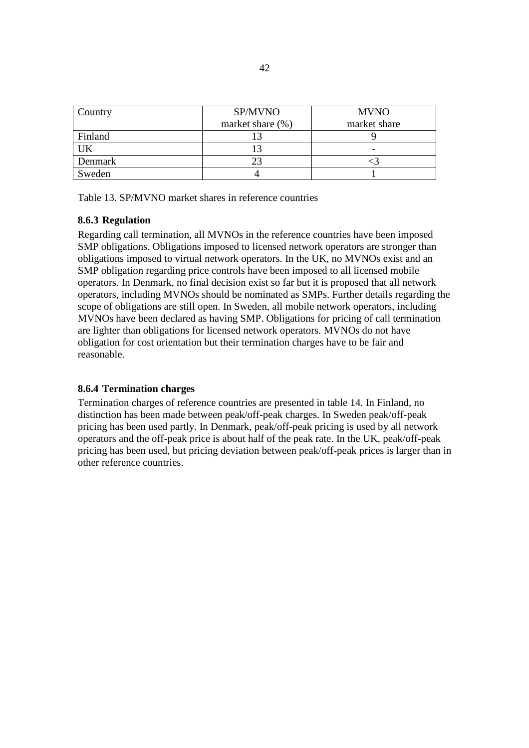| Country | SP/MVNO market share (%) | MVNO market share |
| --- | --- | --- |
| Finland | 13 | 9 |
| UK | 13 | - |
| Denmark | 23 | <3 |
| Sweden | 4 | 1 |

Table 13. SP/MVNO market shares in reference countries

### 8.6.3 Regulation

Regarding call termination, all MVNOs in the reference countries have been imposed SMP obligations. Obligations imposed to licensed network operators are stronger than obligations imposed to virtual network operators. In the UK, no MVNOs exist and an SMP obligation regarding price controls have been imposed to all licensed mobile operators. In Denmark, no final decision exist so far but it is proposed that all network operators, including MVNOs should be nominated as SMPs. Further details regarding the scope of obligations are still open. In Sweden, all mobile network operators, including MVNOs have been declared as having SMP. Obligations for pricing of call termination are lighter than obligations for licensed network operators. MVNOs do not have obligation for cost orientation but their termination charges have to be fair and reasonable.

### 8.6.4 Termination charges

Termination charges of reference countries are presented in table 14. In Finland, no distinction has been made between peak/off-peak charges. In Sweden peak/off-peak pricing has been used partly. In Denmark, peak/off-peak pricing is used by all network operators and the off-peak price is about half of the peak rate. In the UK, peak/off-peak pricing has been used, but pricing deviation between peak/off-peak prices is larger than in other reference countries.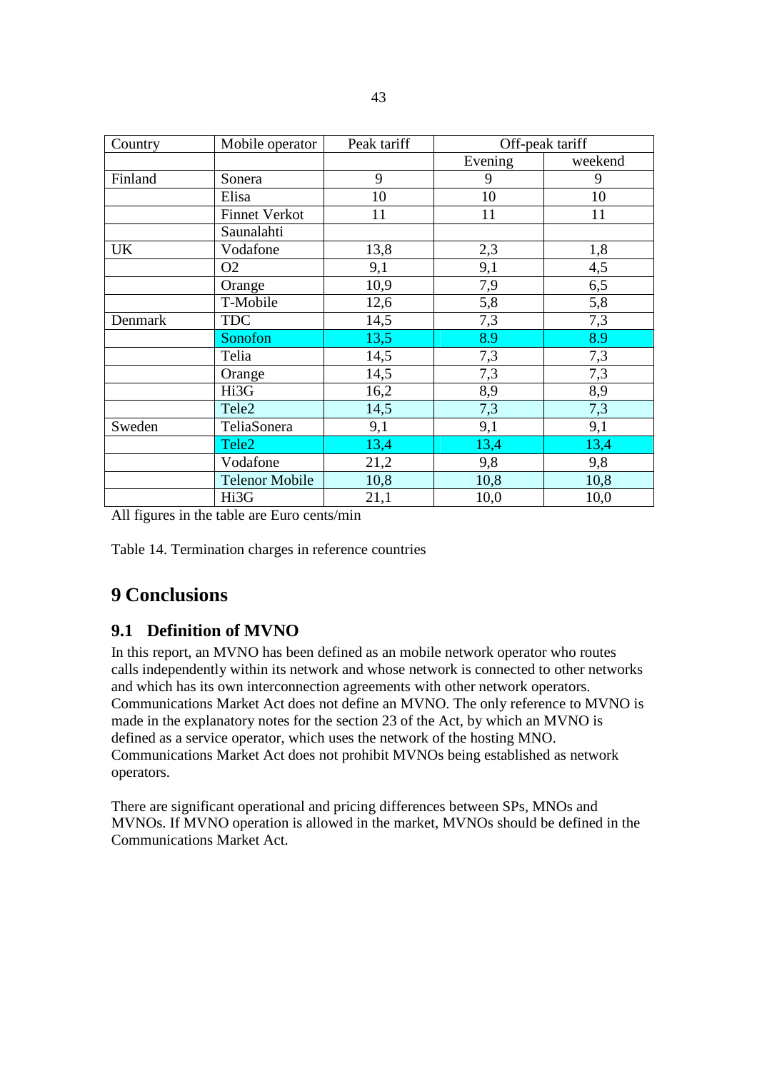| Country | Mobile operator | Peak tariff | Off-peak tariff | |
|---|---|---|---|---|
| | | | Evening | weekend |
| Finland | Sonera | 9 | 9 | 9 |
| | Elisa | 10 | 10 | 10 |
| | Finnet Verkot | 11 | 11 | 11 |
| | Saunalahti | | | |
| UK | Vodafone | 13,8 | 2,3 | 1,8 |
| | O2 | 9,1 | 9,1 | 4,5 |
| | Orange | 10,9 | 7,9 | 6,5 |
| | T-Mobile | 12,6 | 5,8 | 5,8 |
| Denmark | TDC | 14,5 | 7,3 | 7,3 |
| | Sonofon | 13,5 | 8.9 | 8.9 |
| | Telia | 14,5 | 7,3 | 7,3 |
| | Orange | 14,5 | 7,3 | 7,3 |
| | Hi3G | 16,2 | 8,9 | 8,9 |
| | Tele2 | 14,5 | 7,3 | 7,3 |
| Sweden | TeliaSonera | 9,1 | 9,1 | 9,1 |
| | Tele2 | 13,4 | 13,4 | 13,4 |
| | Vodafone | 21,2 | 9,8 | 9,8 |
| | Telenor Mobile | 10,8 | 10,8 | 10,8 |
| | Hi3G | 21,1 | 10,0 | 10,0 |

All figures in the table are Euro cents/min

Table 14. Termination charges in reference countries

# 9 Conclusions

## 9.1 Definition of MVNO

In this report, an MVNO has been defined as an mobile network operator who routes calls independently within its network and whose network is connected to other networks and which has its own interconnection agreements with other network operators. Communications Market Act does not define an MVNO. The only reference to MVNO is made in the explanatory notes for the section 23 of the Act, by which an MVNO is defined as a service operator, which uses the network of the hosting MNO. Communications Market Act does not prohibit MVNOs being established as network operators.

There are significant operational and pricing differences between SPs, MNOs and MVNOs. If MVNO operation is allowed in the market, MVNOs should be defined in the Communications Market Act.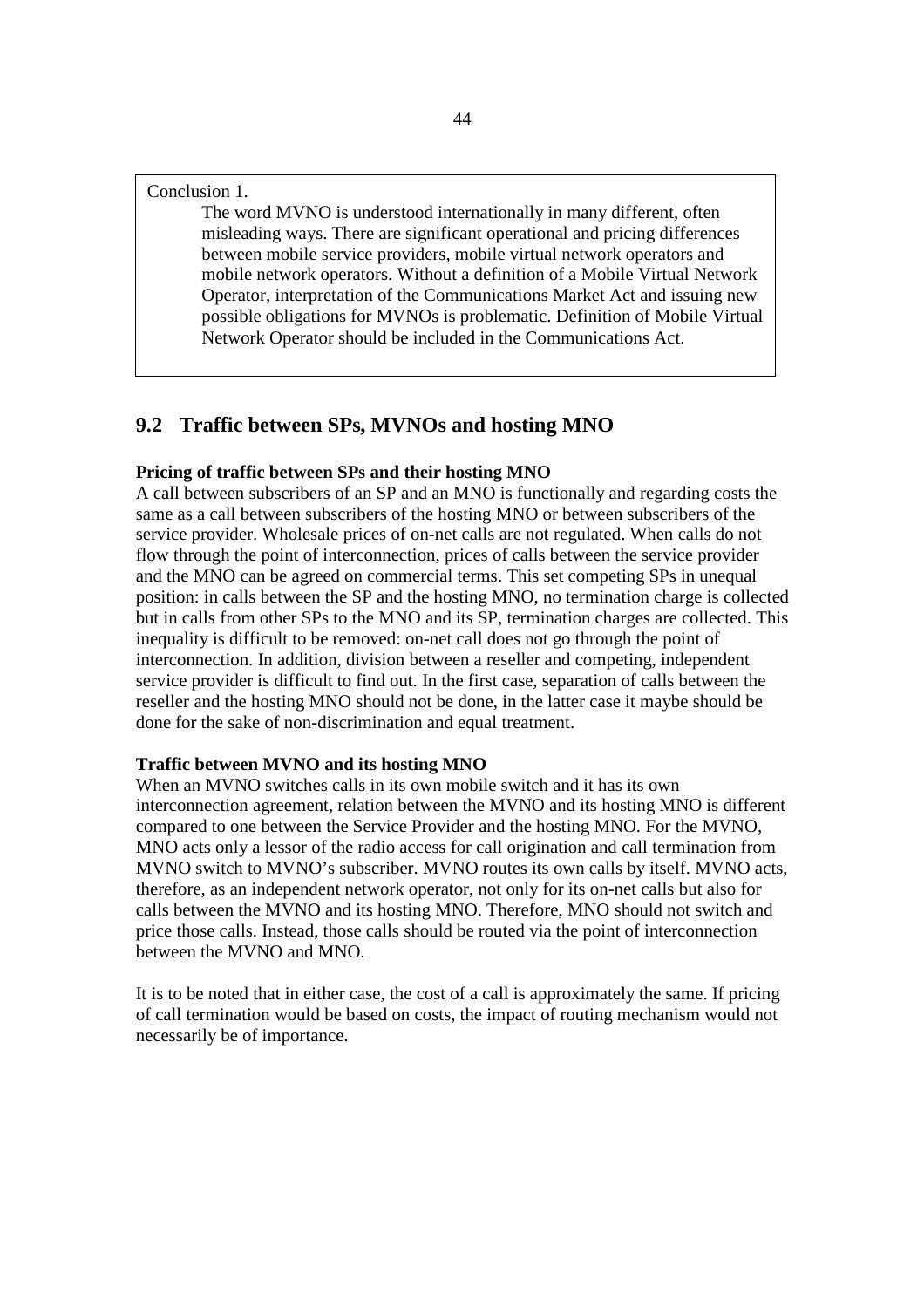Conclusion 1.

> The word MVNO is understood internationally in many different, often misleading ways. There are significant operational and pricing differences between mobile service providers, mobile virtual network operators and mobile network operators. Without a definition of a Mobile Virtual Network Operator, interpretation of the Communications Market Act and issuing new possible obligations for MVNOs is problematic. Definition of Mobile Virtual Network Operator should be included in the Communications Act.

## 9.2 Traffic between SPs, MVNOs and hosting MNO

**Pricing of traffic between SPs and their hosting MNO**

A call between subscribers of an SP and an MNO is functionally and regarding costs the same as a call between subscribers of the hosting MNO or between subscribers of the service provider. Wholesale prices of on-net calls are not regulated. When calls do not flow through the point of interconnection, prices of calls between the service provider and the MNO can be agreed on commercial terms. This set competing SPs in unequal position: in calls between the SP and the hosting MNO, no termination charge is collected but in calls from other SPs to the MNO and its SP, termination charges are collected. This inequality is difficult to be removed: on-net call does not go through the point of interconnection. In addition, division between a reseller and competing, independent service provider is difficult to find out. In the first case, separation of calls between the reseller and the hosting MNO should not be done, in the latter case it maybe should be done for the sake of non-discrimination and equal treatment.

**Traffic between MVNO and its hosting MNO**

When an MVNO switches calls in its own mobile switch and it has its own interconnection agreement, relation between the MVNO and its hosting MNO is different compared to one between the Service Provider and the hosting MNO. For the MVNO, MNO acts only a lessor of the radio access for call origination and call termination from MVNO switch to MVNO's subscriber. MVNO routes its own calls by itself. MVNO acts, therefore, as an independent network operator, not only for its on-net calls but also for calls between the MVNO and its hosting MNO. Therefore, MNO should not switch and price those calls. Instead, those calls should be routed via the point of interconnection between the MVNO and MNO.

It is to be noted that in either case, the cost of a call is approximately the same. If pricing of call termination would be based on costs, the impact of routing mechanism would not necessarily be of importance.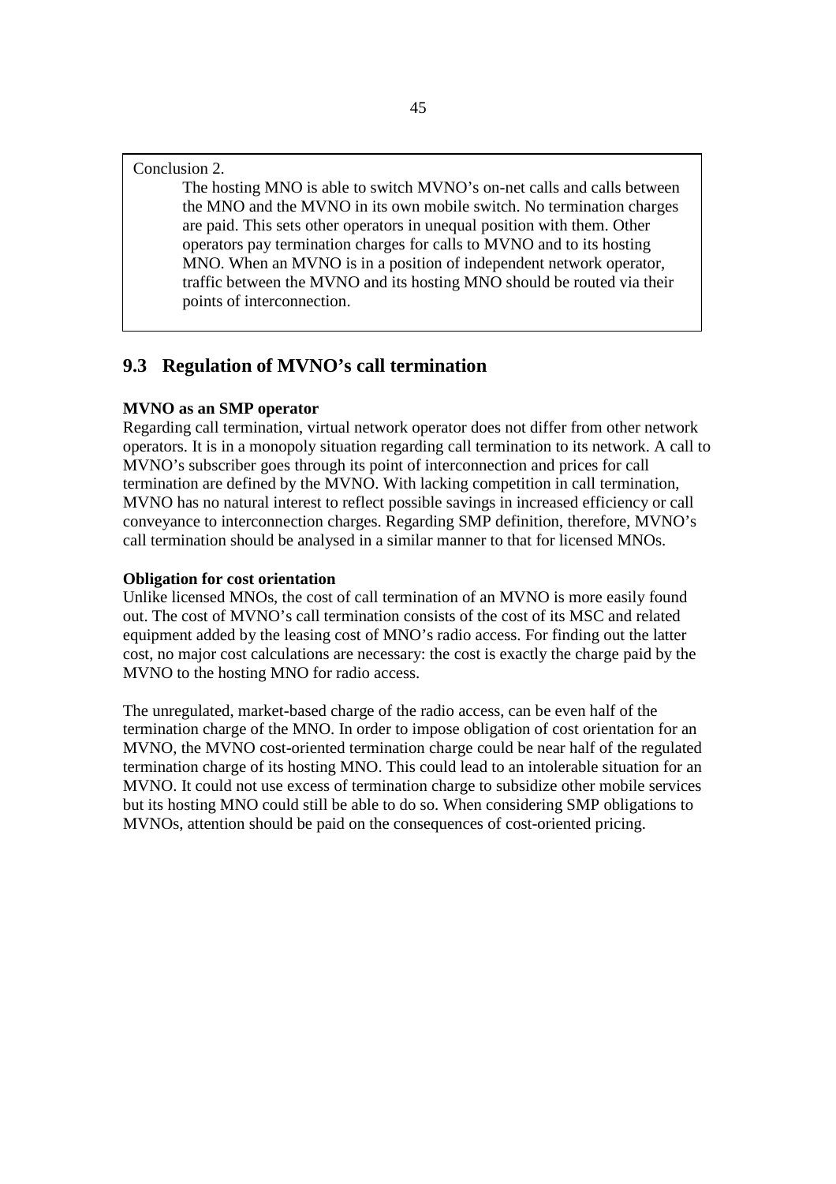Conclusion 2.

> The hosting MNO is able to switch MVNO's on-net calls and calls between the MNO and the MVNO in its own mobile switch. No termination charges are paid. This sets other operators in unequal position with them. Other operators pay termination charges for calls to MVNO and to its hosting MNO. When an MVNO is in a position of independent network operator, traffic between the MVNO and its hosting MNO should be routed via their points of interconnection.

## 9.3 Regulation of MVNO's call termination

**MVNO as an SMP operator**

Regarding call termination, virtual network operator does not differ from other network operators. It is in a monopoly situation regarding call termination to its network. A call to MVNO's subscriber goes through its point of interconnection and prices for call termination are defined by the MVNO. With lacking competition in call termination, MVNO has no natural interest to reflect possible savings in increased efficiency or call conveyance to interconnection charges. Regarding SMP definition, therefore, MVNO's call termination should be analysed in a similar manner to that for licensed MNOs.

**Obligation for cost orientation**

Unlike licensed MNOs, the cost of call termination of an MVNO is more easily found out. The cost of MVNO's call termination consists of the cost of its MSC and related equipment added by the leasing cost of MNO's radio access. For finding out the latter cost, no major cost calculations are necessary: the cost is exactly the charge paid by the MVNO to the hosting MNO for radio access.

The unregulated, market-based charge of the radio access, can be even half of the termination charge of the MNO. In order to impose obligation of cost orientation for an MVNO, the MVNO cost-oriented termination charge could be near half of the regulated termination charge of its hosting MNO. This could lead to an intolerable situation for an MVNO. It could not use excess of termination charge to subsidize other mobile services but its hosting MNO could still be able to do so. When considering SMP obligations to MVNOs, attention should be paid on the consequences of cost-oriented pricing.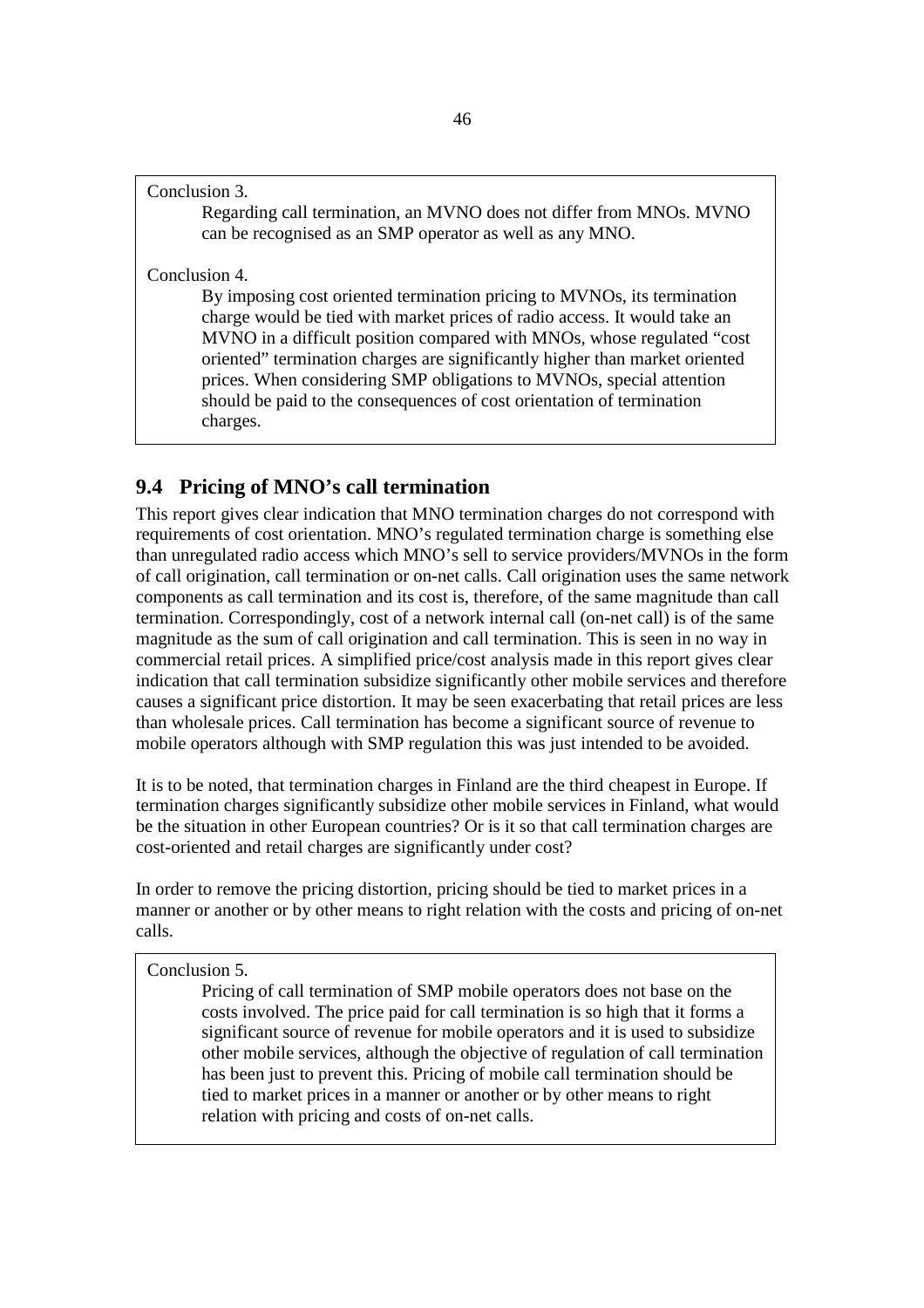Conclusion 3.

Regarding call termination, an MVNO does not differ from MNOs. MVNO can be recognised as an SMP operator as well as any MNO.

Conclusion 4.

By imposing cost oriented termination pricing to MVNOs, its termination charge would be tied with market prices of radio access. It would take an MVNO in a difficult position compared with MNOs, whose regulated "cost oriented" termination charges are significantly higher than market oriented prices. When considering SMP obligations to MVNOs, special attention should be paid to the consequences of cost orientation of termination charges.

## 9.4 Pricing of MNO's call termination

This report gives clear indication that MNO termination charges do not correspond with requirements of cost orientation. MNO's regulated termination charge is something else than unregulated radio access which MNO's sell to service providers/MVNOs in the form of call origination, call termination or on-net calls. Call origination uses the same network components as call termination and its cost is, therefore, of the same magnitude than call termination. Correspondingly, cost of a network internal call (on-net call) is of the same magnitude as the sum of call origination and call termination. This is seen in no way in commercial retail prices. A simplified price/cost analysis made in this report gives clear indication that call termination subsidize significantly other mobile services and therefore causes a significant price distortion. It may be seen exacerbating that retail prices are less than wholesale prices. Call termination has become a significant source of revenue to mobile operators although with SMP regulation this was just intended to be avoided.

It is to be noted, that termination charges in Finland are the third cheapest in Europe. If termination charges significantly subsidize other mobile services in Finland, what would be the situation in other European countries? Or is it so that call termination charges are cost-oriented and retail charges are significantly under cost?

In order to remove the pricing distortion, pricing should be tied to market prices in a manner or another or by other means to right relation with the costs and pricing of on-net calls.

Conclusion 5.

Pricing of call termination of SMP mobile operators does not base on the costs involved. The price paid for call termination is so high that it forms a significant source of revenue for mobile operators and it is used to subsidize other mobile services, although the objective of regulation of call termination has been just to prevent this. Pricing of mobile call termination should be tied to market prices in a manner or another or by other means to right relation with pricing and costs of on-net calls.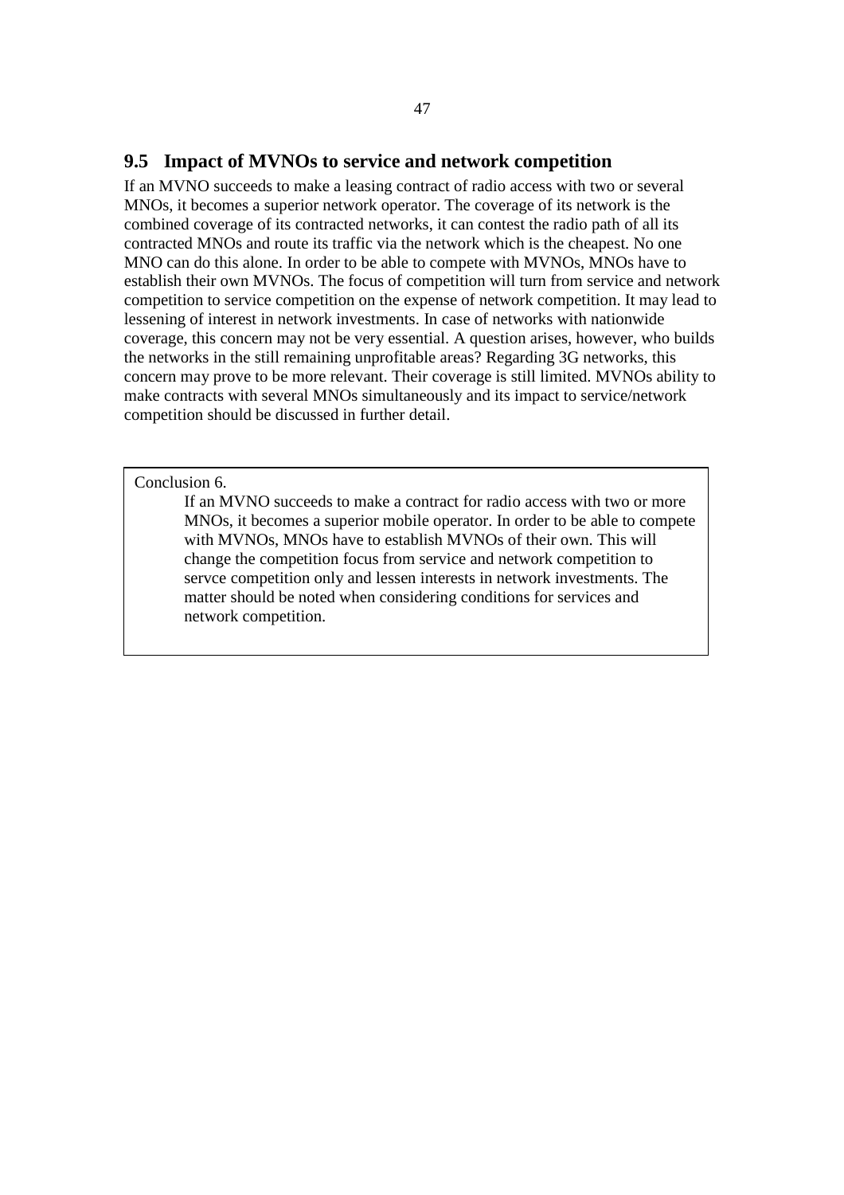## 9.5 Impact of MVNOs to service and network competition

If an MVNO succeeds to make a leasing contract of radio access with two or several MNOs, it becomes a superior network operator. The coverage of its network is the combined coverage of its contracted networks, it can contest the radio path of all its contracted MNOs and route its traffic via the network which is the cheapest. No one MNO can do this alone. In order to be able to compete with MVNOs, MNOs have to establish their own MVNOs. The focus of competition will turn from service and network competition to service competition on the expense of network competition. It may lead to lessening of interest in network investments. In case of networks with nationwide coverage, this concern may not be very essential. A question arises, however, who builds the networks in the still remaining unprofitable areas? Regarding 3G networks, this concern may prove to be more relevant. Their coverage is still limited. MVNOs ability to make contracts with several MNOs simultaneously and its impact to service/network competition should be discussed in further detail.

> Conclusion 6.
>
> If an MVNO succeeds to make a contract for radio access with two or more MNOs, it becomes a superior mobile operator. In order to be able to compete with MVNOs, MNOs have to establish MVNOs of their own. This will change the competition focus from service and network competition to servce competition only and lessen interests in network investments. The matter should be noted when considering conditions for services and network competition.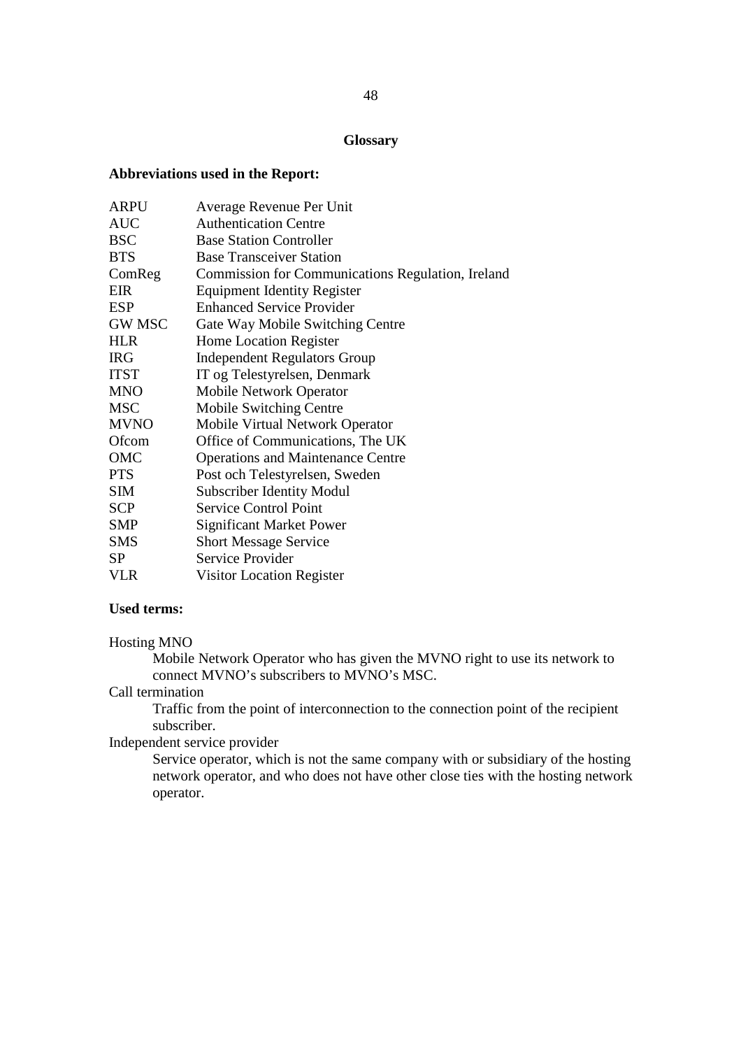# Glossary

**Abbreviations used in the Report:**

| | |
|---|---|
| ARPU | Average Revenue Per Unit |
| AUC | Authentication Centre |
| BSC | Base Station Controller |
| BTS | Base Transceiver Station |
| ComReg | Commission for Communications Regulation, Ireland |
| EIR | Equipment Identity Register |
| ESP | Enhanced Service Provider |
| GW MSC | Gate Way Mobile Switching Centre |
| HLR | Home Location Register |
| IRG | Independent Regulators Group |
| ITST | IT og Telestyrelsen, Denmark |
| MNO | Mobile Network Operator |
| MSC | Mobile Switching Centre |
| MVNO | Mobile Virtual Network Operator |
| Ofcom | Office of Communications, The UK |
| OMC | Operations and Maintenance Centre |
| PTS | Post och Telestyrelsen, Sweden |
| SIM | Subscriber Identity Modul |
| SCP | Service Control Point |
| SMP | Significant Market Power |
| SMS | Short Message Service |
| SP | Service Provider |
| VLR | Visitor Location Register |

**Used terms:**

Hosting MNO
: Mobile Network Operator who has given the MVNO right to use its network to connect MVNO's subscribers to MVNO's MSC.

Call termination
: Traffic from the point of interconnection to the connection point of the recipient subscriber.

Independent service provider
: Service operator, which is not the same company with or subsidiary of the hosting network operator, and who does not have other close ties with the hosting network operator.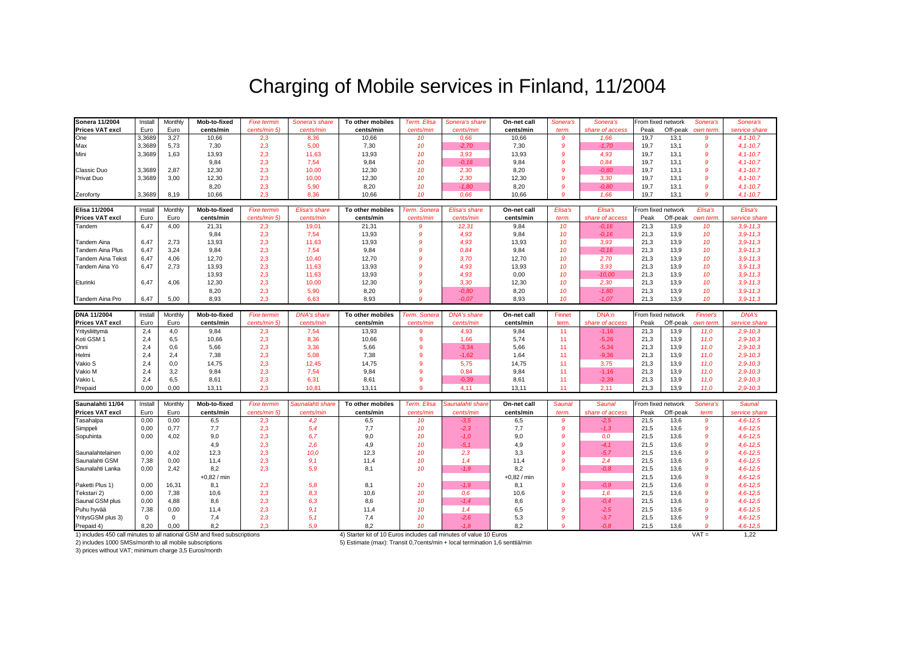# Charging of Mobile services in Finland, 11/2004

| Sonera 11/2004 | Install | Monthly | Mob-to-fixed | Fixe termin | Sonera's share | To other mobiles | Term. Elisa | Sonera's share | On-net call | Sonera's | Sonera's | From fixed network | | Sonera's | Sonera's |
|---|---|---|---|---|---|---|---|---|---|---|---|---|---|---|---|
| Prices VAT excl | Euro | Euro | cents/min | cents/min 5) | cents/min | cents/min | cents/min | cents/min | cents/min | term. | share of access | Peak | Off-peak | own term. | service share |
| One | 3,3689 | 3,27 | 10,66 | 2,3 | 8,36 | 10,66 | 10 | 0,66 | 10,66 | 9 | 1,66 | 19,7 | 13,1 | 9 | 4,1-10,7 |
| Max | 3,3689 | 5,73 | 7,30 | 2,3 | 5,00 | 7,30 | 10 | -2,70 | 7,30 | 9 | -1,70 | 19,7 | 13,1 | 9 | 4,1-10,7 |
| Mini | 3,3689 | 1,63 | 13,93 | 2,3 | 11,63 | 13,93 | 10 | 3,93 | 13,93 | 9 | 4,93 | 19,7 | 13,1 | 9 | 4,1-10,7 |
| | | | 9,84 | 2,3 | 7,54 | 9,84 | 10 | -0,16 | 9,84 | 9 | 0,84 | 19,7 | 13,1 | 9 | 4,1-10,7 |
| Classic Duo | 3,3689 | 2,87 | 12,30 | 2,3 | 10,00 | 12,30 | 10 | 2,30 | 8,20 | 9 | -0,80 | 19,7 | 13,1 | 9 | 4,1-10,7 |
| Privat Duo | 3,3689 | 3,00 | 12,30 | 2,3 | 10,00 | 12,30 | 10 | 2,30 | 12,30 | 9 | 3,30 | 19,7 | 13,1 | 9 | 4,1-10,7 |
| | | | 8,20 | 2,3 | 5,90 | 8,20 | 10 | -1,80 | 8,20 | 9 | -0,80 | 19,7 | 13,1 | 9 | 4,1-10,7 |
| Zeroforty | 3,3689 | 8,19 | 10,66 | 2,3 | 8,36 | 10,66 | 10 | 0,66 | 10,66 | 9 | 1,66 | 19,7 | 13,1 | 9 | 4,1-10,7 |

| Elisa 11/2004 | Install | Monthly | Mob-to-fixed | Fixe termin | Elisa's share | To other mobiles | Term. Sonera | Elisa's share | On-net call | Elisa's | Elisa's | From fixed network | | Elisa's | Elisa's |
|---|---|---|---|---|---|---|---|---|---|---|---|---|---|---|---|
| Prices VAT excl | Euro | Euro | cents/min | cents/min 5) | cents/min | cents/min | cents/min | cents/min | cents/min | term. | share of access | Peak | Off-peak | own term. | service share |
| Tandem | 6,47 | 4,00 | 21,31 | 2,3 | 19,01 | 21,31 | 9 | 12,31 | 9,84 | 10 | -0,16 | 21,3 | 13,9 | 10 | 3,9-11,3 |
| | | | 9,84 | 2,3 | 7,54 | 13,93 | 9 | 4,93 | 9,84 | 10 | -0,16 | 21,3 | 13,9 | 10 | 3,9-11,3 |
| Tandem Aina | 6,47 | 2,73 | 13,93 | 2,3 | 11,63 | 13,93 | 9 | 4,93 | 13,93 | 10 | 3,93 | 21,3 | 13,9 | 10 | 3,9-11,3 |
| Tandem Aina Plus | 6,47 | 3,24 | 9,84 | 2,3 | 7,54 | 9,84 | 9 | 0,84 | 9,84 | 10 | -0,16 | 21,3 | 13,9 | 10 | 3,9-11,3 |
| Tandem Aina Tekst | 6,47 | 4,06 | 12,70 | 2,3 | 10,40 | 12,70 | 9 | 3,70 | 12,70 | 10 | 2,70 | 21,3 | 13,9 | 10 | 3,9-11,3 |
| Tandem Aina Yö | 6,47 | 2,73 | 13,93 | 2,3 | 11,63 | 13,93 | 9 | 4,93 | 13,93 | 10 | 3,93 | 21,3 | 13,9 | 10 | 3,9-11,3 |
| | | | 13,93 | 2,3 | 11,63 | 13,93 | 9 | 4,93 | 0,00 | 10 | -10,00 | 21,3 | 13,9 | 10 | 3,9-11,3 |
| Eturinki | 6,47 | 4,06 | 12,30 | 2,3 | 10,00 | 12,30 | 9 | 3,30 | 12,30 | 10 | 2,30 | 21,3 | 13,9 | 10 | 3,9-11,3 |
| | | | 8,20 | 2,3 | 5,90 | 8,20 | 9 | -0,80 | 8,20 | 10 | -1,80 | 21,3 | 13,9 | 10 | 3,9-11,3 |
| Tandem Aina Pro | 6,47 | 5,00 | 8,93 | 2,3 | 6,63 | 8,93 | 9 | -0,07 | 8,93 | 10 | -1,07 | 21,3 | 13,9 | 10 | 3,9-11,3 |

| DNA 11/2004 | Install | Monthly | Mob-to-fixed | Fixe termin | DNA's share | To other mobiles | Term. Sonera | DNA's share | On-net call | Finnet | DNA;n | From fixed network | | Finnet's | DNA's |
|---|---|---|---|---|---|---|---|---|---|---|---|---|---|---|---|
| Prices VAT excl | Euro | Euro | cents/min | cents/min 5) | cents/min | cents/min | cents/min | cents/min | cents/min | term. | share of access | Peak | Off-peak | own term. | service share |
| Yritysliittymä | 2,4 | 4,0 | 9,84 | 2,3 | 7,54 | 13,93 | 9 | 4,93 | 9,84 | 11 | -1,16 | 21,3 | 13,9 | 11,0 | 2,9-10,3 |
| Koti GSM 1 | 2,4 | 6,5 | 10,66 | 2,3 | 8,36 | 10,66 | 9 | 1,66 | 5,74 | 11 | -5,26 | 21,3 | 13,9 | 11,0 | 2,9-10,3 |
| Onni | 2,4 | 0,6 | 5,66 | 2,3 | 3,36 | 5,66 | 9 | -3,34 | 5,66 | 11 | -5,34 | 21,3 | 13,9 | 11,0 | 2,9-10,3 |
| Helmi | 2,4 | 2,4 | 7,38 | 2,3 | 5,08 | 7,38 | 9 | -1,62 | 1,64 | 11 | -9,36 | 21,3 | 13,9 | 11,0 | 2,9-10,3 |
| Vakio S | 2,4 | 0,0 | 14,75 | 2,3 | 12,45 | 14,75 | 9 | 5,75 | 14,75 | 11 | 3,75 | 21,3 | 13,9 | 11,0 | 2,9-10,3 |
| Vakio M | 2,4 | 3,2 | 9,84 | 2,3 | 7,54 | 9,84 | 9 | 0,84 | 9,84 | 11 | -1,16 | 21,3 | 13,9 | 11,0 | 2,9-10,3 |
| Vakio L | 2,4 | 6,5 | 8,61 | 2,3 | 6,31 | 8,61 | 9 | -0,39 | 8,61 | 11 | -2,39 | 21,3 | 13,9 | 11,0 | 2,9-10,3 |
| Prepaid | 0,00 | 0,00 | 13,11 | 2,3 | 10,81 | 13,11 | 9 | 4,11 | 13,11 | 11 | 2,11 | 21,3 | 13,9 | 11,0 | 2,9-10,3 |

| Saunalahti 11/04 | Install | Monthly | Mob-to-fixed | Fixe termin | Saunalahti share | To other mobiles | Term. Elisa | Saunalahti share | On-net call | Saunal | Saunal | From fixed network | | Sonera's | Saunal |
|---|---|---|---|---|---|---|---|---|---|---|---|---|---|---|---|
| Prices VAT excl | Euro | Euro | cents/min | cents/min 5) | cents/min | cents/min | cents/min | cents/min | cents/min | term. | share of access | Peak | Off-peak | term | service share |
| Tasahalpa | 0,00 | 0,00 | 6,5 | 2,3 | 4,2 | 6,5 | 10 | -3,5 | 6,5 | 9 | -2,5 | 21,5 | 13,6 | 9 | 4,6-12,5 |
| Simppeli | 0,00 | 0,77 | 7,7 | 2,3 | 5,4 | 7,7 | 10 | -2,3 | 7,7 | 9 | -1,3 | 21,5 | 13,6 | 9 | 4,6-12,5 |
| Sopuhinta | 0,00 | 4,02 | 9,0 | 2,3 | 6,7 | 9,0 | 10 | -1,0 | 9,0 | 9 | 0,0 | 21,5 | 13,6 | 9 | 4,6-12,5 |
| | | | 4,9 | 2,3 | 2,6 | 4,9 | 10 | -5,1 | 4,9 | 9 | -4,1 | 21,5 | 13,6 | 9 | 4,6-12,5 |
| Saunalahtelainen | 0,00 | 4,02 | 12,3 | 2,3 | 10,0 | 12,3 | 10 | 2,3 | 3,3 | 9 | -5,7 | 21,5 | 13,6 | 9 | 4,6-12,5 |
| Saunalahti GSM | 7,38 | 0,00 | 11,4 | 2,3 | 9,1 | 11,4 | 10 | 1,4 | 11,4 | 9 | 2,4 | 21,5 | 13,6 | 9 | 4,6-12,5 |
| Saunalahti Lanka | 0,00 | 2,42 | 8,2 | 2,3 | 5,9 | 8,1 | 10 | -1,9 | 8,2 | 9 | -0,8 | 21,5 | 13,6 | 9 | 4,6-12,5 |
| | | | +0,82 / min | | | | | | +0,82 / min | | | 21,5 | 13,6 | 9 | 4,6-12,5 |
| Paketti Plus 1) | 0,00 | 16,31 | 8,1 | 2,3 | 5,8 | 8,1 | 10 | -1,9 | 8,1 | 9 | -0,9 | 21,5 | 13,6 | 9 | 4,6-12,5 |
| Tekstari 2) | 0,00 | 7,38 | 10,6 | 2,3 | 8,3 | 10,6 | 10 | 0,6 | 10,6 | 9 | 1,6 | 21,5 | 13,6 | 9 | 4,6-12,5 |
| Saunal GSM plus | 0,00 | 4,88 | 8,6 | 2,3 | 6,3 | 8,6 | 10 | -1,4 | 8,6 | 9 | -0,4 | 21,5 | 13,6 | 9 | 4,6-12,5 |
| Puhu hyvää | 7,38 | 0,00 | 11,4 | 2,3 | 9,1 | 11,4 | 10 | 1,4 | 6,5 | 9 | -2,5 | 21,5 | 13,6 | 9 | 4,6-12,5 |
| YritysGSM plus 3) | 0 | 0 | 7,4 | 2,3 | 5,1 | 7,4 | 10 | -2,6 | 5,3 | 9 | -3,7 | 21,5 | 13,6 | 9 | 4,6-12,5 |
| Prepaid 4) | 8,20 | 0,00 | 8,2 | 2,3 | 5,9 | 8,2 | 10 | -1,8 | 8,2 | 9 | -0,8 | 21,5 | 13,6 | 9 | 4,6-12,5 |

1) includes 450 call minutes to all national GSM and fixed subscriptions

2) includes 1000 SMSs/month to all mobile subscriptions

3) prices without VAT; minimum charge 3,5 Euros/month

4) Starter kit of 10 Euros includes call minutes of value 10 Euros

5) Estimate (max): Transit 0,7cents/min + local termination 1,6 senttiä/min

VAT = 1,22